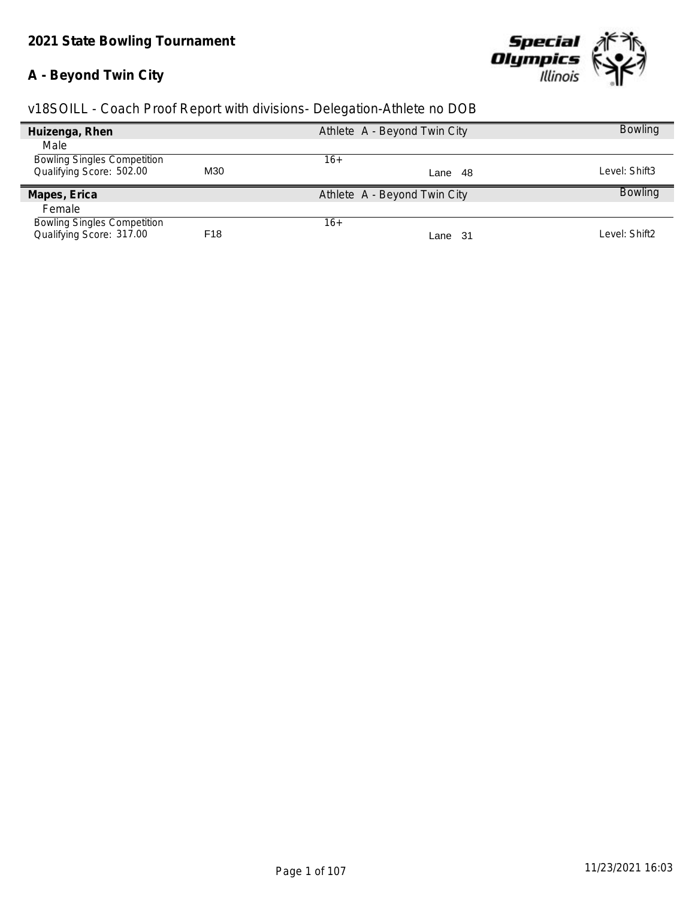## 2021 State Bowling Tournament

## A - Beyond Twin City

v18SOILL - Coach Proof Report with divisions- Delegation-Athlete no DOB

**Huizenga, Rhen** — Athlete A - Beyond Twin City — Bowling

Male

| Bowling Singles Competition | | 16+ | | |
|---|---|---|---|---|
| Qualifying Score: 502.00 | M30 | | Lane 48 | Level: Shift3 |

**Mapes, Erica** — Athlete A - Beyond Twin City — Bowling

Female

| Bowling Singles Competition | | 16+ | | |
|---|---|---|---|---|
| Qualifying Score: 317.00 | F18 | | Lane 31 | Level: Shift2 |

11/23/2021 16:03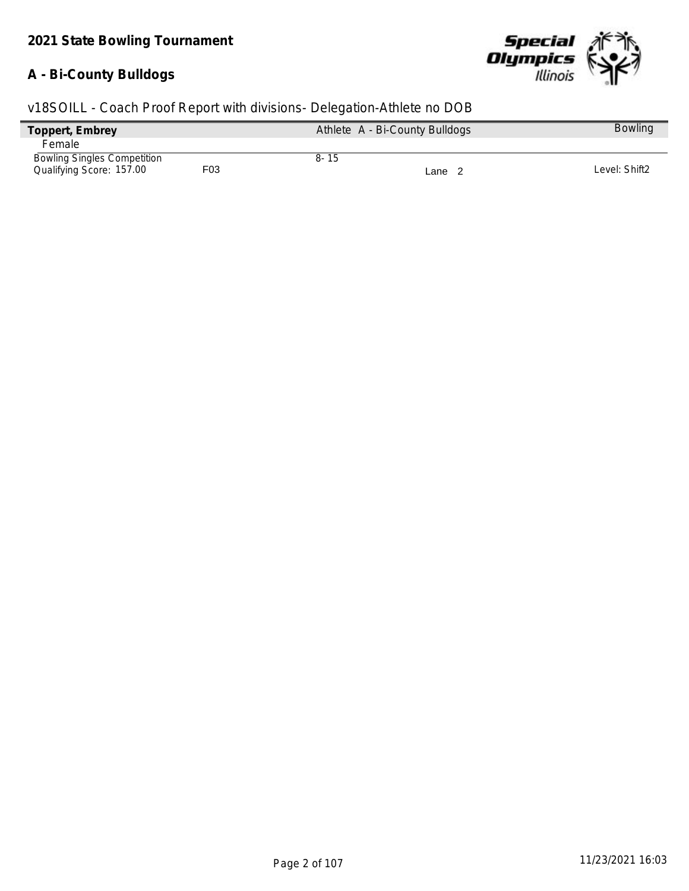**2021 State Bowling Tournament**

**A - Bi-County Bulldogs**

v18SOILL - Coach Proof Report with divisions- Delegation-Athlete no DOB

| **Toppert, Embrey** | | Athlete A - Bi-County Bulldogs | | Bowling |
|---|---|---|---|---|
| Female | | | | |
| Bowling Singles Competition | | 8- 15 | | |
| Qualifying Score: 157.00 | F03 | | Lane 2 | Level: Shift2 |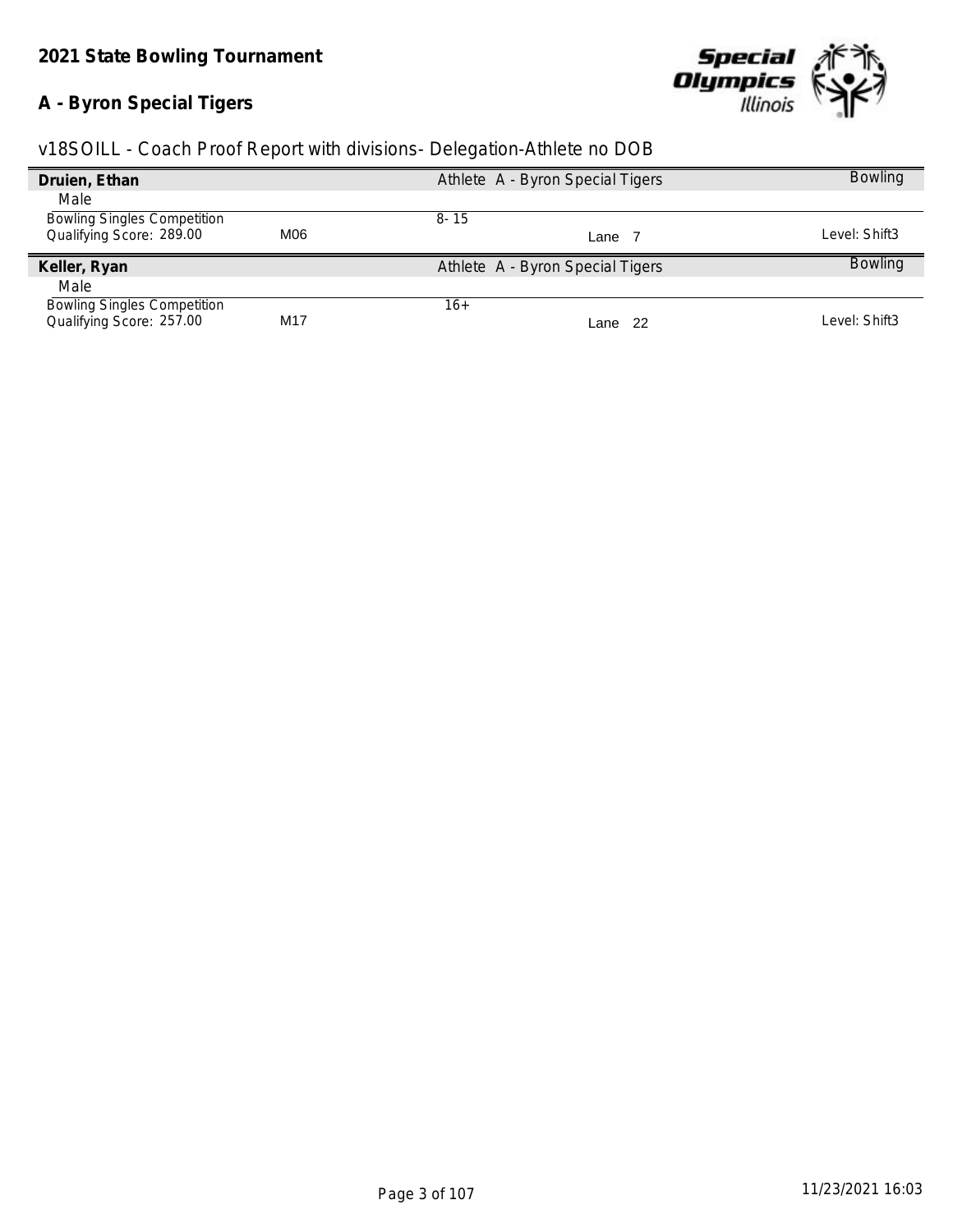# 2021 State Bowling Tournament

## A - Byron Special Tigers

v18SOILL - Coach Proof Report with divisions- Delegation-Athlete no DOB

| **Druien, Ethan** | | Athlete A - Byron Special Tigers | | Bowling |
|---|---|---|---|---|
| Male | | | | |
| Bowling Singles Competition | | 8- 15 | | |
| Qualifying Score: 289.00 | M06 | | Lane 7 | Level: Shift3 |

| **Keller, Ryan** | | Athlete A - Byron Special Tigers | | Bowling |
|---|---|---|---|---|
| Male | | | | |
| Bowling Singles Competition | | 16+ | | |
| Qualifying Score: 257.00 | M17 | | Lane 22 | Level: Shift3 |

11/23/2021 16:03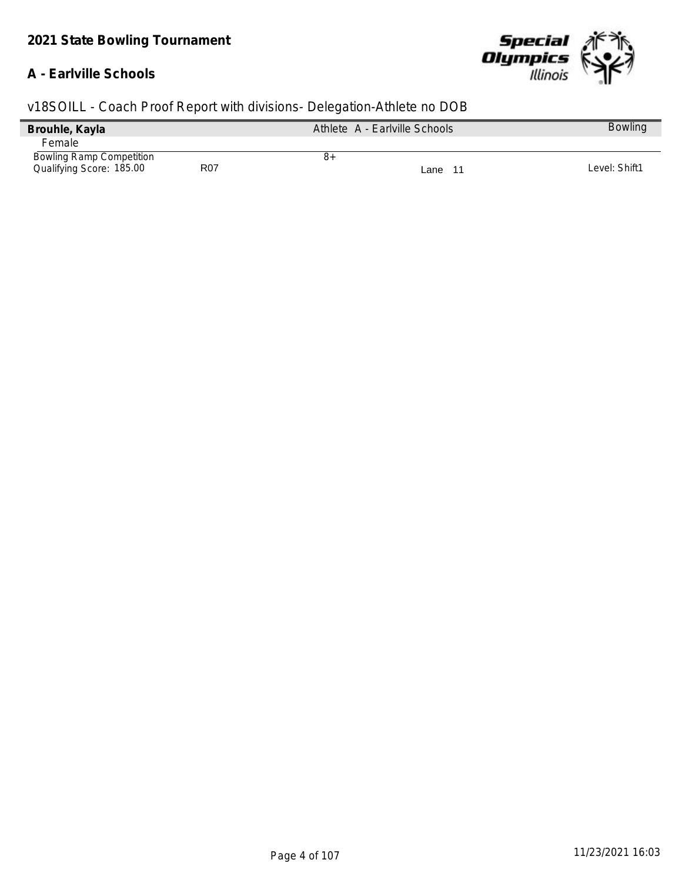## 2021 State Bowling Tournament

### A - Earlville Schools

v18SOILL - Coach Proof Report with divisions- Delegation-Athlete no DOB

| **Brouhle, Kayla** | | Athlete A - Earlville Schools | | Bowling |
|---|---|---|---|---|
| Female | | | | |
| Bowling Ramp Competition | | 8+ | | |
| Qualifying Score: 185.00 | R07 | | Lane 11 | Level: Shift1 |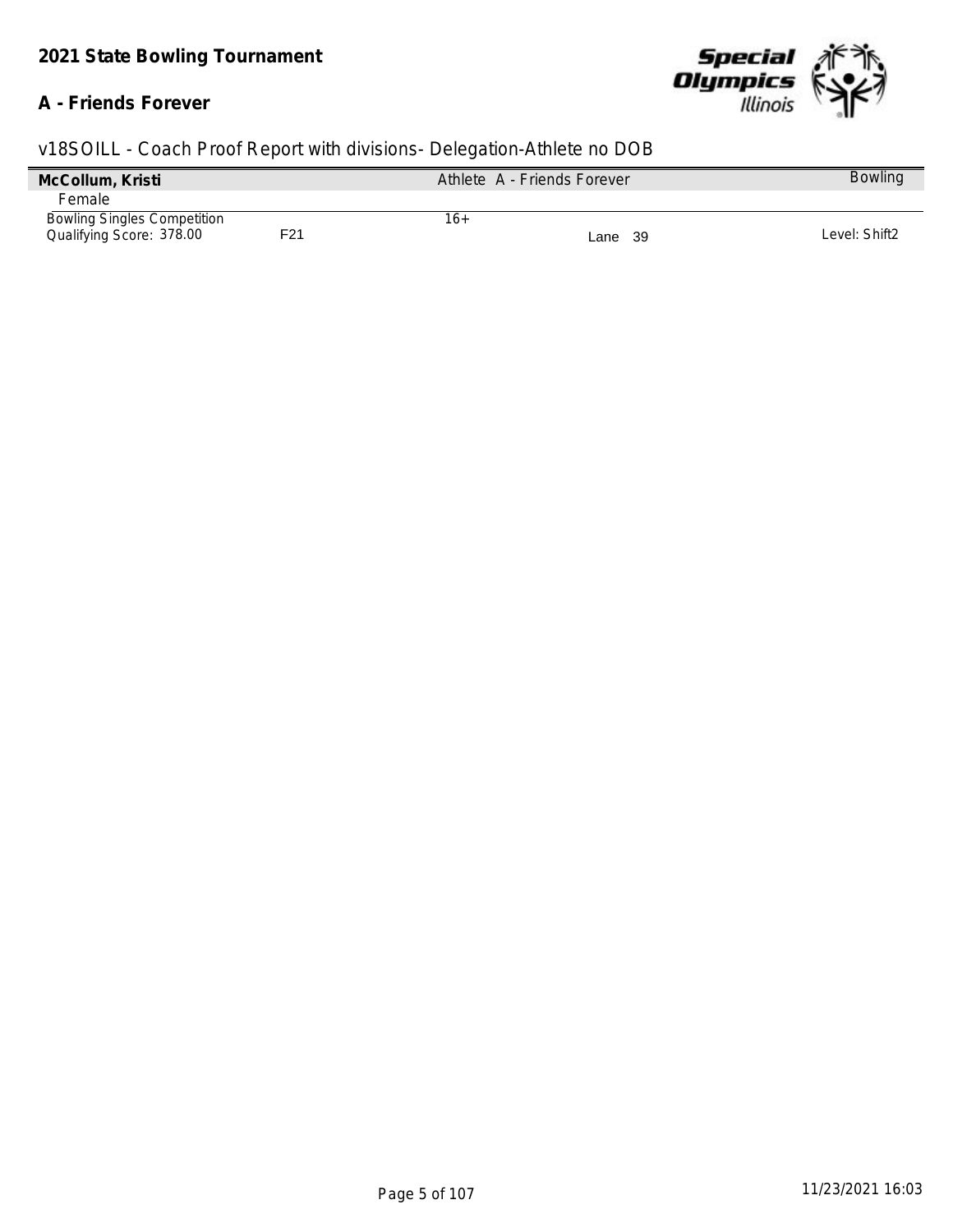**2021 State Bowling Tournament**

**A - Friends Forever**

v18SOILL - Coach Proof Report with divisions- Delegation-Athlete no DOB

| **McCollum, Kristi** | | Athlete A - Friends Forever | | Bowling |
|---|---|---|---|---|
| Female | | | | |
| Bowling Singles Competition | | 16+ | | |
| Qualifying Score: 378.00 | F21 | | Lane 39 | Level: Shift2 |

11/23/2021 16:03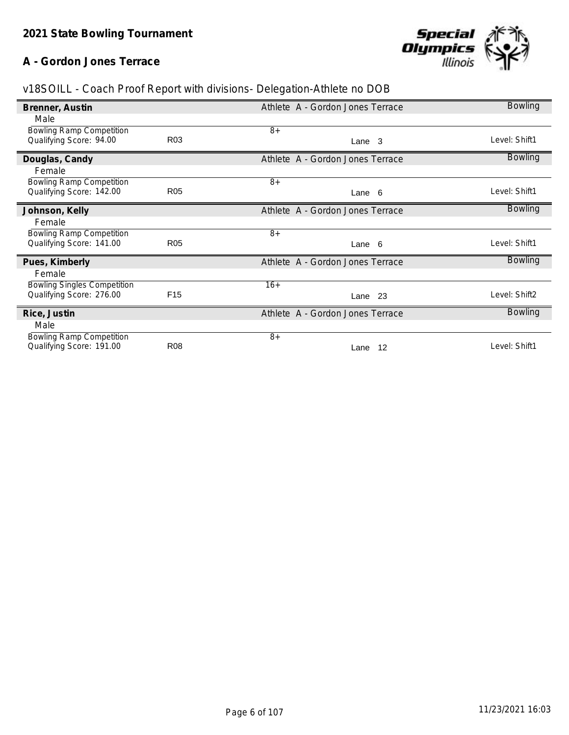**2021 State Bowling Tournament**

**A - Gordon Jones Terrace**

v18SOILL - Coach Proof Report with divisions- Delegation-Athlete no DOB

**Brenner, Austin** — Athlete A - Gordon Jones Terrace — Bowling

Male

| Event | Division | Age | Lane | Level |
|---|---|---|---|---|
| Bowling Ramp Competition, Qualifying Score: 94.00 | R03 | 8+ | Lane 3 | Level: Shift1 |

**Douglas, Candy** — Athlete A - Gordon Jones Terrace — Bowling

Female

| Event | Division | Age | Lane | Level |
|---|---|---|---|---|
| Bowling Ramp Competition, Qualifying Score: 142.00 | R05 | 8+ | Lane 6 | Level: Shift1 |

**Johnson, Kelly** — Athlete A - Gordon Jones Terrace — Bowling

Female

| Event | Division | Age | Lane | Level |
|---|---|---|---|---|
| Bowling Ramp Competition, Qualifying Score: 141.00 | R05 | 8+ | Lane 6 | Level: Shift1 |

**Pues, Kimberly** — Athlete A - Gordon Jones Terrace — Bowling

Female

| Event | Division | Age | Lane | Level |
|---|---|---|---|---|
| Bowling Singles Competition, Qualifying Score: 276.00 | F15 | 16+ | Lane 23 | Level: Shift2 |

**Rice, Justin** — Athlete A - Gordon Jones Terrace — Bowling

Male

| Event | Division | Age | Lane | Level |
|---|---|---|---|---|
| Bowling Ramp Competition, Qualifying Score: 191.00 | R08 | 8+ | Lane 12 | Level: Shift1 |

11/23/2021 16:03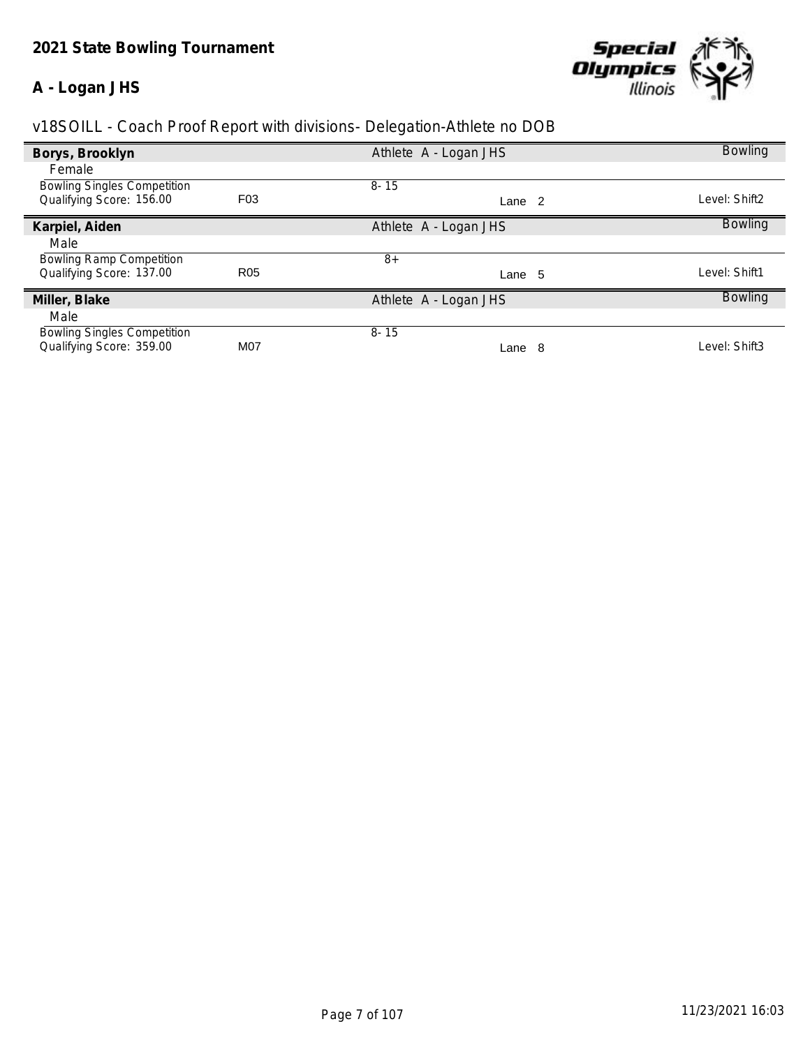## 2021 State Bowling Tournament

### A - Logan JHS

v18SOILL - Coach Proof Report with divisions- Delegation-Athlete no DOB

**Borys, Brooklyn** | Athlete A - Logan JHS | Bowling

Female

| | | | | |
|---|---|---|---|---|
| Bowling Singles Competition | | 8- 15 | | |
| Qualifying Score: 156.00 | F03 | | Lane 2 | Level: Shift2 |

**Karpiel, Aiden** | Athlete A - Logan JHS | Bowling

Male

| | | | | |
|---|---|---|---|---|
| Bowling Ramp Competition | | 8+ | | |
| Qualifying Score: 137.00 | R05 | | Lane 5 | Level: Shift1 |

**Miller, Blake** | Athlete A - Logan JHS | Bowling

Male

| | | | | |
|---|---|---|---|---|
| Bowling Singles Competition | | 8- 15 | | |
| Qualifying Score: 359.00 | M07 | | Lane 8 | Level: Shift3 |

11/23/2021 16:03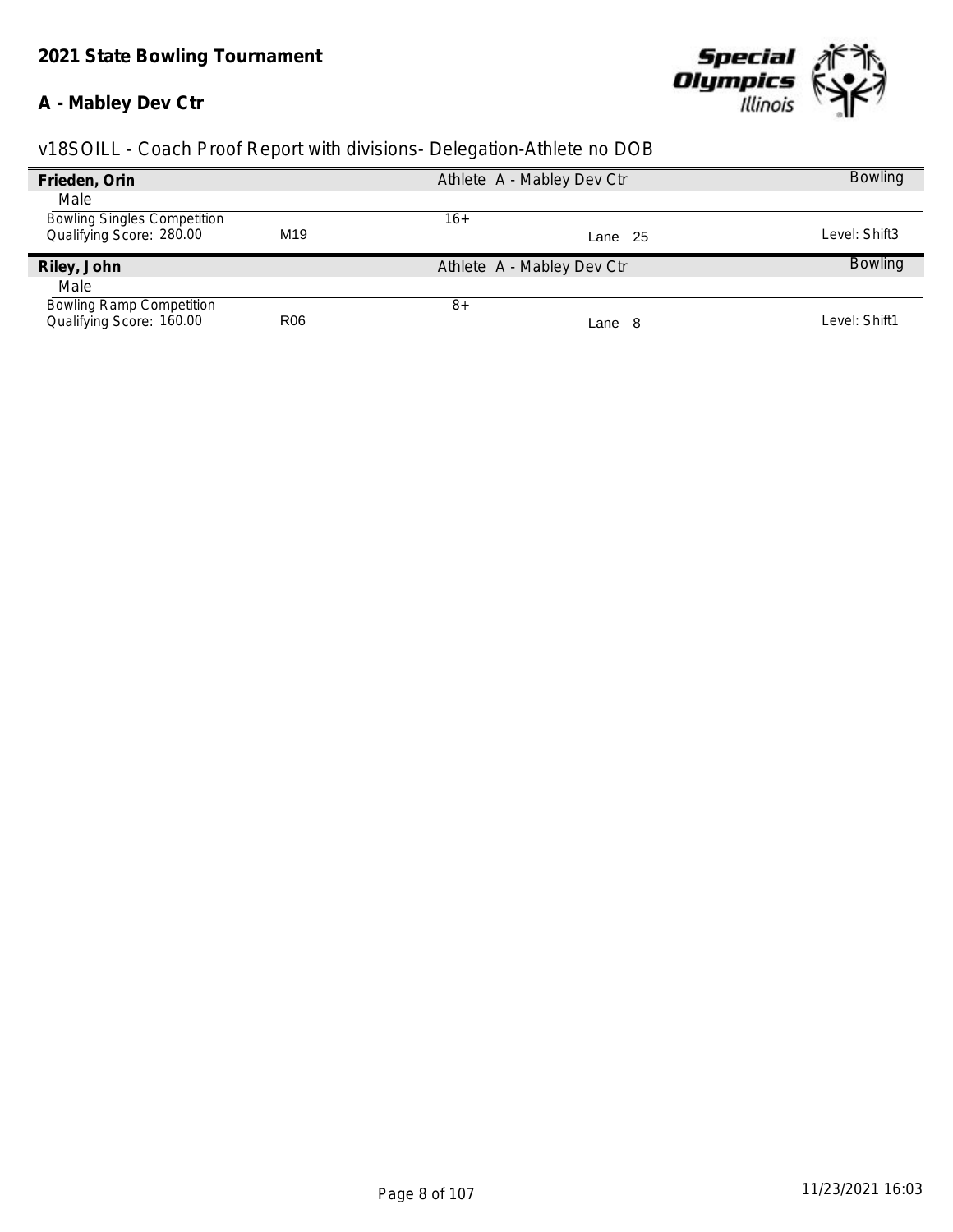**2021 State Bowling Tournament**

**A - Mabley Dev Ctr**

v18SOILL - Coach Proof Report with divisions- Delegation-Athlete no DOB

| **Frieden, Orin** | | Athlete A - Mabley Dev Ctr | | Bowling |
|---|---|---|---|---|
| Male | | | | |
| Bowling Singles Competition | | 16+ | | |
| Qualifying Score: 280.00 | M19 | | Lane 25 | Level: Shift3 |

| **Riley, John** | | Athlete A - Mabley Dev Ctr | | Bowling |
|---|---|---|---|---|
| Male | | | | |
| Bowling Ramp Competition | | 8+ | | |
| Qualifying Score: 160.00 | R06 | | Lane 8 | Level: Shift1 |

11/23/2021 16:03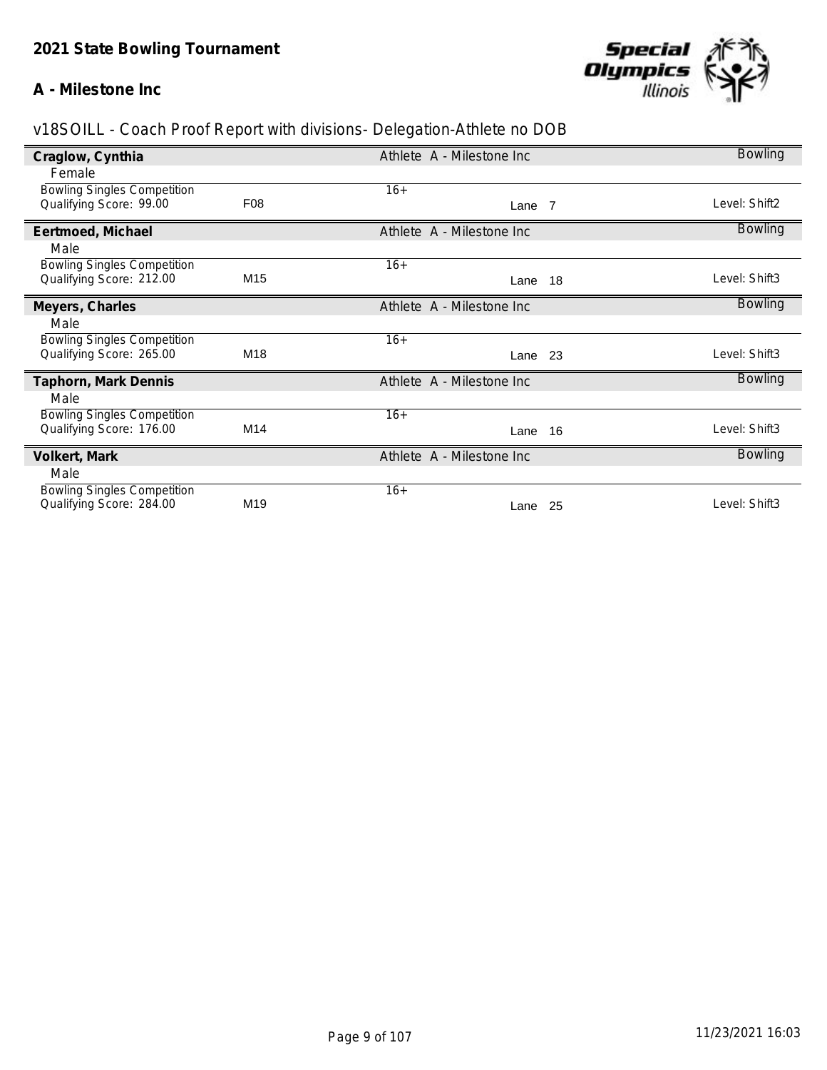## 2021 State Bowling Tournament

### A - Milestone Inc

v18SOILL - Coach Proof Report with divisions- Delegation-Athlete no DOB

**Craglow, Cynthia** — Athlete A - Milestone Inc — Bowling

Female

| Event | Division | Age Group | Lane | Level |
|---|---|---|---|---|
| Bowling Singles Competition<br>Qualifying Score: 99.00 | F08 | 16+ | Lane 7 | Level: Shift2 |

**Eertmoed, Michael** — Athlete A - Milestone Inc — Bowling

Male

| Event | Division | Age Group | Lane | Level |
|---|---|---|---|---|
| Bowling Singles Competition<br>Qualifying Score: 212.00 | M15 | 16+ | Lane 18 | Level: Shift3 |

**Meyers, Charles** — Athlete A - Milestone Inc — Bowling

Male

| Event | Division | Age Group | Lane | Level |
|---|---|---|---|---|
| Bowling Singles Competition<br>Qualifying Score: 265.00 | M18 | 16+ | Lane 23 | Level: Shift3 |

**Taphorn, Mark Dennis** — Athlete A - Milestone Inc — Bowling

Male

| Event | Division | Age Group | Lane | Level |
|---|---|---|---|---|
| Bowling Singles Competition<br>Qualifying Score: 176.00 | M14 | 16+ | Lane 16 | Level: Shift3 |

**Volkert, Mark** — Athlete A - Milestone Inc — Bowling

Male

| Event | Division | Age Group | Lane | Level |
|---|---|---|---|---|
| Bowling Singles Competition<br>Qualifying Score: 284.00 | M19 | 16+ | Lane 25 | Level: Shift3 |

11/23/2021 16:03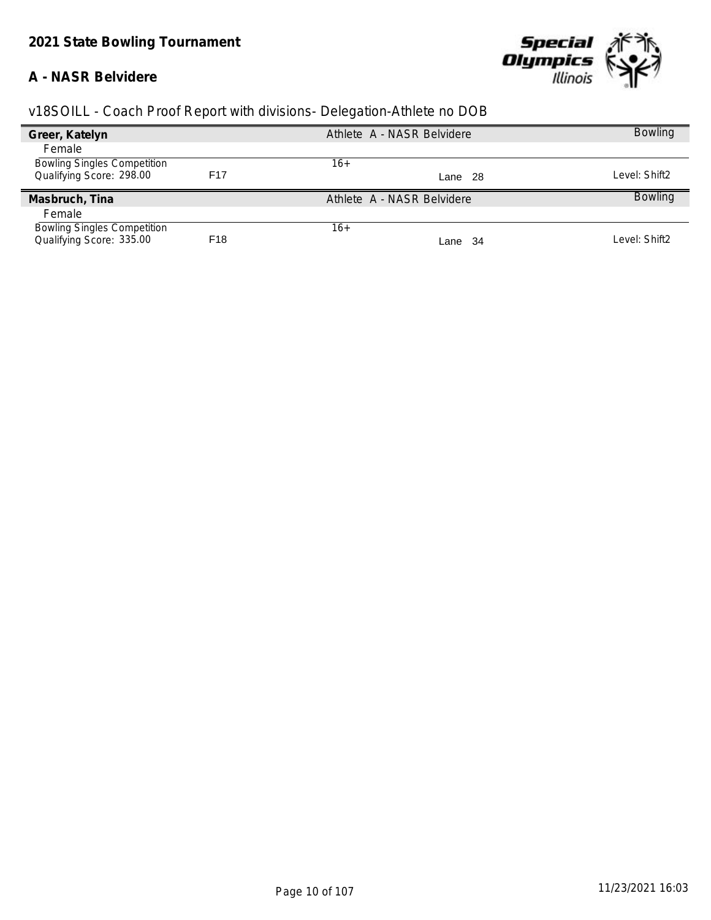**2021 State Bowling Tournament**

**A - NASR Belvidere**

v18SOILL - Coach Proof Report with divisions- Delegation-Athlete no DOB

**Greer, Katelyn** | Athlete A - NASR Belvidere | Bowling

Female

Bowling Singles Competition | | 16+ | |
Qualifying Score: 298.00 | F17 | Lane 28 | Level: Shift2

**Masbruch, Tina** | Athlete A - NASR Belvidere | Bowling

Female

Bowling Singles Competition | | 16+ | |
Qualifying Score: 335.00 | F18 | Lane 34 | Level: Shift2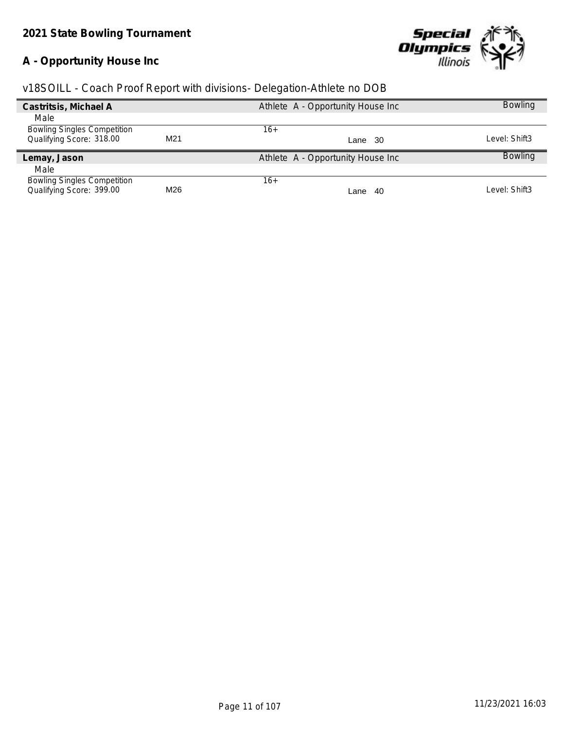**2021 State Bowling Tournament**

**A - Opportunity House Inc**

v18SOILL - Coach Proof Report with divisions- Delegation-Athlete no DOB

| **Castritsis, Michael A** | | Athlete A - Opportunity House Inc | | Bowling |
|---|---|---|---|---|
| Male | | | | |
| Bowling Singles Competition | | 16+ | | |
| Qualifying Score: 318.00 | M21 | | Lane 30 | Level: Shift3 |

| **Lemay, Jason** | | Athlete A - Opportunity House Inc | | Bowling |
|---|---|---|---|---|
| Male | | | | |
| Bowling Singles Competition | | 16+ | | |
| Qualifying Score: 399.00 | M26 | | Lane 40 | Level: Shift3 |

11/23/2021 16:03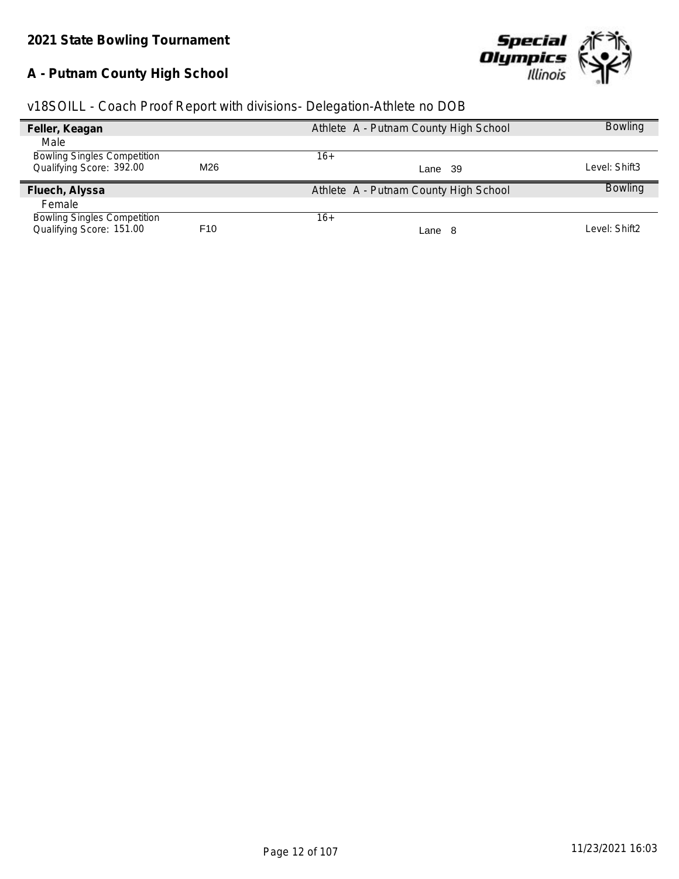**2021 State Bowling Tournament**

**A - Putnam County High School**

v18SOILL - Coach Proof Report with divisions- Delegation-Athlete no DOB

| **Feller, Keagan** | | Athlete A - Putnam County High School | | Bowling |
|---|---|---|---|---|
| Male | | | | |
| Bowling Singles Competition | | 16+ | | |
| Qualifying Score: 392.00 | M26 | | Lane 39 | Level: Shift3 |

| **Fluech, Alyssa** | | Athlete A - Putnam County High School | | Bowling |
|---|---|---|---|---|
| Female | | | | |
| Bowling Singles Competition | | 16+ | | |
| Qualifying Score: 151.00 | F10 | | Lane 8 | Level: Shift2 |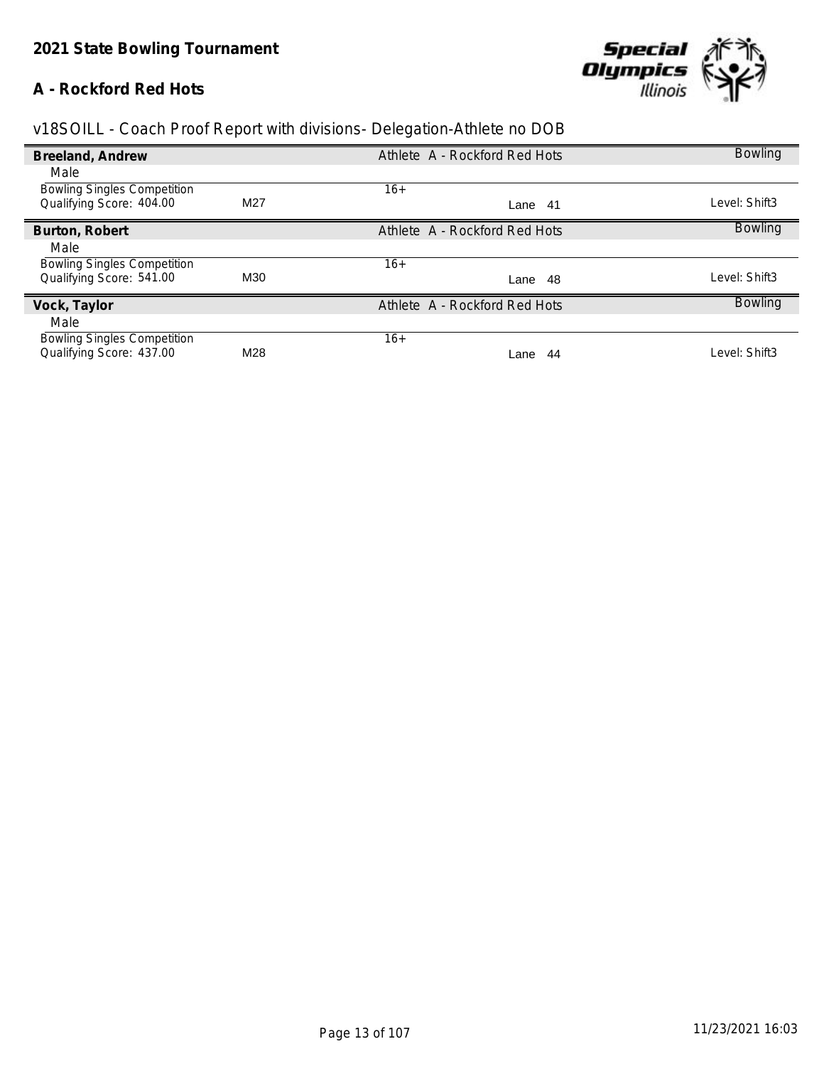**2021 State Bowling Tournament**

**A - Rockford Red Hots**

v18SOILL - Coach Proof Report with divisions- Delegation-Athlete no DOB

**Breeland, Andrew** — Athlete A - Rockford Red Hots — Bowling

Male

| Event | Division | Age Group | Lane | Level |
|---|---|---|---|---|
| Bowling Singles Competition<br>Qualifying Score: 404.00 | M27 | 16+ | Lane 41 | Level: Shift3 |

**Burton, Robert** — Athlete A - Rockford Red Hots — Bowling

Male

| Event | Division | Age Group | Lane | Level |
|---|---|---|---|---|
| Bowling Singles Competition<br>Qualifying Score: 541.00 | M30 | 16+ | Lane 48 | Level: Shift3 |

**Vock, Taylor** — Athlete A - Rockford Red Hots — Bowling

Male

| Event | Division | Age Group | Lane | Level |
|---|---|---|---|---|
| Bowling Singles Competition<br>Qualifying Score: 437.00 | M28 | 16+ | Lane 44 | Level: Shift3 |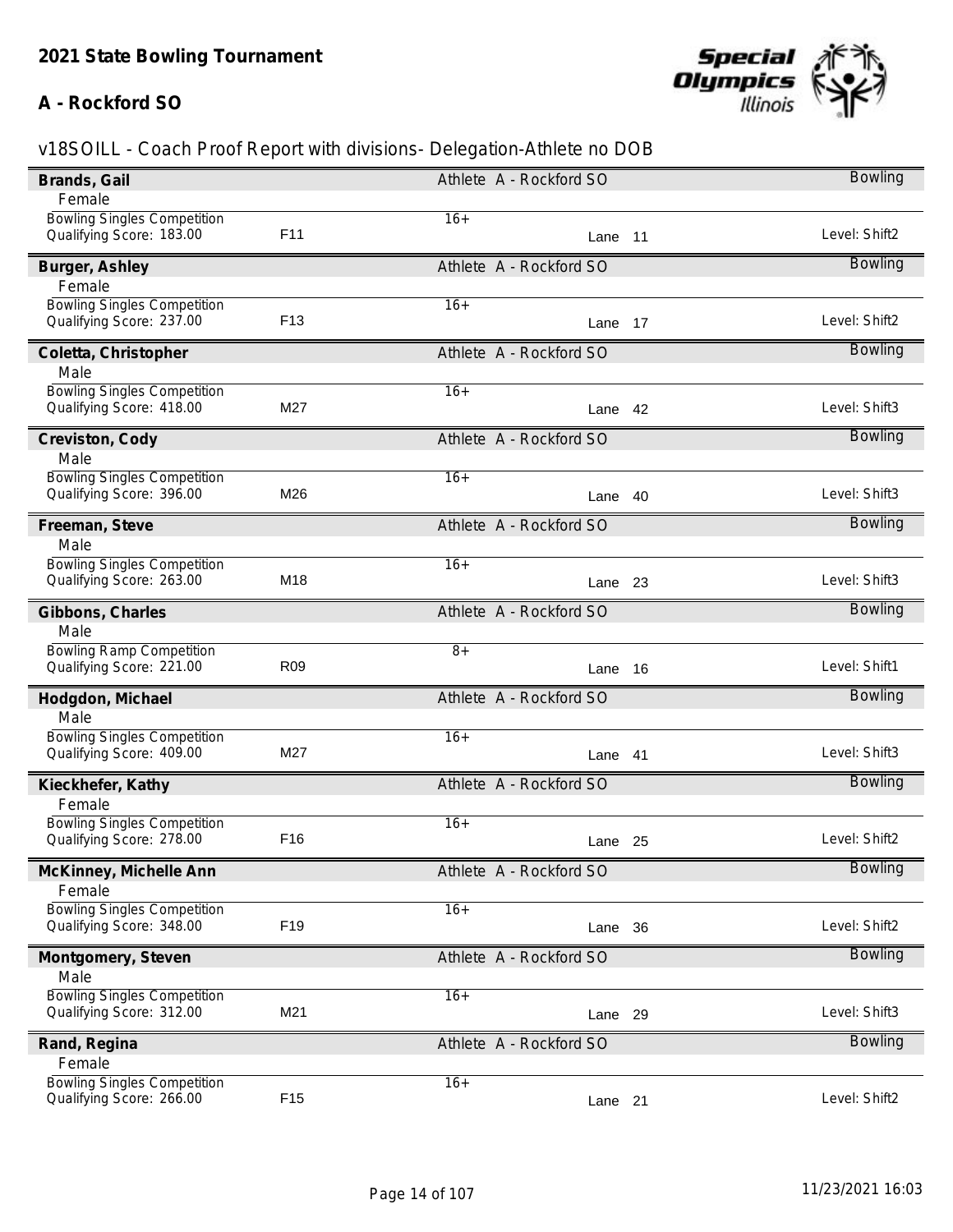## 2021 State Bowling Tournament

### A - Rockford SO

v18SOILL - Coach Proof Report with divisions- Delegation-Athlete no DOB

| Name | Gender | Competition | Qualifying Score | Division | Age Group | Lane | Level | Sport |
|---|---|---|---|---|---|---|---|---|
| Brands, Gail | Female | Bowling Singles Competition | 183.00 | F11 | 16+ | 11 | Shift2 | Bowling |
| Burger, Ashley | Female | Bowling Singles Competition | 237.00 | F13 | 16+ | 17 | Shift2 | Bowling |
| Coletta, Christopher | Male | Bowling Singles Competition | 418.00 | M27 | 16+ | 42 | Shift3 | Bowling |
| Creviston, Cody | Male | Bowling Singles Competition | 396.00 | M26 | 16+ | 40 | Shift3 | Bowling |
| Freeman, Steve | Male | Bowling Singles Competition | 263.00 | M18 | 16+ | 23 | Shift3 | Bowling |
| Gibbons, Charles | Male | Bowling Ramp Competition | 221.00 | R09 | 8+ | 16 | Shift1 | Bowling |
| Hodgdon, Michael | Male | Bowling Singles Competition | 409.00 | M27 | 16+ | 41 | Shift3 | Bowling |
| Kieckhefer, Kathy | Female | Bowling Singles Competition | 278.00 | F16 | 16+ | 25 | Shift2 | Bowling |
| McKinney, Michelle Ann | Female | Bowling Singles Competition | 348.00 | F19 | 16+ | 36 | Shift2 | Bowling |
| Montgomery, Steven | Male | Bowling Singles Competition | 312.00 | M21 | 16+ | 29 | Shift3 | Bowling |
| Rand, Regina | Female | Bowling Singles Competition | 266.00 | F15 | 16+ | 21 | Shift2 | Bowling |

All athletes: Athlete A - Rockford SO

11/23/2021 16:03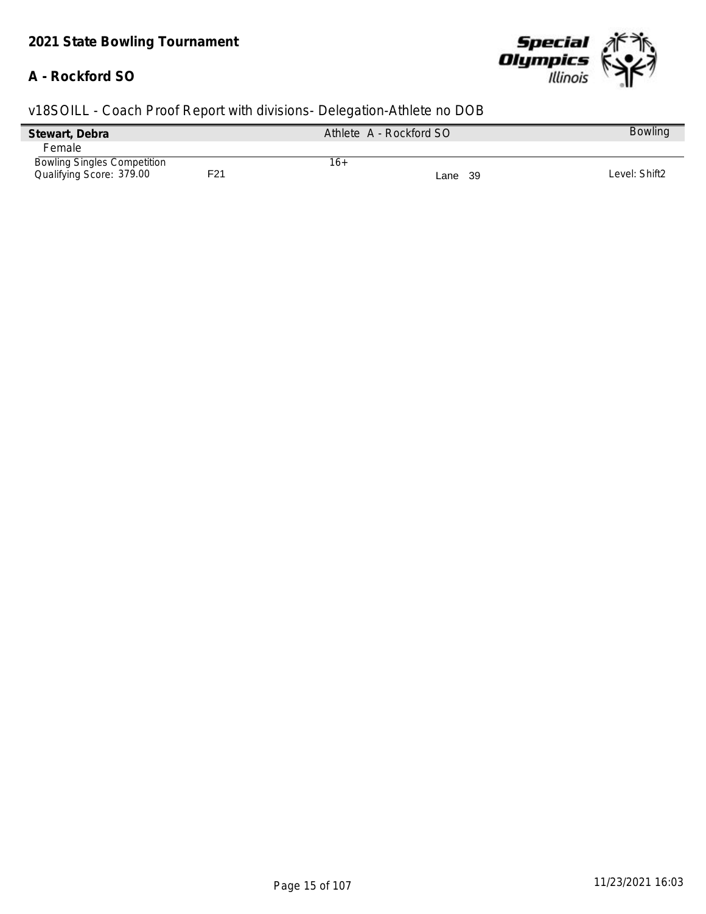## 2021 State Bowling Tournament

### A - Rockford SO

v18SOILL - Coach Proof Report with divisions- Delegation-Athlete no DOB

| **Stewart, Debra** | | Athlete A - Rockford SO | | Bowling |
|---|---|---|---|---|
| Female | | | | |
| Bowling Singles Competition | | 16+ | | |
| Qualifying Score: 379.00 | F21 | | Lane 39 | Level: Shift2 |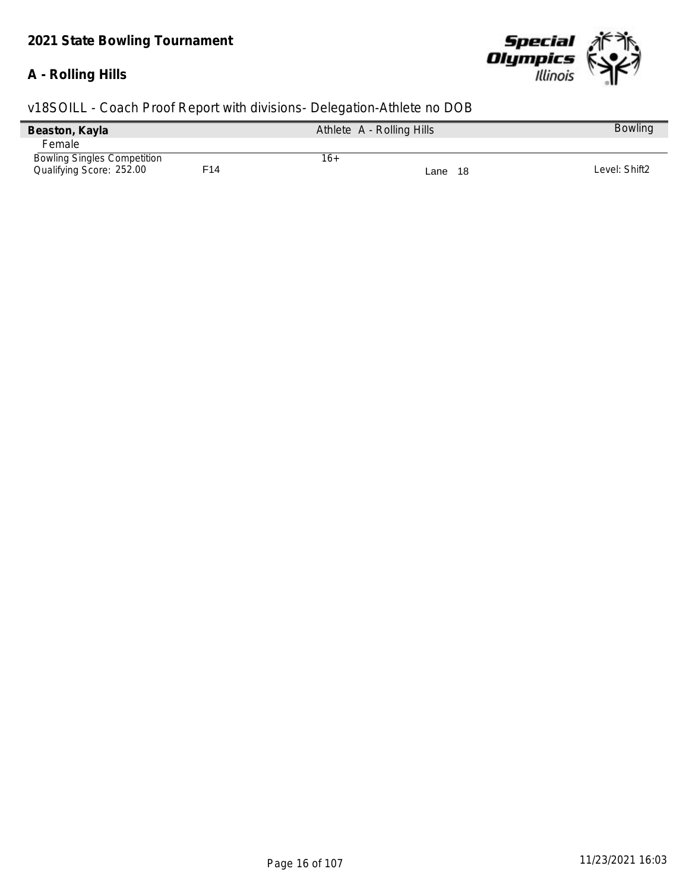## 2021 State Bowling Tournament

### A - Rolling Hills

v18SOILL - Coach Proof Report with divisions- Delegation-Athlete no DOB

| **Beaston, Kayla** | | Athlete A - Rolling Hills | | Bowling |
|---|---|---|---|---|
| Female | | | | |
| Bowling Singles Competition | | 16+ | | |
| Qualifying Score: 252.00 | F14 | | Lane 18 | Level: Shift2 |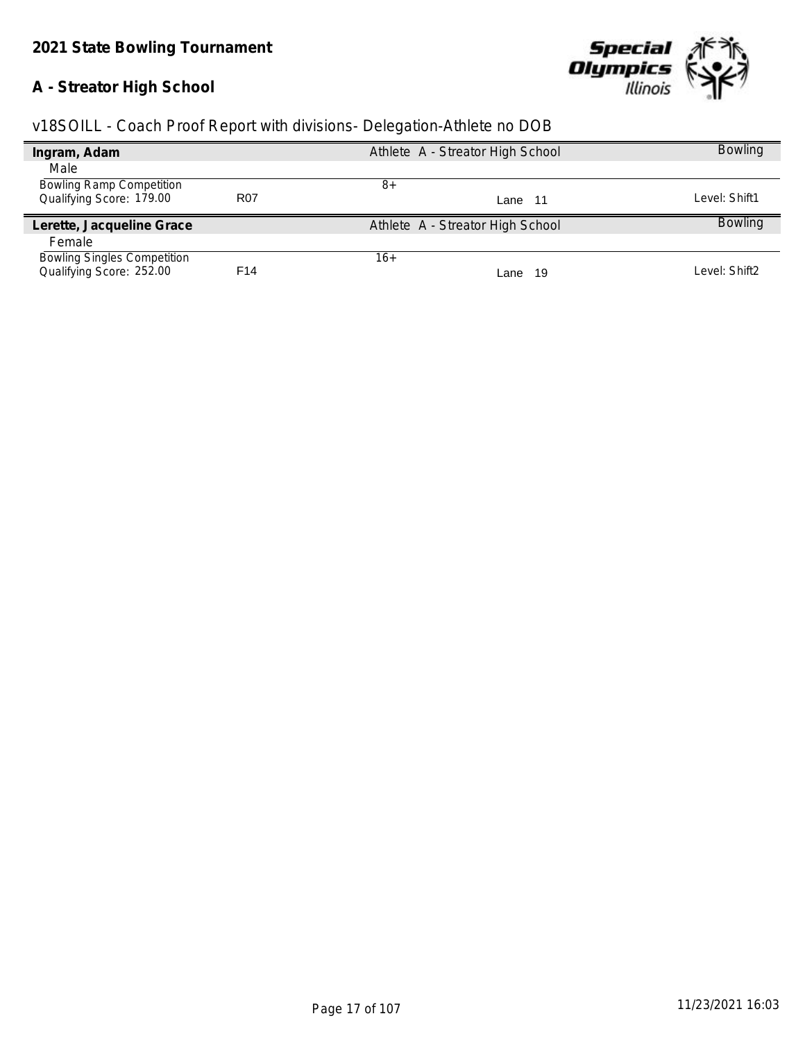## 2021 State Bowling Tournament

### A - Streator High School

v18SOILL - Coach Proof Report with divisions- Delegation-Athlete no DOB

| **Ingram, Adam** | | Athlete A - Streator High School | | Bowling |
|---|---|---|---|---|
| Male | | | | |
| Bowling Ramp Competition | | 8+ | | |
| Qualifying Score: 179.00 | R07 | | Lane 11 | Level: Shift1 |

| **Lerette, Jacqueline Grace** | | Athlete A - Streator High School | | Bowling |
|---|---|---|---|---|
| Female | | | | |
| Bowling Singles Competition | | 16+ | | |
| Qualifying Score: 252.00 | F14 | | Lane 19 | Level: Shift2 |

11/23/2021 16:03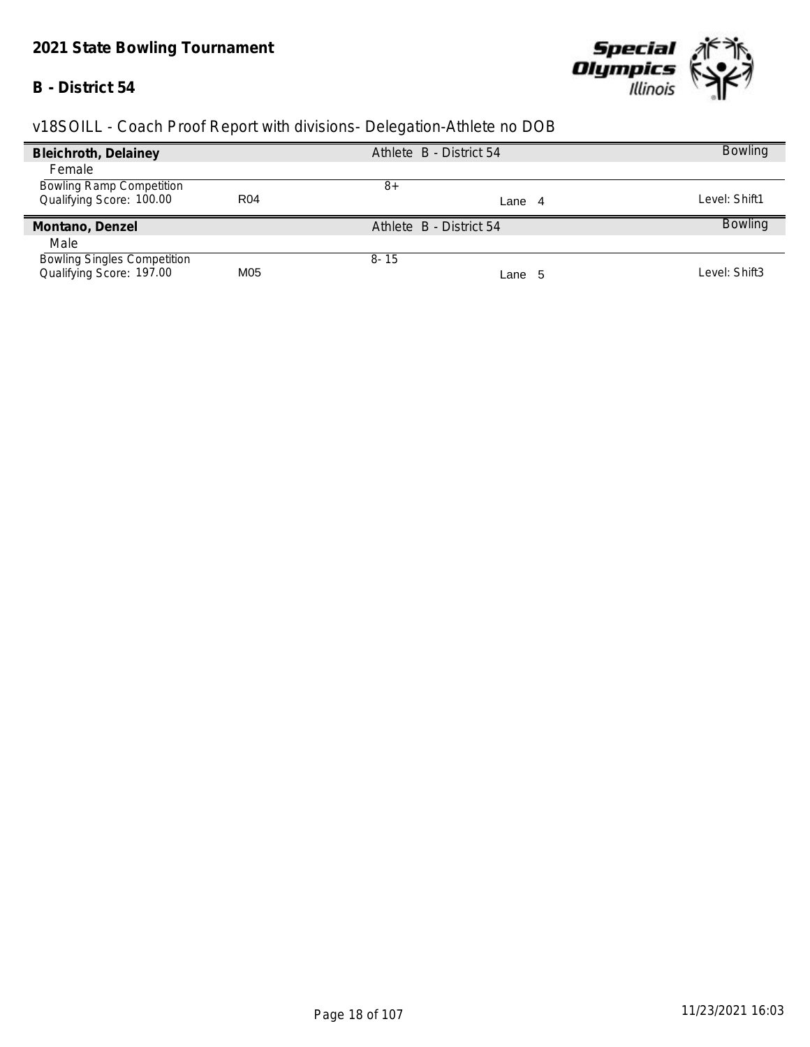**2021 State Bowling Tournament**

**B - District 54**

v18SOILL - Coach Proof Report with divisions- Delegation-Athlete no DOB

| **Bleichroth, Delainey** | | Athlete B - District 54 | | Bowling |
|---|---|---|---|---|
| Female | | | | |
| Bowling Ramp Competition | | 8+ | | |
| Qualifying Score: 100.00 | R04 | | Lane 4 | Level: Shift1 |

| **Montano, Denzel** | | Athlete B - District 54 | | Bowling |
|---|---|---|---|---|
| Male | | | | |
| Bowling Singles Competition | | 8- 15 | | |
| Qualifying Score: 197.00 | M05 | | Lane 5 | Level: Shift3 |

11/23/2021 16:03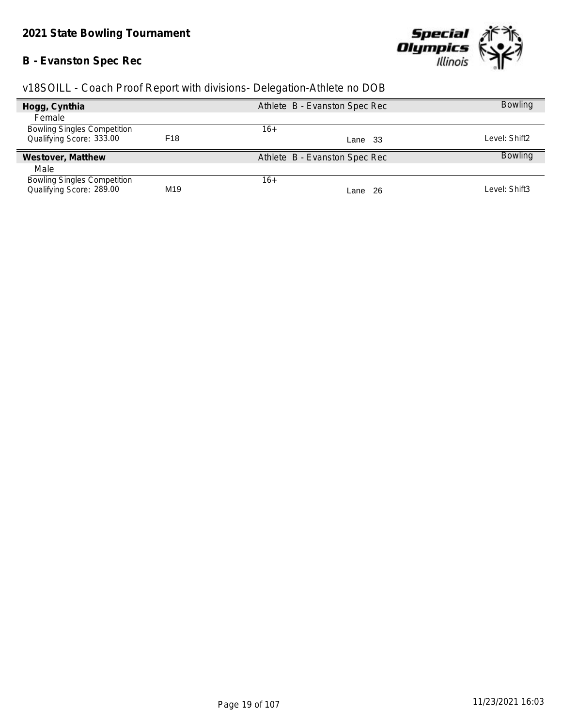## 2021 State Bowling Tournament

## B - Evanston Spec Rec

v18SOILL - Coach Proof Report with divisions- Delegation-Athlete no DOB

**Hogg, Cynthia** — Athlete B - Evanston Spec Rec — Bowling

Female

| Event | Division | Age Group | Lane | Level |
|---|---|---|---|---|
| Bowling Singles Competition<br>Qualifying Score: 333.00 | F18 | 16+ | Lane 33 | Level: Shift2 |

**Westover, Matthew** — Athlete B - Evanston Spec Rec — Bowling

Male

| Event | Division | Age Group | Lane | Level |
|---|---|---|---|---|
| Bowling Singles Competition<br>Qualifying Score: 289.00 | M19 | 16+ | Lane 26 | Level: Shift3 |

11/23/2021 16:03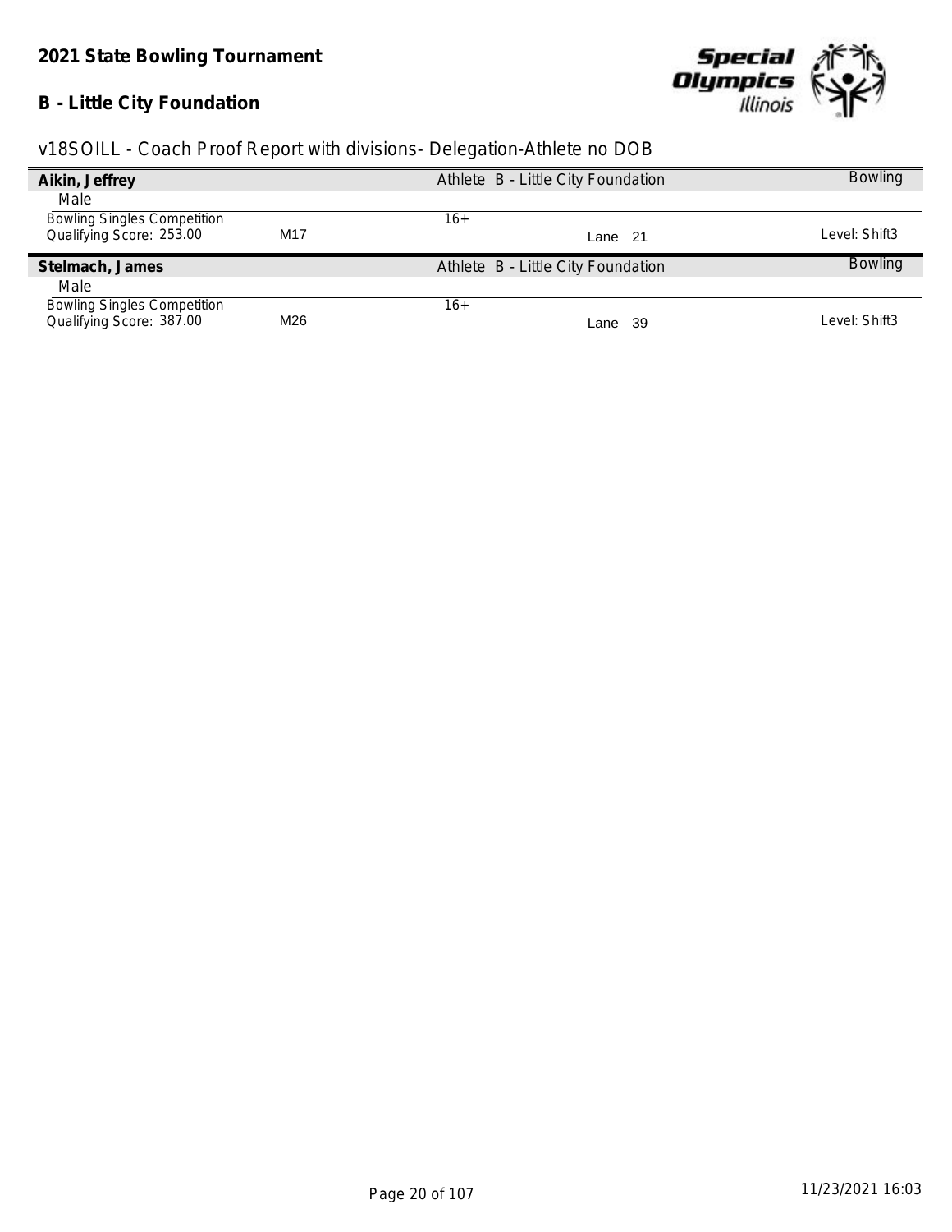## 2021 State Bowling Tournament

## B - Little City Foundation

v18SOILL - Coach Proof Report with divisions- Delegation-Athlete no DOB

**Aikin, Jeffrey** — Athlete B - Little City Foundation — Bowling

Male

| Event | Division | Age Group | Lane | Level |
|---|---|---|---|---|
| Bowling Singles Competition<br>Qualifying Score: 253.00 | M17 | 16+ | Lane 21 | Level: Shift3 |

**Stelmach, James** — Athlete B - Little City Foundation — Bowling

Male

| Event | Division | Age Group | Lane | Level |
|---|---|---|---|---|
| Bowling Singles Competition<br>Qualifying Score: 387.00 | M26 | 16+ | Lane 39 | Level: Shift3 |

11/23/2021 16:03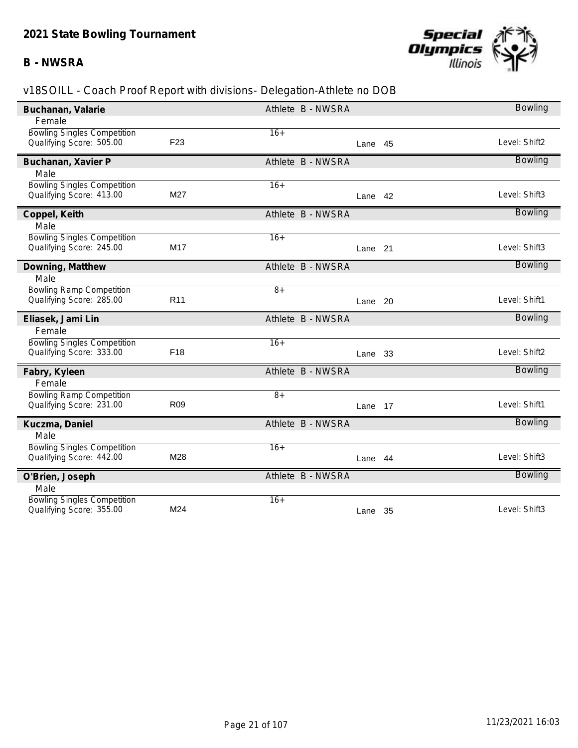**2021 State Bowling Tournament**

**B - NWSRA**

v18SOILL - Coach Proof Report with divisions- Delegation-Athlete no DOB

| Name | Division | Role / Delegation | Lane | Sport / Level |
|---|---|---|---|---|
| **Buchanan, Valarie** | | Athlete B - NWSRA | | Bowling |
| Female | | | | |
| Bowling Singles Competition | | 16+ | | |
| Qualifying Score: 505.00 | F23 | | Lane 45 | Level: Shift2 |
| **Buchanan, Xavier P** | | Athlete B - NWSRA | | Bowling |
| Male | | | | |
| Bowling Singles Competition | | 16+ | | |
| Qualifying Score: 413.00 | M27 | | Lane 42 | Level: Shift3 |
| **Coppel, Keith** | | Athlete B - NWSRA | | Bowling |
| Male | | | | |
| Bowling Singles Competition | | 16+ | | |
| Qualifying Score: 245.00 | M17 | | Lane 21 | Level: Shift3 |
| **Downing, Matthew** | | Athlete B - NWSRA | | Bowling |
| Male | | | | |
| Bowling Ramp Competition | | 8+ | | |
| Qualifying Score: 285.00 | R11 | | Lane 20 | Level: Shift1 |
| **Eliasek, Jami Lin** | | Athlete B - NWSRA | | Bowling |
| Female | | | | |
| Bowling Singles Competition | | 16+ | | |
| Qualifying Score: 333.00 | F18 | | Lane 33 | Level: Shift2 |
| **Fabry, Kyleen** | | Athlete B - NWSRA | | Bowling |
| Female | | | | |
| Bowling Ramp Competition | | 8+ | | |
| Qualifying Score: 231.00 | R09 | | Lane 17 | Level: Shift1 |
| **Kuczma, Daniel** | | Athlete B - NWSRA | | Bowling |
| Male | | | | |
| Bowling Singles Competition | | 16+ | | |
| Qualifying Score: 442.00 | M28 | | Lane 44 | Level: Shift3 |
| **O'Brien, Joseph** | | Athlete B - NWSRA | | Bowling |
| Male | | | | |
| Bowling Singles Competition | | 16+ | | |
| Qualifying Score: 355.00 | M24 | | Lane 35 | Level: Shift3 |

11/23/2021 16:03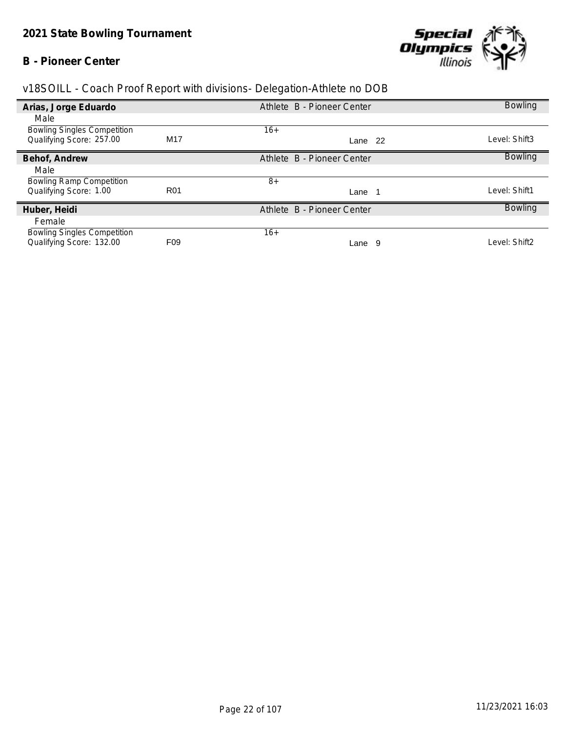# 2021 State Bowling Tournament

## B - Pioneer Center

v18SOILL - Coach Proof Report with divisions- Delegation-Athlete no DOB

| **Arias, Jorge Eduardo** | | Athlete B - Pioneer Center | Bowling |
|---|---|---|---|
| Male | | | |
| Bowling Singles Competition | | 16+ | |
| Qualifying Score: 257.00 | M17 | Lane 22 | Level: Shift3 |

| **Behof, Andrew** | | Athlete B - Pioneer Center | Bowling |
|---|---|---|---|
| Male | | | |
| Bowling Ramp Competition | | 8+ | |
| Qualifying Score: 1.00 | R01 | Lane 1 | Level: Shift1 |

| **Huber, Heidi** | | Athlete B - Pioneer Center | Bowling |
|---|---|---|---|
| Female | | | |
| Bowling Singles Competition | | 16+ | |
| Qualifying Score: 132.00 | F09 | Lane 9 | Level: Shift2 |

11/23/2021 16:03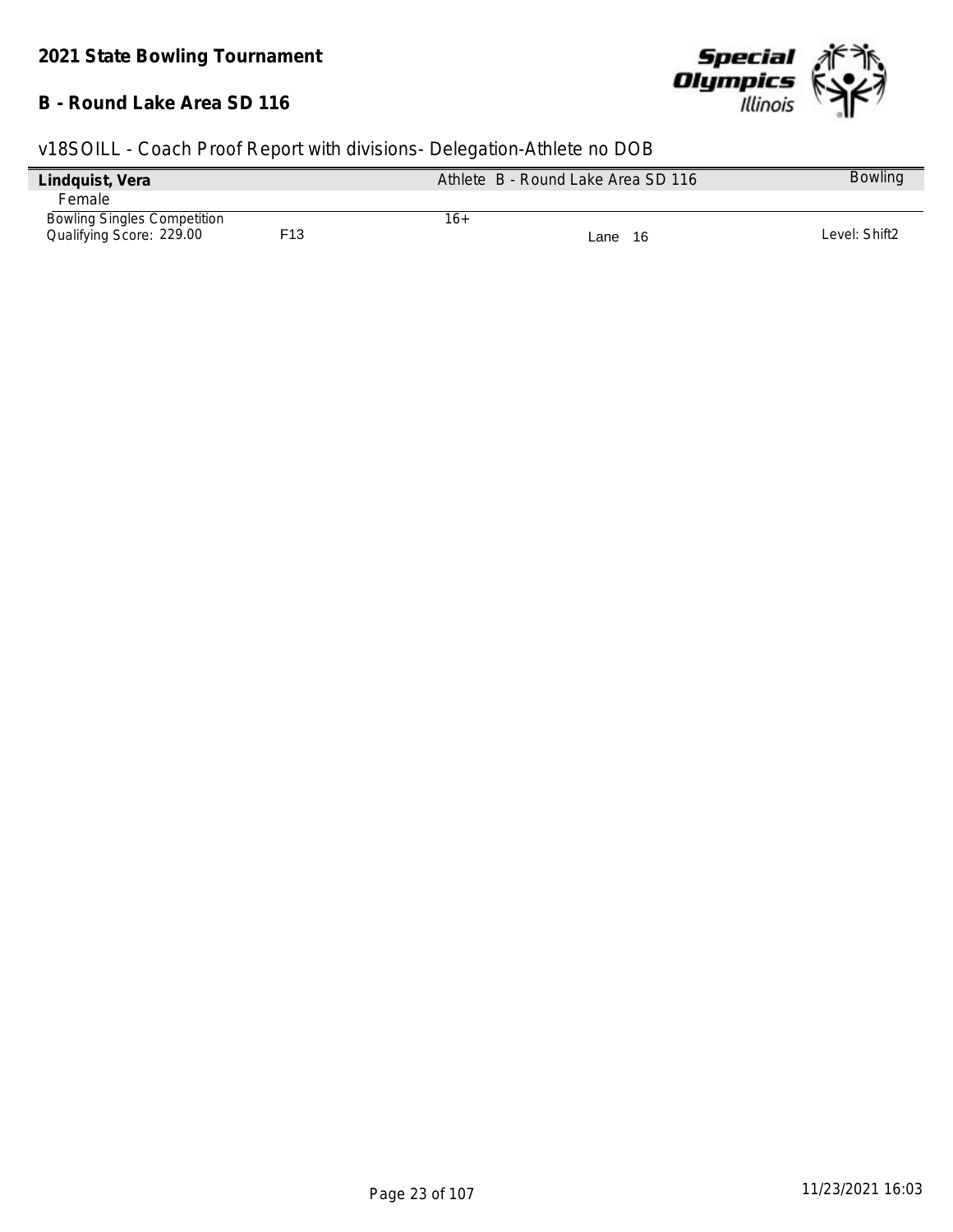**2021 State Bowling Tournament**

**B - Round Lake Area SD 116**

v18SOILL - Coach Proof Report with divisions- Delegation-Athlete no DOB

| **Lindquist, Vera** | | Athlete B - Round Lake Area SD 116 | | Bowling |
|---|---|---|---|---|
| Female | | | | |
| Bowling Singles Competition | | 16+ | | |
| Qualifying Score: 229.00 | F13 | | Lane 16 | Level: Shift2 |

11/23/2021 16:03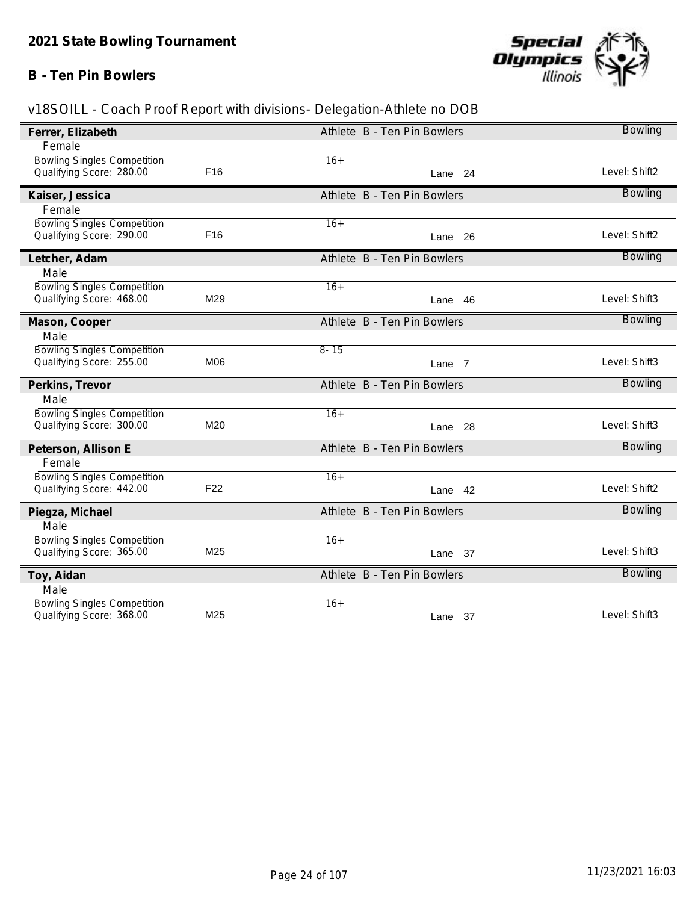## 2021 State Bowling Tournament

### B - Ten Pin Bowlers

v18SOILL - Coach Proof Report with divisions- Delegation-Athlete no DOB

**Ferrer, Elizabeth** — Athlete B - Ten Pin Bowlers — Bowling
Female

| Event | Division | Age Group | Lane | Level |
|---|---|---|---|---|
| Bowling Singles Competition<br>Qualifying Score: 280.00 | F16 | 16+ | Lane 24 | Level: Shift2 |

**Kaiser, Jessica** — Athlete B - Ten Pin Bowlers — Bowling
Female

| Event | Division | Age Group | Lane | Level |
|---|---|---|---|---|
| Bowling Singles Competition<br>Qualifying Score: 290.00 | F16 | 16+ | Lane 26 | Level: Shift2 |

**Letcher, Adam** — Athlete B - Ten Pin Bowlers — Bowling
Male

| Event | Division | Age Group | Lane | Level |
|---|---|---|---|---|
| Bowling Singles Competition<br>Qualifying Score: 468.00 | M29 | 16+ | Lane 46 | Level: Shift3 |

**Mason, Cooper** — Athlete B - Ten Pin Bowlers — Bowling
Male

| Event | Division | Age Group | Lane | Level |
|---|---|---|---|---|
| Bowling Singles Competition<br>Qualifying Score: 255.00 | M06 | 8- 15 | Lane 7 | Level: Shift3 |

**Perkins, Trevor** — Athlete B - Ten Pin Bowlers — Bowling
Male

| Event | Division | Age Group | Lane | Level |
|---|---|---|---|---|
| Bowling Singles Competition<br>Qualifying Score: 300.00 | M20 | 16+ | Lane 28 | Level: Shift3 |

**Peterson, Allison E** — Athlete B - Ten Pin Bowlers — Bowling
Female

| Event | Division | Age Group | Lane | Level |
|---|---|---|---|---|
| Bowling Singles Competition<br>Qualifying Score: 442.00 | F22 | 16+ | Lane 42 | Level: Shift2 |

**Piegza, Michael** — Athlete B - Ten Pin Bowlers — Bowling
Male

| Event | Division | Age Group | Lane | Level |
|---|---|---|---|---|
| Bowling Singles Competition<br>Qualifying Score: 365.00 | M25 | 16+ | Lane 37 | Level: Shift3 |

**Toy, Aidan** — Athlete B - Ten Pin Bowlers — Bowling
Male

| Event | Division | Age Group | Lane | Level |
|---|---|---|---|---|
| Bowling Singles Competition<br>Qualifying Score: 368.00 | M25 | 16+ | Lane 37 | Level: Shift3 |

11/23/2021 16:03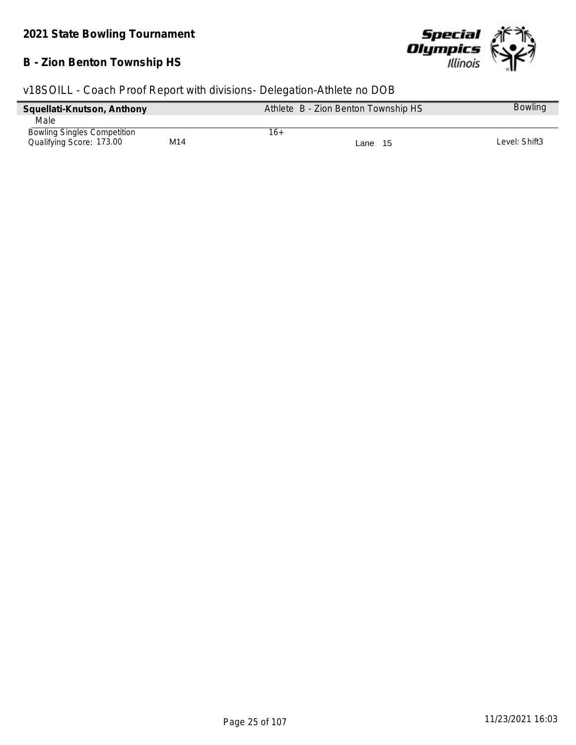**2021 State Bowling Tournament**

**B - Zion Benton Township HS**

v18SOILL - Coach Proof Report with divisions- Delegation-Athlete no DOB

| **Squellati-Knutson, Anthony** | | Athlete B - Zion Benton Township HS | | Bowling |
|---|---|---|---|---|
| Male | | | | |
| Bowling Singles Competition | | 16+ | | |
| Qualifying Score: 173.00 | M14 | | Lane 15 | Level: Shift3 |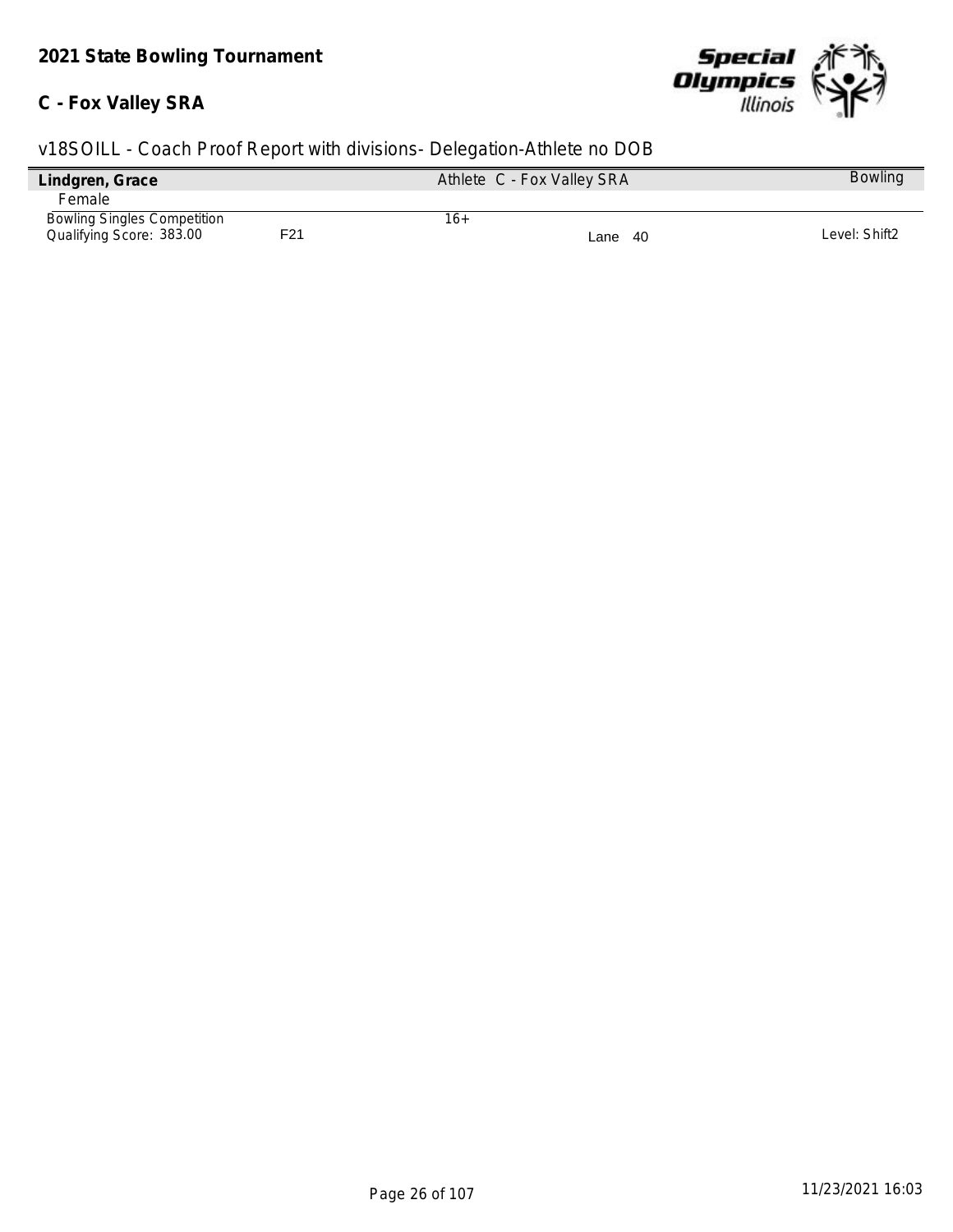**2021 State Bowling Tournament**

**C - Fox Valley SRA**

v18SOILL - Coach Proof Report with divisions- Delegation-Athlete no DOB

| **Lindgren, Grace** | | Athlete C - Fox Valley SRA | | Bowling |
|---|---|---|---|---|
| Female | | | | |
| Bowling Singles Competition | | 16+ | | |
| Qualifying Score: 383.00 | F21 | | Lane 40 | Level: Shift2 |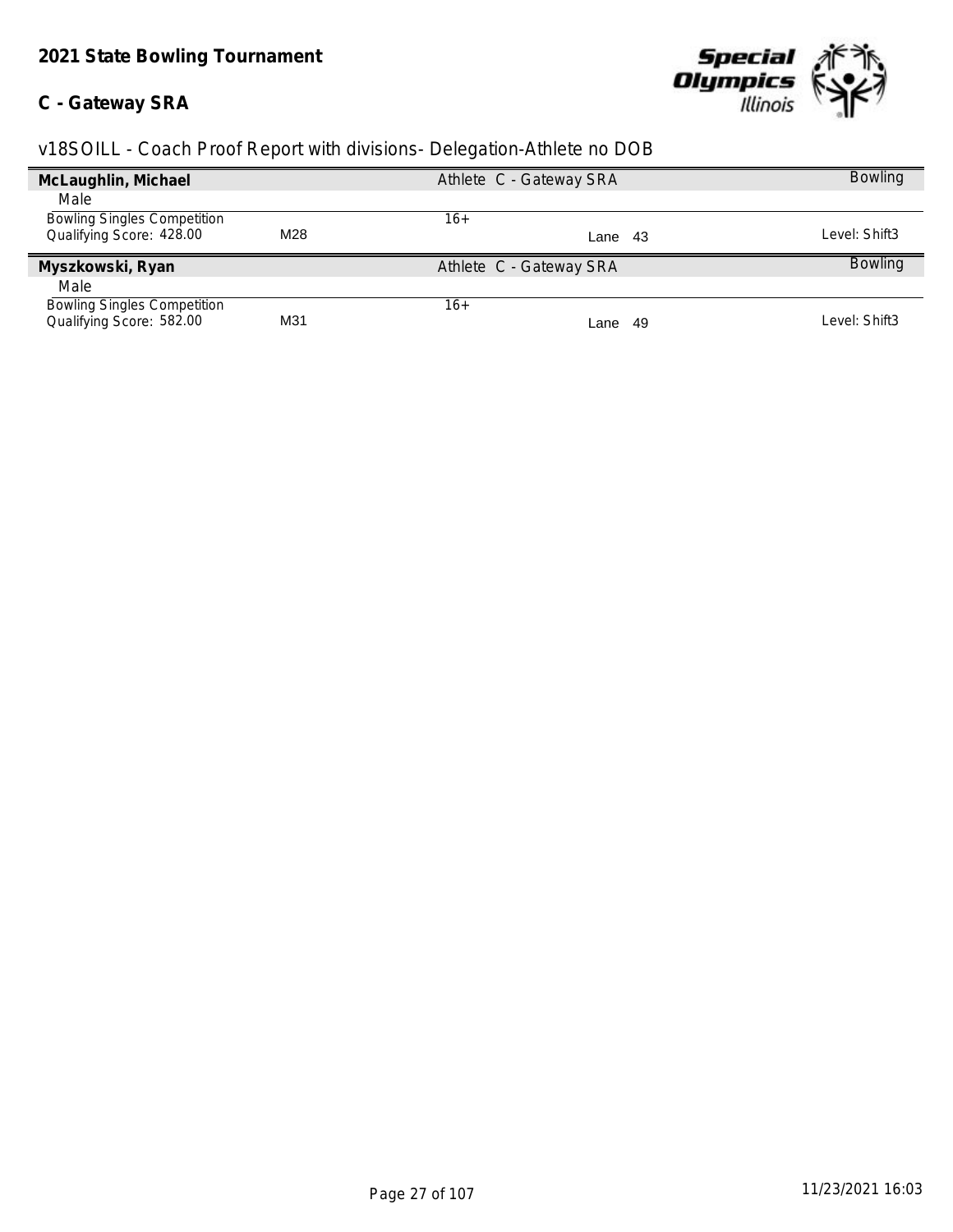**2021 State Bowling Tournament**

**C - Gateway SRA**

v18SOILL - Coach Proof Report with divisions- Delegation-Athlete no DOB

| **McLaughlin, Michael** | | Athlete C - Gateway SRA | Bowling |
|---|---|---|---|
| Male | | | |
| Bowling Singles Competition | | 16+ | |
| Qualifying Score: 428.00 | M28 | Lane 43 | Level: Shift3 |

| **Myszkowski, Ryan** | | Athlete C - Gateway SRA | Bowling |
|---|---|---|---|
| Male | | | |
| Bowling Singles Competition | | 16+ | |
| Qualifying Score: 582.00 | M31 | Lane 49 | Level: Shift3 |

11/23/2021 16:03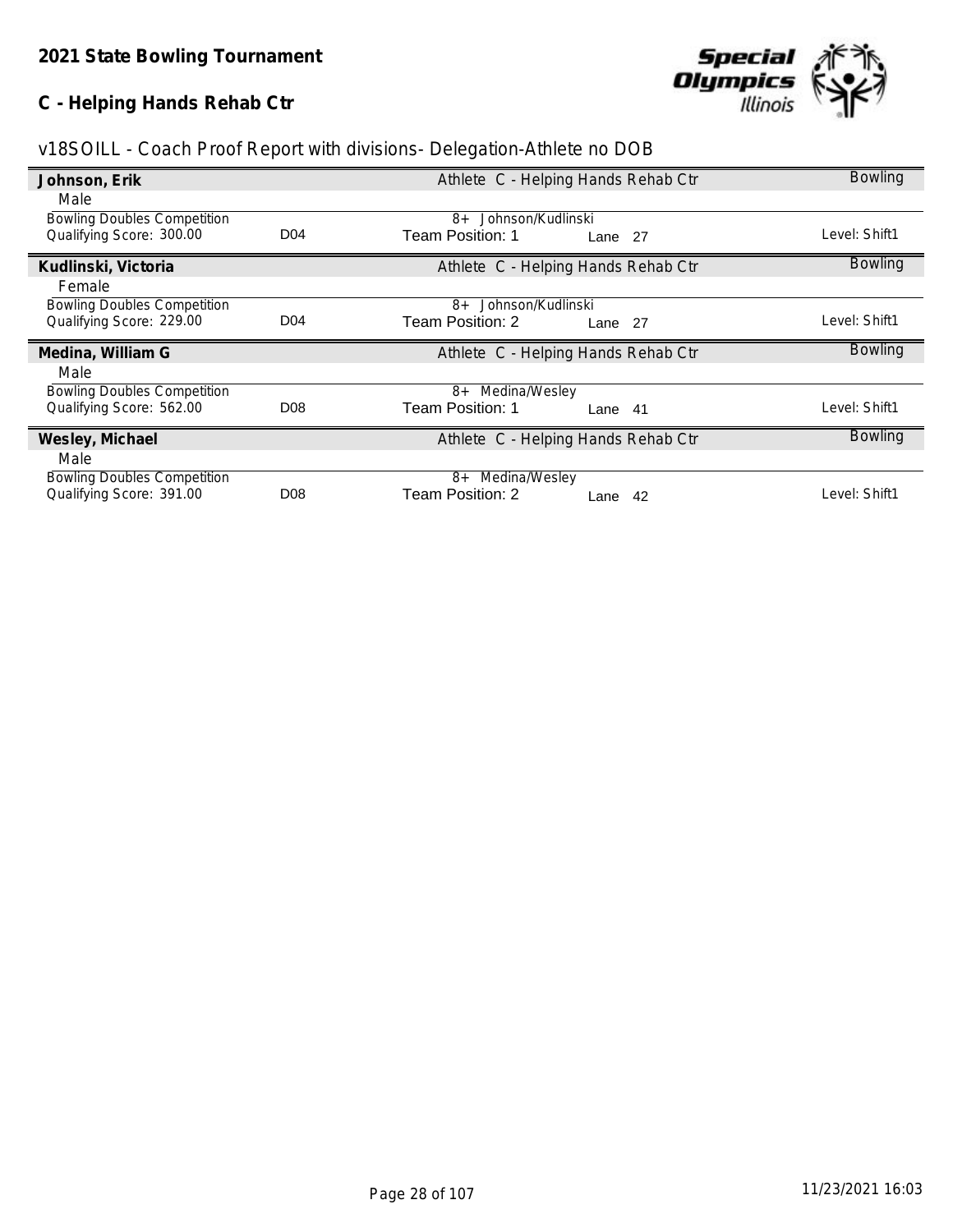## 2021 State Bowling Tournament

### C - Helping Hands Rehab Ctr

v18SOILL - Coach Proof Report with divisions- Delegation-Athlete no DOB

| | | | | |
|---|---|---|---|---|
| **Johnson, Erik** | | Athlete C - Helping Hands Rehab Ctr | | Bowling |
| Male | | | | |
| Bowling Doubles Competition | | 8+ Johnson/Kudlinski | | |
| Qualifying Score: 300.00 | D04 | Team Position: 1 | Lane 27 | Level: Shift1 |
| **Kudlinski, Victoria** | | Athlete C - Helping Hands Rehab Ctr | | Bowling |
| Female | | | | |
| Bowling Doubles Competition | | 8+ Johnson/Kudlinski | | |
| Qualifying Score: 229.00 | D04 | Team Position: 2 | Lane 27 | Level: Shift1 |
| **Medina, William G** | | Athlete C - Helping Hands Rehab Ctr | | Bowling |
| Male | | | | |
| Bowling Doubles Competition | | 8+ Medina/Wesley | | |
| Qualifying Score: 562.00 | D08 | Team Position: 1 | Lane 41 | Level: Shift1 |
| **Wesley, Michael** | | Athlete C - Helping Hands Rehab Ctr | | Bowling |
| Male | | | | |
| Bowling Doubles Competition | | 8+ Medina/Wesley | | |
| Qualifying Score: 391.00 | D08 | Team Position: 2 | Lane 42 | Level: Shift1 |

11/23/2021 16:03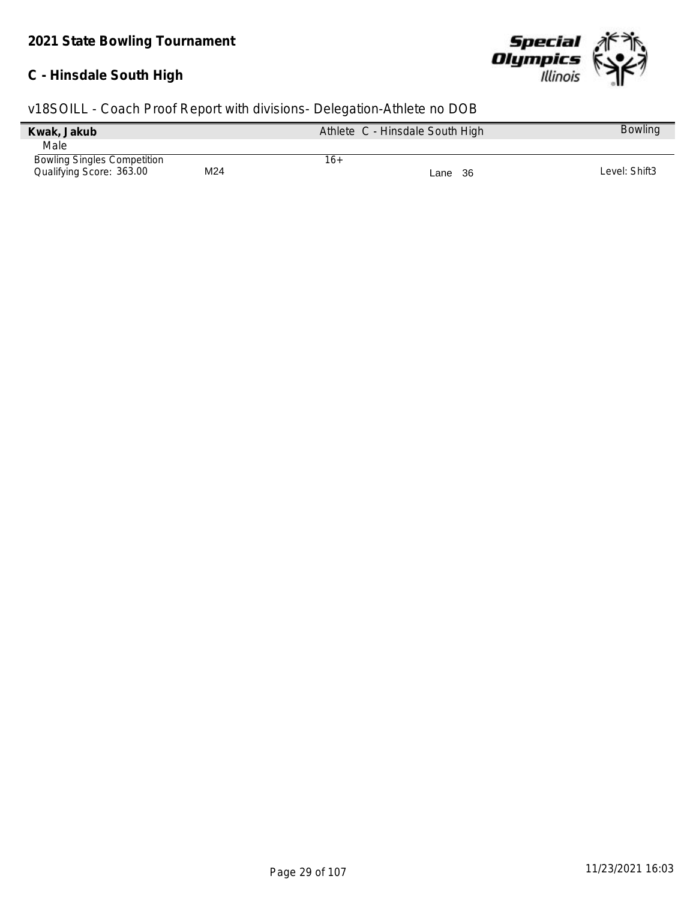**2021 State Bowling Tournament**

**C - Hinsdale South High**

v18SOILL - Coach Proof Report with divisions- Delegation-Athlete no DOB

| **Kwak, Jakub** | | Athlete C - Hinsdale South High | | Bowling |
|---|---|---|---|---|
| Male | | | | |
| Bowling Singles Competition | | 16+ | | |
| Qualifying Score: 363.00 | M24 | | Lane 36 | Level: Shift3 |

11/23/2021 16:03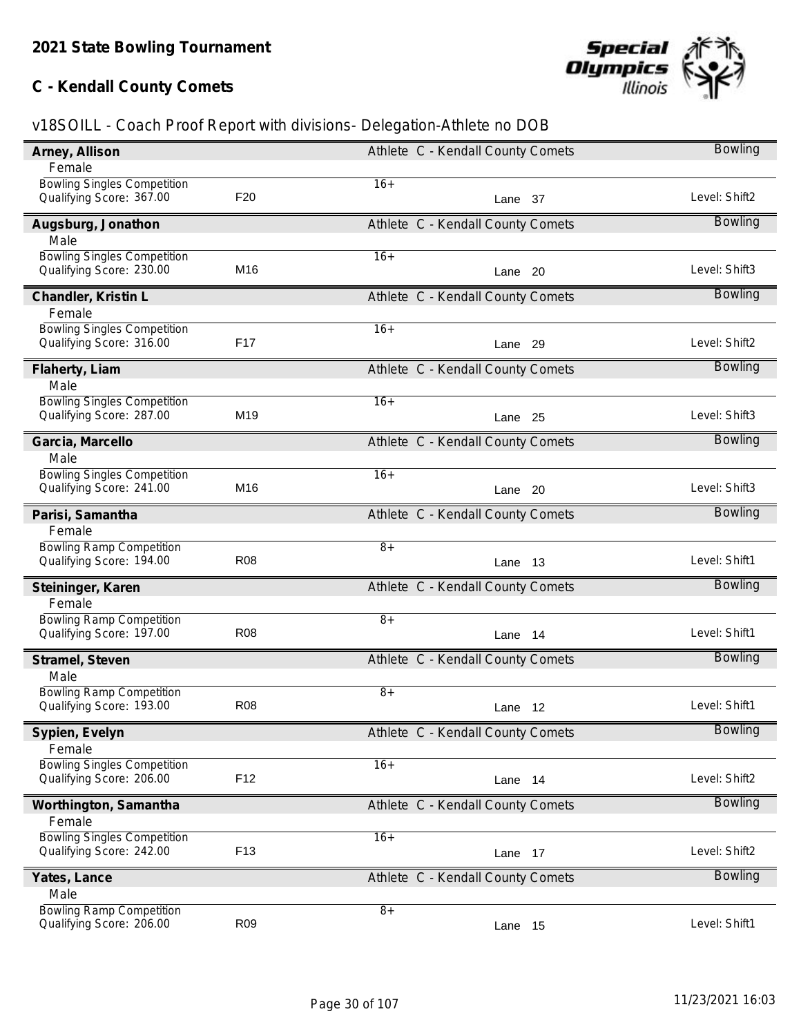## 2021 State Bowling Tournament

## C - Kendall County Comets

### v18SOILL - Coach Proof Report with divisions- Delegation-Athlete no DOB

**Arney, Allison** — Athlete C - Kendall County Comets — Bowling
Female
Bowling Singles Competition — 16+
Qualifying Score: 367.00 — F20 — Lane 37 — Level: Shift2

**Augsburg, Jonathon** — Athlete C - Kendall County Comets — Bowling
Male
Bowling Singles Competition — 16+
Qualifying Score: 230.00 — M16 — Lane 20 — Level: Shift3

**Chandler, Kristin L** — Athlete C - Kendall County Comets — Bowling
Female
Bowling Singles Competition — 16+
Qualifying Score: 316.00 — F17 — Lane 29 — Level: Shift2

**Flaherty, Liam** — Athlete C - Kendall County Comets — Bowling
Male
Bowling Singles Competition — 16+
Qualifying Score: 287.00 — M19 — Lane 25 — Level: Shift3

**Garcia, Marcello** — Athlete C - Kendall County Comets — Bowling
Male
Bowling Singles Competition — 16+
Qualifying Score: 241.00 — M16 — Lane 20 — Level: Shift3

**Parisi, Samantha** — Athlete C - Kendall County Comets — Bowling
Female
Bowling Ramp Competition — 8+
Qualifying Score: 194.00 — R08 — Lane 13 — Level: Shift1

**Steininger, Karen** — Athlete C - Kendall County Comets — Bowling
Female
Bowling Ramp Competition — 8+
Qualifying Score: 197.00 — R08 — Lane 14 — Level: Shift1

**Stramel, Steven** — Athlete C - Kendall County Comets — Bowling
Male
Bowling Ramp Competition — 8+
Qualifying Score: 193.00 — R08 — Lane 12 — Level: Shift1

**Sypien, Evelyn** — Athlete C - Kendall County Comets — Bowling
Female
Bowling Singles Competition — 16+
Qualifying Score: 206.00 — F12 — Lane 14 — Level: Shift2

**Worthington, Samantha** — Athlete C - Kendall County Comets — Bowling
Female
Bowling Singles Competition — 16+
Qualifying Score: 242.00 — F13 — Lane 17 — Level: Shift2

**Yates, Lance** — Athlete C - Kendall County Comets — Bowling
Male
Bowling Ramp Competition — 8+
Qualifying Score: 206.00 — R09 — Lane 15 — Level: Shift1

11/23/2021 16:03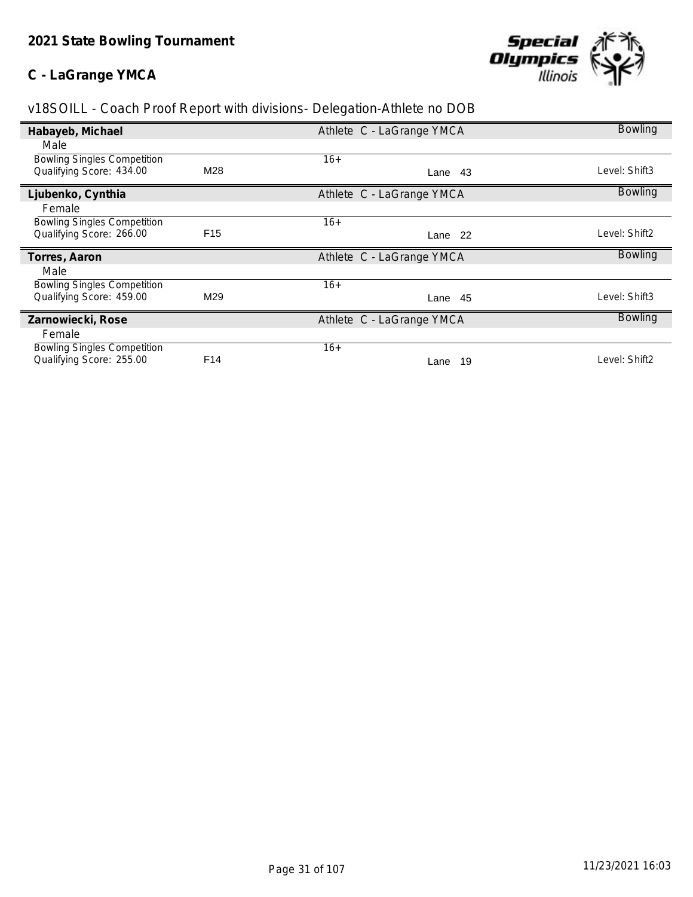## 2021 State Bowling Tournament

## C - LaGrange YMCA

v18SOILL - Coach Proof Report with divisions- Delegation-Athlete no DOB

**Habayeb, Michael** — Athlete C - LaGrange YMCA — Bowling

Male

| Bowling Singles Competition | | 16+ | | |
|---|---|---|---|---|
| Qualifying Score: 434.00 | M28 | | Lane 43 | Level: Shift3 |

**Ljubenko, Cynthia** — Athlete C - LaGrange YMCA — Bowling

Female

| Bowling Singles Competition | | 16+ | | |
|---|---|---|---|---|
| Qualifying Score: 266.00 | F15 | | Lane 22 | Level: Shift2 |

**Torres, Aaron** — Athlete C - LaGrange YMCA — Bowling

Male

| Bowling Singles Competition | | 16+ | | |
|---|---|---|---|---|
| Qualifying Score: 459.00 | M29 | | Lane 45 | Level: Shift3 |

**Zarnowiecki, Rose** — Athlete C - LaGrange YMCA — Bowling

Female

| Bowling Singles Competition | | 16+ | | |
|---|---|---|---|---|
| Qualifying Score: 255.00 | F14 | | Lane 19 | Level: Shift2 |

11/23/2021 16:03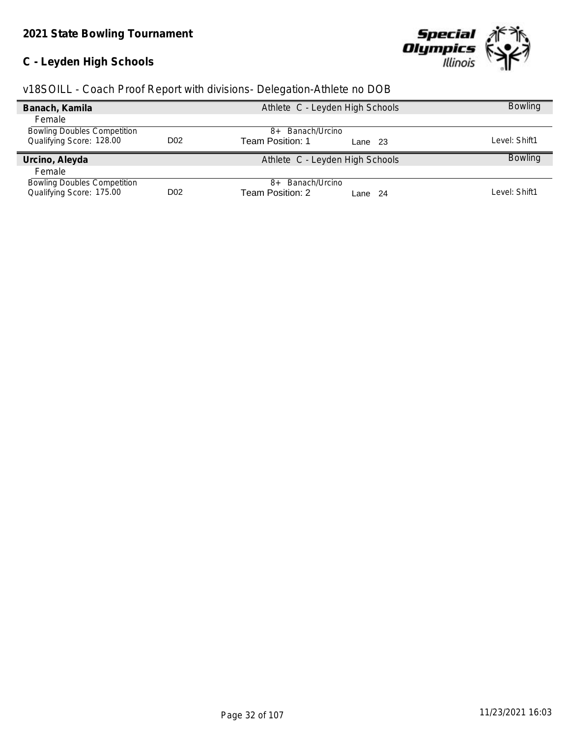**2021 State Bowling Tournament**

**C - Leyden High Schools**

v18SOILL - Coach Proof Report with divisions- Delegation-Athlete no DOB

| **Banach, Kamila** | | Athlete C - Leyden High Schools | | Bowling |
|---|---|---|---|---|
| Female | | | | |
| Bowling Doubles Competition | | 8+ Banach/Urcino | | |
| Qualifying Score: 128.00 | D02 | Team Position: 1 | Lane 23 | Level: Shift1 |

| **Urcino, Aleyda** | | Athlete C - Leyden High Schools | | Bowling |
|---|---|---|---|---|
| Female | | | | |
| Bowling Doubles Competition | | 8+ Banach/Urcino | | |
| Qualifying Score: 175.00 | D02 | Team Position: 2 | Lane 24 | Level: Shift1 |

11/23/2021 16:03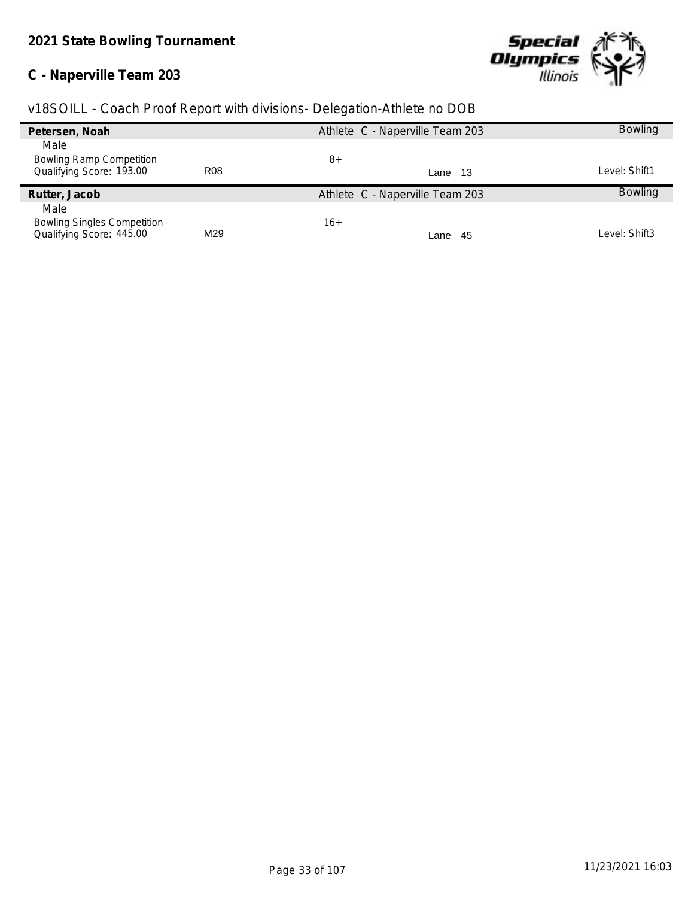## 2021 State Bowling Tournament

### C - Naperville Team 203

v18SOILL - Coach Proof Report with divisions- Delegation-Athlete no DOB

| **Petersen, Noah** | | Athlete C - Naperville Team 203 | Bowling |
|---|---|---|---|
| Male | | | |
| Bowling Ramp Competition | | 8+ | |
| Qualifying Score: 193.00 | R08 | Lane 13 | Level: Shift1 |

| **Rutter, Jacob** | | Athlete C - Naperville Team 203 | Bowling |
|---|---|---|---|
| Male | | | |
| Bowling Singles Competition | | 16+ | |
| Qualifying Score: 445.00 | M29 | Lane 45 | Level: Shift3 |

11/23/2021 16:03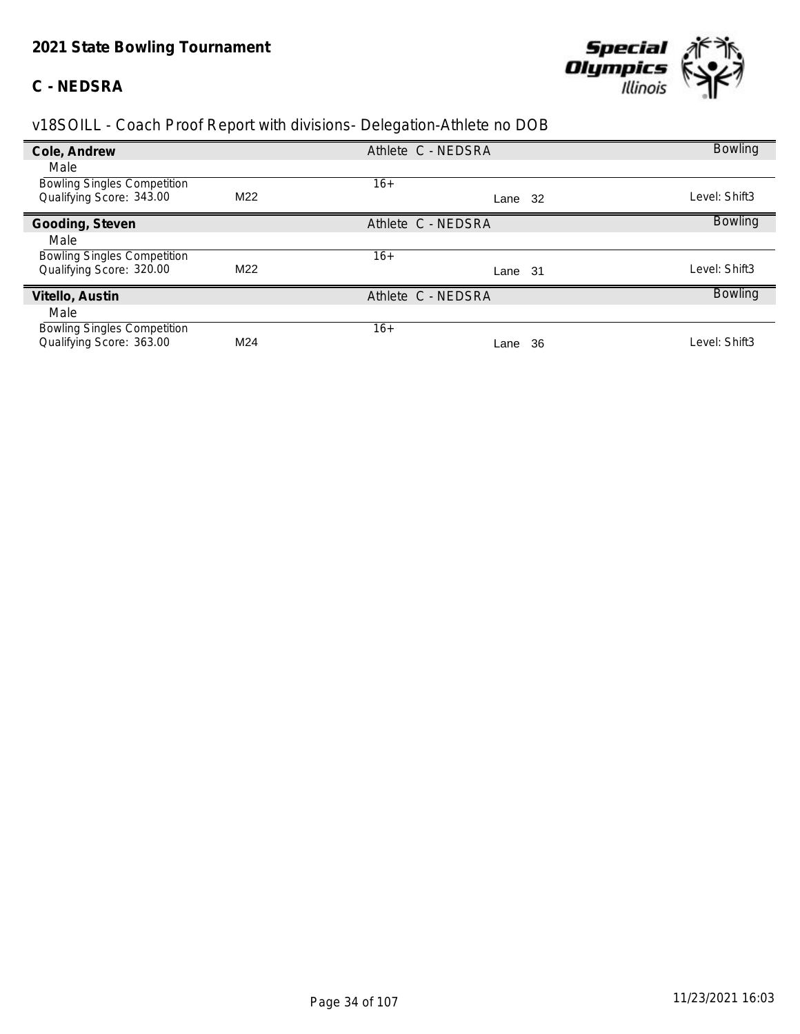**2021 State Bowling Tournament**

**C - NEDSRA**

v18SOILL - Coach Proof Report with divisions- Delegation-Athlete no DOB

| **Cole, Andrew** | | Athlete C - NEDSRA | | Bowling |
|---|---|---|---|---|
| Male | | | | |
| Bowling Singles Competition | | 16+ | | |
| Qualifying Score: 343.00 | M22 | | Lane 32 | Level: Shift3 |
| **Gooding, Steven** | | Athlete C - NEDSRA | | Bowling |
| Male | | | | |
| Bowling Singles Competition | | 16+ | | |
| Qualifying Score: 320.00 | M22 | | Lane 31 | Level: Shift3 |
| **Vitello, Austin** | | Athlete C - NEDSRA | | Bowling |
| Male | | | | |
| Bowling Singles Competition | | 16+ | | |
| Qualifying Score: 363.00 | M24 | | Lane 36 | Level: Shift3 |

11/23/2021 16:03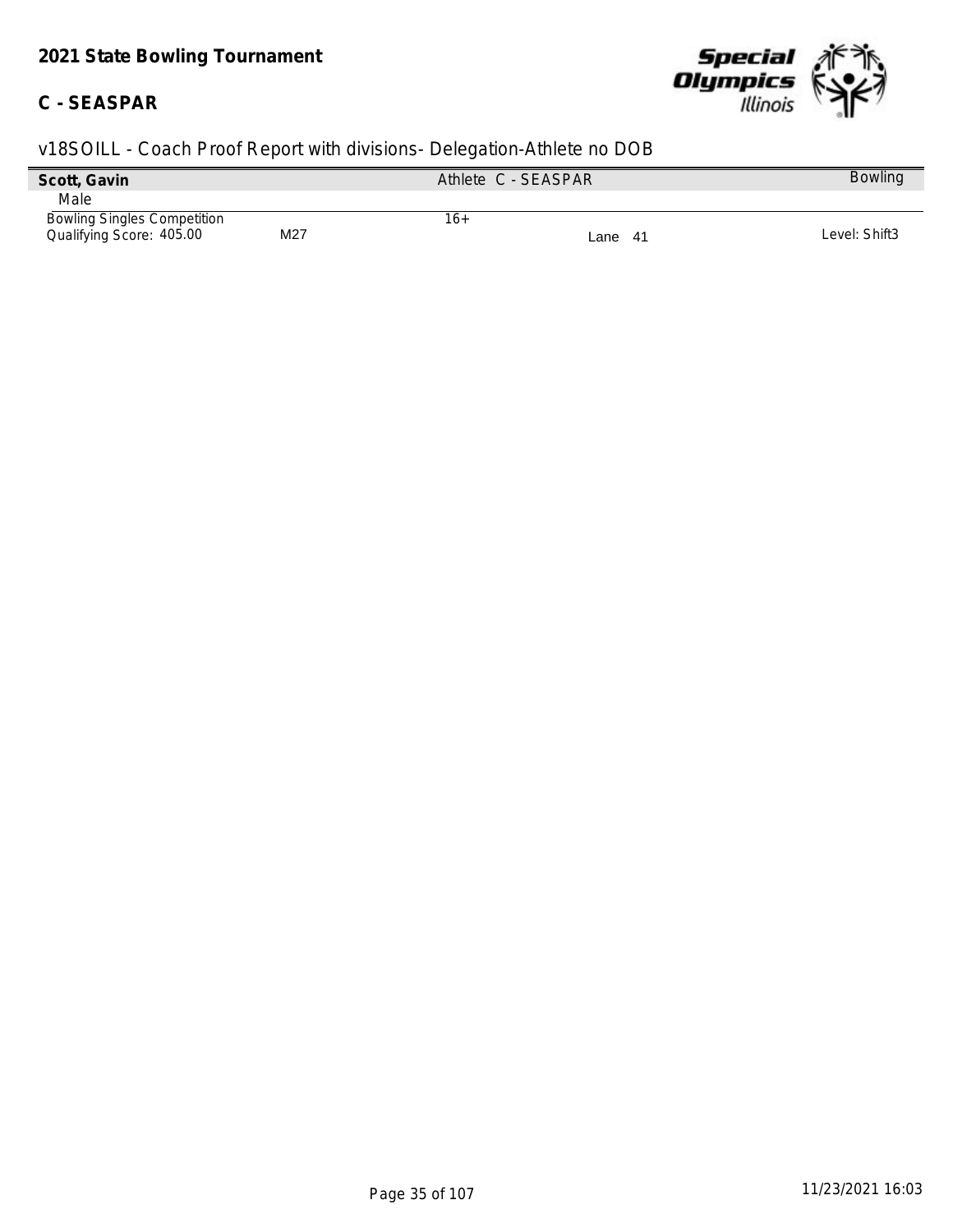**2021 State Bowling Tournament**

**C - SEASPAR**

v18SOILL - Coach Proof Report with divisions- Delegation-Athlete no DOB

| **Scott, Gavin** | | Athlete C - SEASPAR | | Bowling |
|---|---|---|---|---|
| Male | | | | |
| Bowling Singles Competition | | 16+ | | |
| Qualifying Score: 405.00 | M27 | | Lane 41 | Level: Shift3 |

11/23/2021 16:03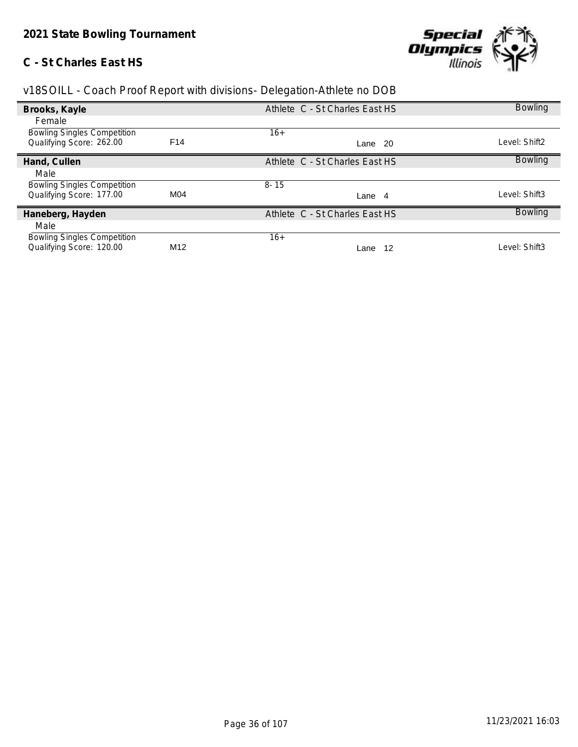## 2021 State Bowling Tournament

### C - St Charles East HS

v18SOILL - Coach Proof Report with divisions- Delegation-Athlete no DOB

| **Brooks, Kayle** | | Athlete C - St Charles East HS | Bowling |
|---|---|---|---|
| Female | | | |
| Bowling Singles Competition | | 16+ | |
| Qualifying Score: 262.00 | F14 | Lane 20 | Level: Shift2 |
| **Hand, Cullen** | | Athlete C - St Charles East HS | Bowling |
| Male | | | |
| Bowling Singles Competition | | 8- 15 | |
| Qualifying Score: 177.00 | M04 | Lane 4 | Level: Shift3 |
| **Haneberg, Hayden** | | Athlete C - St Charles East HS | Bowling |
| Male | | | |
| Bowling Singles Competition | | 16+ | |
| Qualifying Score: 120.00 | M12 | Lane 12 | Level: Shift3 |

11/23/2021 16:03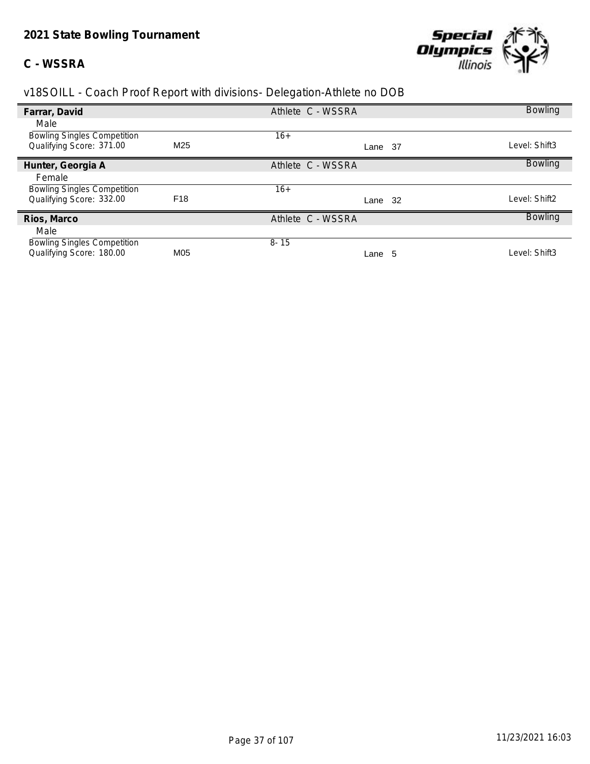**2021 State Bowling Tournament**

**C - WSSRA**

v18SOILL - Coach Proof Report with divisions- Delegation-Athlete no DOB

| | | | | |
|---|---|---|---|---|
| **Farrar, David** | | Athlete C - WSSRA | | Bowling |
| Male | | | | |
| Bowling Singles Competition | | 16+ | | |
| Qualifying Score: 371.00 | M25 | | Lane 37 | Level: Shift3 |
| **Hunter, Georgia A** | | Athlete C - WSSRA | | Bowling |
| Female | | | | |
| Bowling Singles Competition | | 16+ | | |
| Qualifying Score: 332.00 | F18 | | Lane 32 | Level: Shift2 |
| **Rios, Marco** | | Athlete C - WSSRA | | Bowling |
| Male | | | | |
| Bowling Singles Competition | | 8- 15 | | |
| Qualifying Score: 180.00 | M05 | | Lane 5 | Level: Shift3 |

11/23/2021 16:03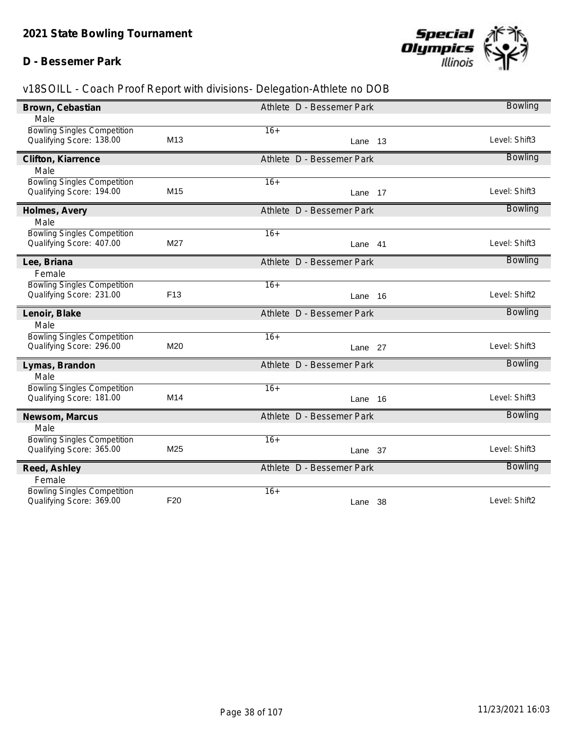# 2021 State Bowling Tournament

## D - Bessemer Park

v18SOILL - Coach Proof Report with divisions- Delegation-Athlete no DOB

**Brown, Cebastian** — Athlete D - Bessemer Park — Bowling
Male
Bowling Singles Competition — 16+
Qualifying Score: 138.00 — M13 — Lane 13 — Level: Shift3

**Clifton, Kiarrence** — Athlete D - Bessemer Park — Bowling
Male
Bowling Singles Competition — 16+
Qualifying Score: 194.00 — M15 — Lane 17 — Level: Shift3

**Holmes, Avery** — Athlete D - Bessemer Park — Bowling
Male
Bowling Singles Competition — 16+
Qualifying Score: 407.00 — M27 — Lane 41 — Level: Shift3

**Lee, Briana** — Athlete D - Bessemer Park — Bowling
Female
Bowling Singles Competition — 16+
Qualifying Score: 231.00 — F13 — Lane 16 — Level: Shift2

**Lenoir, Blake** — Athlete D - Bessemer Park — Bowling
Male
Bowling Singles Competition — 16+
Qualifying Score: 296.00 — M20 — Lane 27 — Level: Shift3

**Lymas, Brandon** — Athlete D - Bessemer Park — Bowling
Male
Bowling Singles Competition — 16+
Qualifying Score: 181.00 — M14 — Lane 16 — Level: Shift3

**Newsom, Marcus** — Athlete D - Bessemer Park — Bowling
Male
Bowling Singles Competition — 16+
Qualifying Score: 365.00 — M25 — Lane 37 — Level: Shift3

**Reed, Ashley** — Athlete D - Bessemer Park — Bowling
Female
Bowling Singles Competition — 16+
Qualifying Score: 369.00 — F20 — Lane 38 — Level: Shift2

11/23/2021 16:03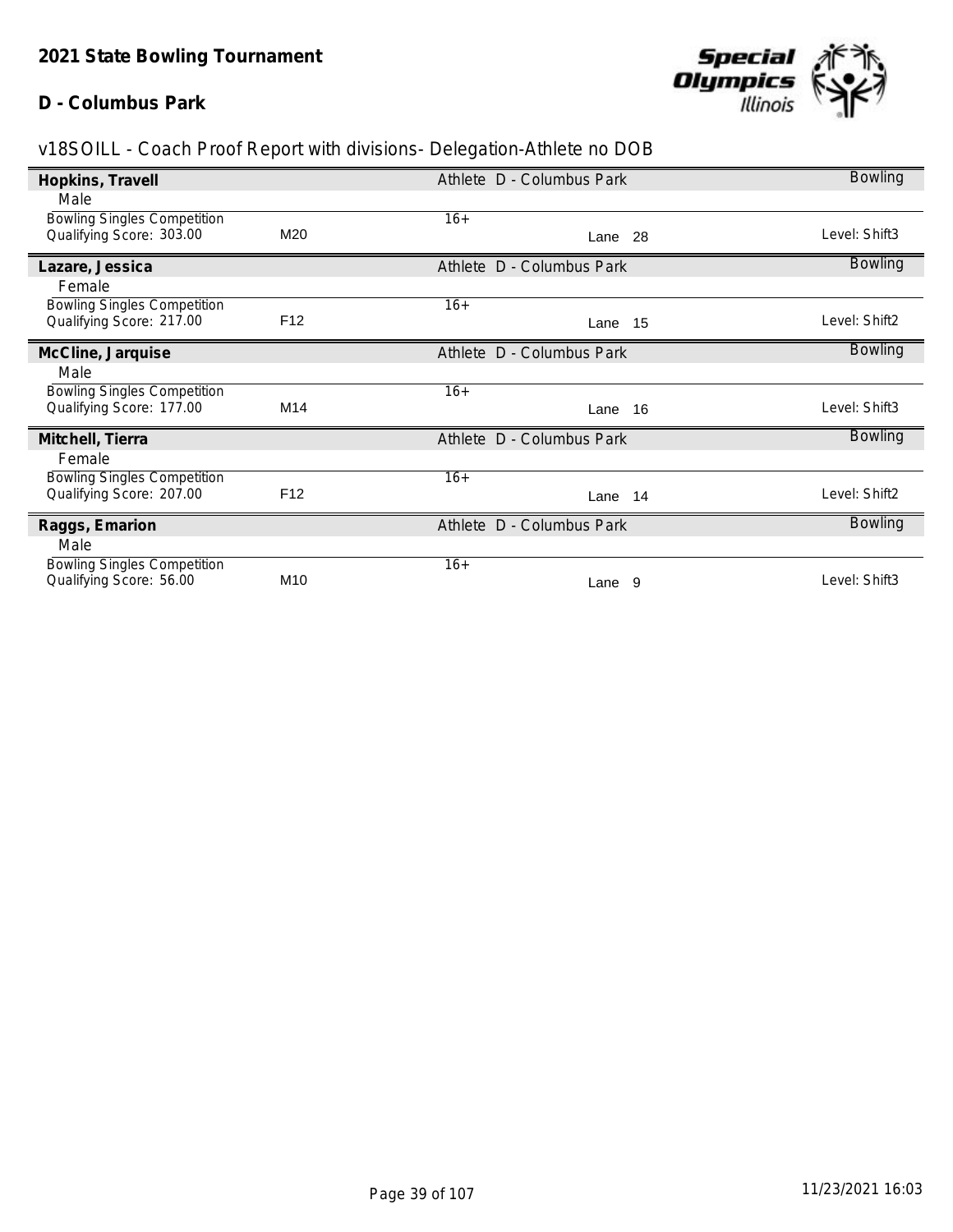## 2021 State Bowling Tournament

### D - Columbus Park

v18SOILL - Coach Proof Report with divisions- Delegation-Athlete no DOB

| Name | | Delegation | | Sport |
|---|---|---|---|---|
| **Hopkins, Travell** | | Athlete D - Columbus Park | | Bowling |
| Male | | | | |
| Bowling Singles Competition | | 16+ | | |
| Qualifying Score: 303.00 | M20 | | Lane 28 | Level: Shift3 |
| **Lazare, Jessica** | | Athlete D - Columbus Park | | Bowling |
| Female | | | | |
| Bowling Singles Competition | | 16+ | | |
| Qualifying Score: 217.00 | F12 | | Lane 15 | Level: Shift2 |
| **McCline, Jarquise** | | Athlete D - Columbus Park | | Bowling |
| Male | | | | |
| Bowling Singles Competition | | 16+ | | |
| Qualifying Score: 177.00 | M14 | | Lane 16 | Level: Shift3 |
| **Mitchell, Tierra** | | Athlete D - Columbus Park | | Bowling |
| Female | | | | |
| Bowling Singles Competition | | 16+ | | |
| Qualifying Score: 207.00 | F12 | | Lane 14 | Level: Shift2 |
| **Raggs, Emarion** | | Athlete D - Columbus Park | | Bowling |
| Male | | | | |
| Bowling Singles Competition | | 16+ | | |
| Qualifying Score: 56.00 | M10 | | Lane 9 | Level: Shift3 |

11/23/2021 16:03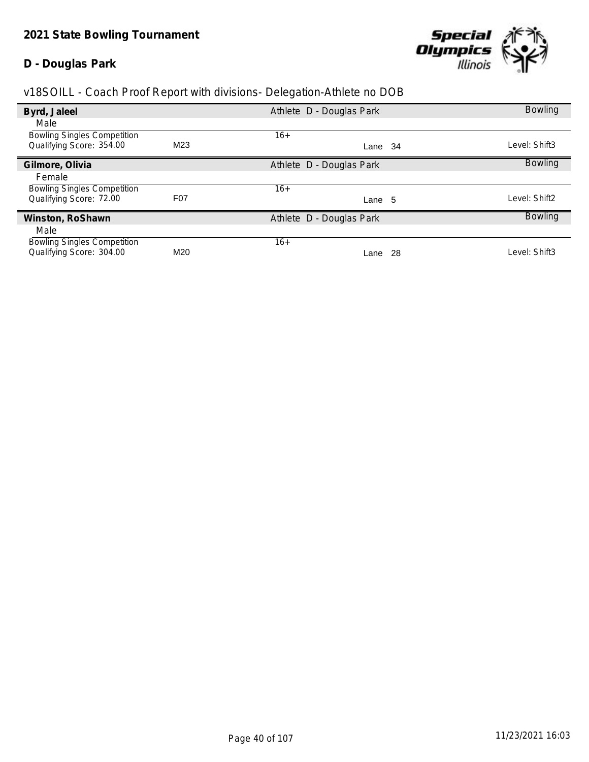**2021 State Bowling Tournament**

**D - Douglas Park**

v18SOILL - Coach Proof Report with divisions- Delegation-Athlete no DOB

| **Byrd, Jaleel** | | Athlete D - Douglas Park | | Bowling |
|---|---|---|---|---|
| Male | | | | |
| Bowling Singles Competition | | 16+ | | |
| Qualifying Score: 354.00 | M23 | | Lane 34 | Level: Shift3 |

| **Gilmore, Olivia** | | Athlete D - Douglas Park | | Bowling |
|---|---|---|---|---|
| Female | | | | |
| Bowling Singles Competition | | 16+ | | |
| Qualifying Score: 72.00 | F07 | | Lane 5 | Level: Shift2 |

| **Winston, RoShawn** | | Athlete D - Douglas Park | | Bowling |
|---|---|---|---|---|
| Male | | | | |
| Bowling Singles Competition | | 16+ | | |
| Qualifying Score: 304.00 | M20 | | Lane 28 | Level: Shift3 |

11/23/2021 16:03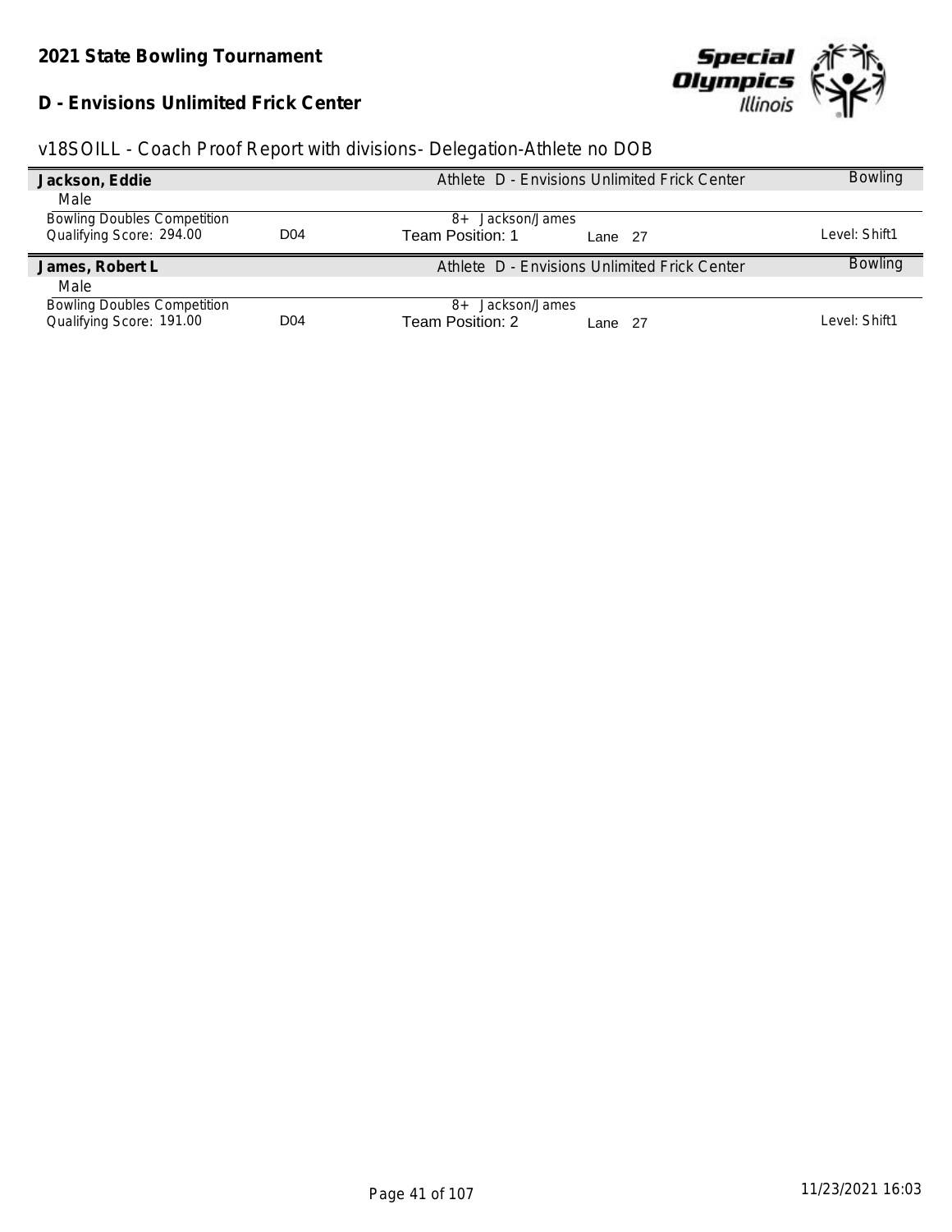**2021 State Bowling Tournament**

**D - Envisions Unlimited Frick Center**

v18SOILL - Coach Proof Report with divisions- Delegation-Athlete no DOB

| **Jackson, Eddie** | | Athlete D - Envisions Unlimited Frick Center | | Bowling |
|---|---|---|---|---|
| Male | | | | |
| Bowling Doubles Competition | | 8+ Jackson/James | | |
| Qualifying Score: 294.00 | D04 | Team Position: 1 | Lane 27 | Level: Shift1 |

| **James, Robert L** | | Athlete D - Envisions Unlimited Frick Center | | Bowling |
|---|---|---|---|---|
| Male | | | | |
| Bowling Doubles Competition | | 8+ Jackson/James | | |
| Qualifying Score: 191.00 | D04 | Team Position: 2 | Lane 27 | Level: Shift1 |

11/23/2021 16:03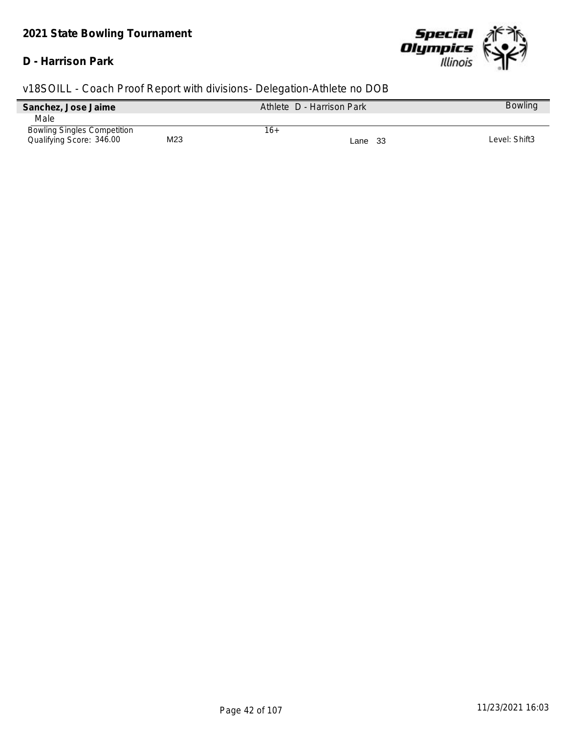**2021 State Bowling Tournament**

**D - Harrison Park**

v18SOILL - Coach Proof Report with divisions- Delegation-Athlete no DOB

| **Sanchez, Jose Jaime** | | Athlete D - Harrison Park | | Bowling |
|---|---|---|---|---|
| Male | | | | |
| Bowling Singles Competition | | 16+ | | |
| Qualifying Score: 346.00 | M23 | | Lane 33 | Level: Shift3 |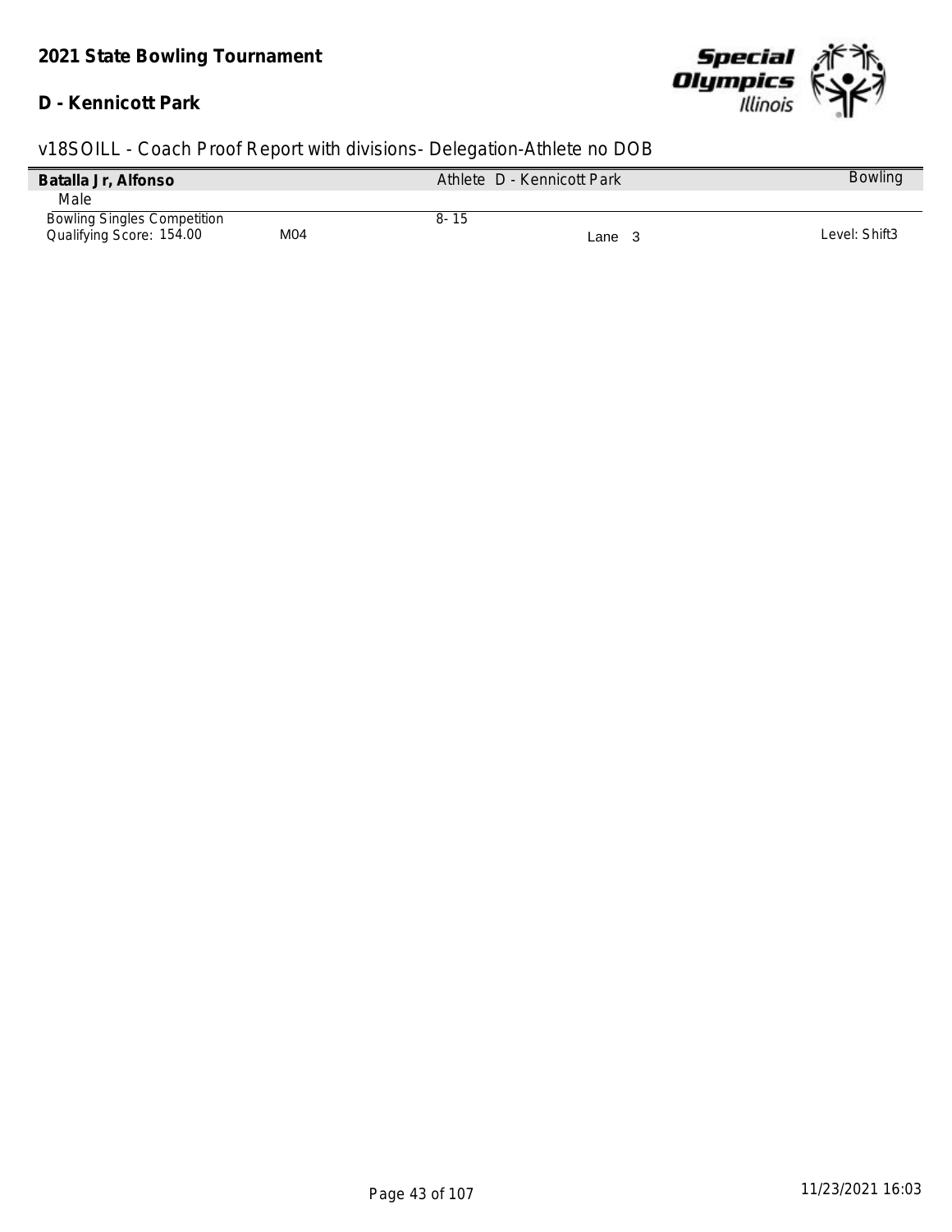**2021 State Bowling Tournament**

**D - Kennicott Park**

v18SOILL - Coach Proof Report with divisions- Delegation-Athlete no DOB

| **Batalla Jr, Alfonso** | | Athlete D - Kennicott Park | | Bowling |
|---|---|---|---|---|
| Male | | | | |
| Bowling Singles Competition | | 8- 15 | | |
| Qualifying Score: 154.00 | M04 | | Lane 3 | Level: Shift3 |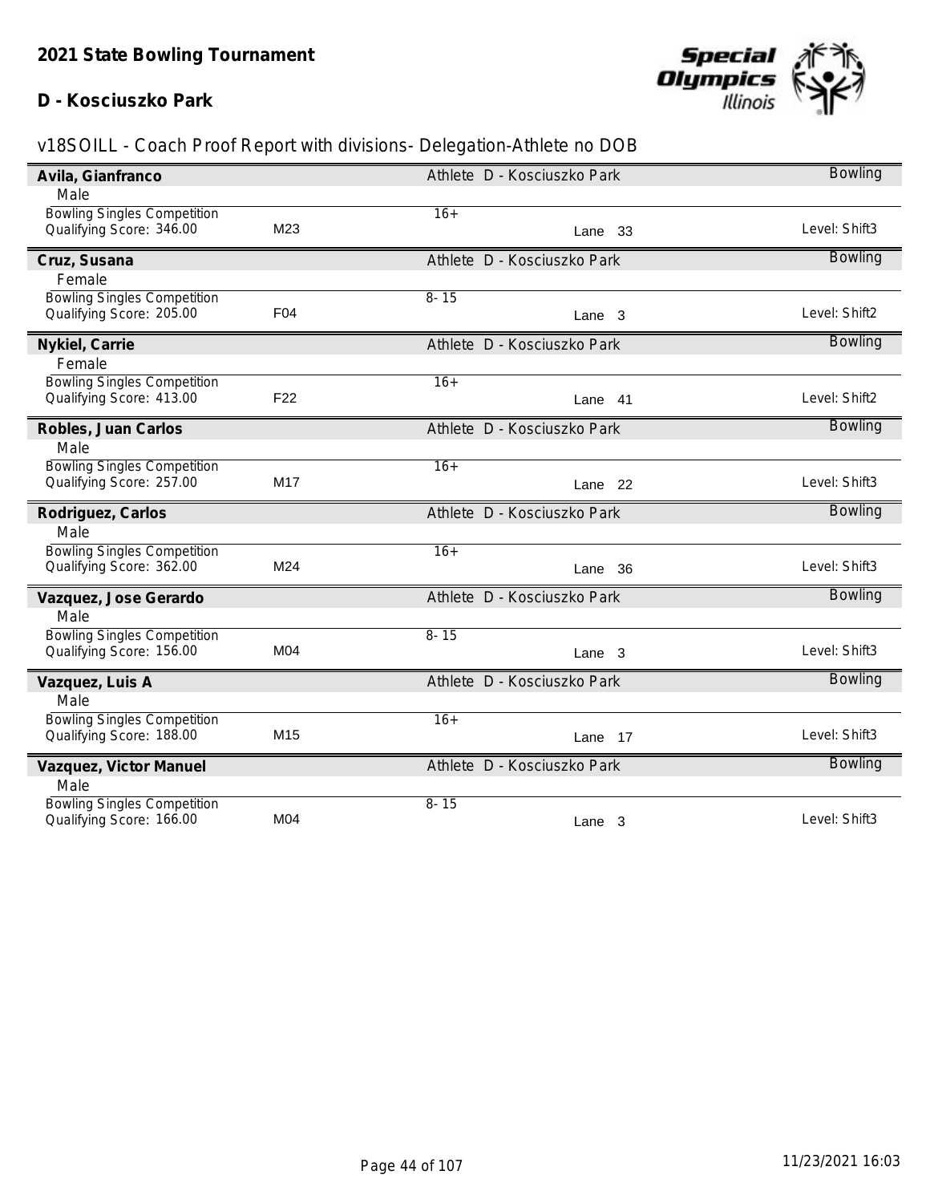## 2021 State Bowling Tournament

### D - Kosciuszko Park

v18SOILL - Coach Proof Report with divisions- Delegation-Athlete no DOB

| Name | | | | Sport |
|---|---|---|---|---|
| **Avila, Gianfranco** | | Athlete D - Kosciuszko Park | | Bowling |
| Male | | | | |
| Bowling Singles Competition | | 16+ | | |
| Qualifying Score: 346.00 | M23 | | Lane 33 | Level: Shift3 |
| **Cruz, Susana** | | Athlete D - Kosciuszko Park | | Bowling |
| Female | | | | |
| Bowling Singles Competition | | 8- 15 | | |
| Qualifying Score: 205.00 | F04 | | Lane 3 | Level: Shift2 |
| **Nykiel, Carrie** | | Athlete D - Kosciuszko Park | | Bowling |
| Female | | | | |
| Bowling Singles Competition | | 16+ | | |
| Qualifying Score: 413.00 | F22 | | Lane 41 | Level: Shift2 |
| **Robles, Juan Carlos** | | Athlete D - Kosciuszko Park | | Bowling |
| Male | | | | |
| Bowling Singles Competition | | 16+ | | |
| Qualifying Score: 257.00 | M17 | | Lane 22 | Level: Shift3 |
| **Rodriguez, Carlos** | | Athlete D - Kosciuszko Park | | Bowling |
| Male | | | | |
| Bowling Singles Competition | | 16+ | | |
| Qualifying Score: 362.00 | M24 | | Lane 36 | Level: Shift3 |
| **Vazquez, Jose Gerardo** | | Athlete D - Kosciuszko Park | | Bowling |
| Male | | | | |
| Bowling Singles Competition | | 8- 15 | | |
| Qualifying Score: 156.00 | M04 | | Lane 3 | Level: Shift3 |
| **Vazquez, Luis A** | | Athlete D - Kosciuszko Park | | Bowling |
| Male | | | | |
| Bowling Singles Competition | | 16+ | | |
| Qualifying Score: 188.00 | M15 | | Lane 17 | Level: Shift3 |
| **Vazquez, Victor Manuel** | | Athlete D - Kosciuszko Park | | Bowling |
| Male | | | | |
| Bowling Singles Competition | | 8- 15 | | |
| Qualifying Score: 166.00 | M04 | | Lane 3 | Level: Shift3 |

11/23/2021 16:03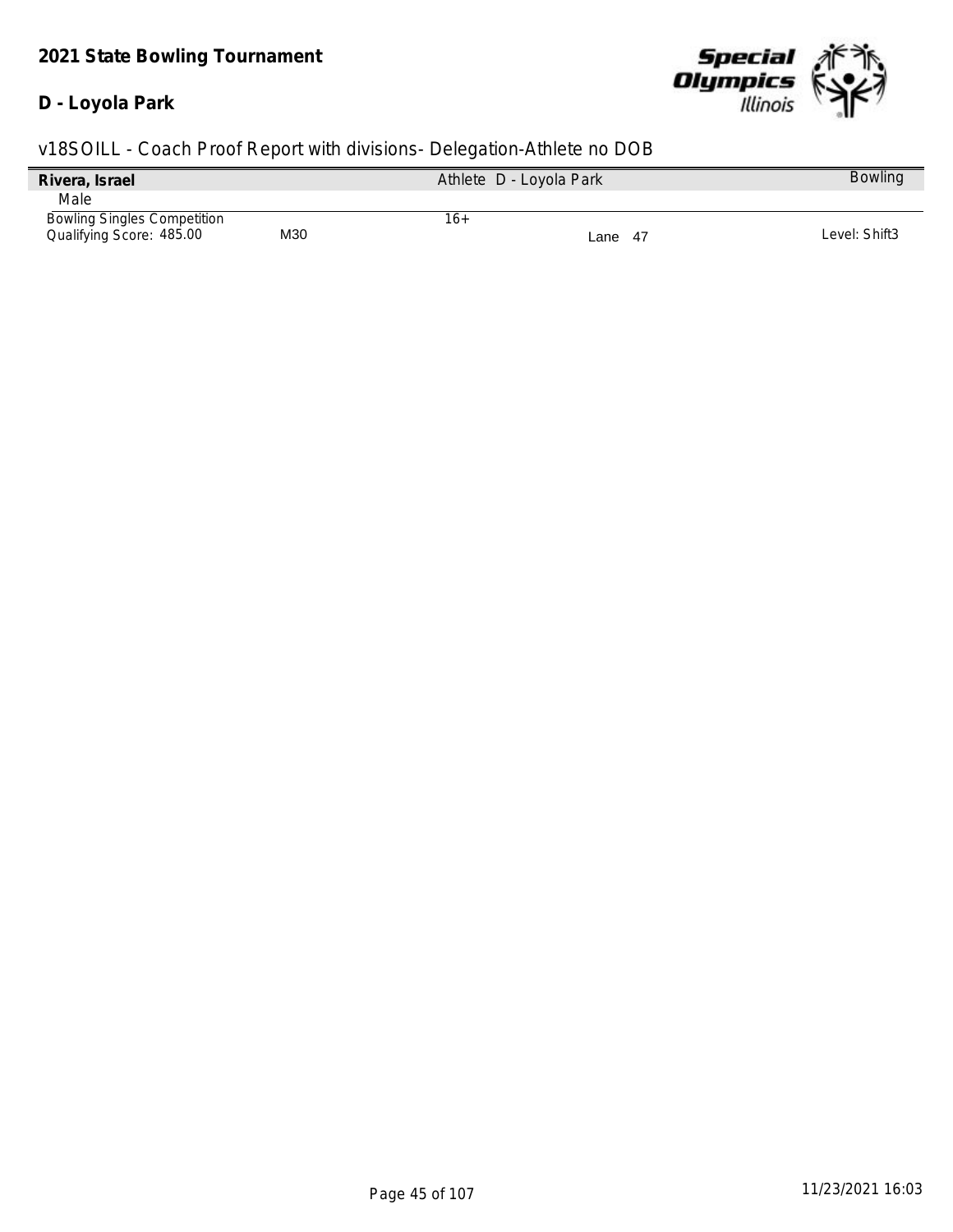**2021 State Bowling Tournament**

**D - Loyola Park**

v18SOILL - Coach Proof Report with divisions- Delegation-Athlete no DOB

| **Rivera, Israel** | | Athlete D - Loyola Park | | Bowling |
|---|---|---|---|---|
| Male | | | | |
| Bowling Singles Competition | | 16+ | | |
| Qualifying Score: 485.00 | M30 | | Lane 47 | Level: Shift3 |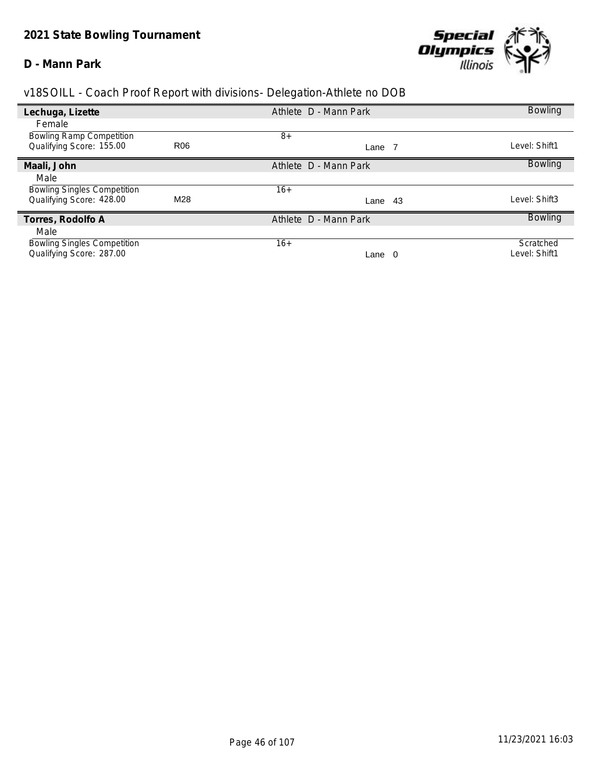**2021 State Bowling Tournament**

**D - Mann Park**

v18SOILL - Coach Proof Report with divisions- Delegation-Athlete no DOB

| **Lechuga, Lizette** | | Athlete D - Mann Park | | Bowling |
|---|---|---|---|---|
| Female | | | | |
| Bowling Ramp Competition | | 8+ | | |
| Qualifying Score: 155.00 | R06 | | Lane 7 | Level: Shift1 |
| **Maali, John** | | Athlete D - Mann Park | | Bowling |
| Male | | | | |
| Bowling Singles Competition | | 16+ | | |
| Qualifying Score: 428.00 | M28 | | Lane 43 | Level: Shift3 |
| **Torres, Rodolfo A** | | Athlete D - Mann Park | | Bowling |
| Male | | | | |
| Bowling Singles Competition | | 16+ | | Scratched |
| Qualifying Score: 287.00 | | | Lane 0 | Level: Shift1 |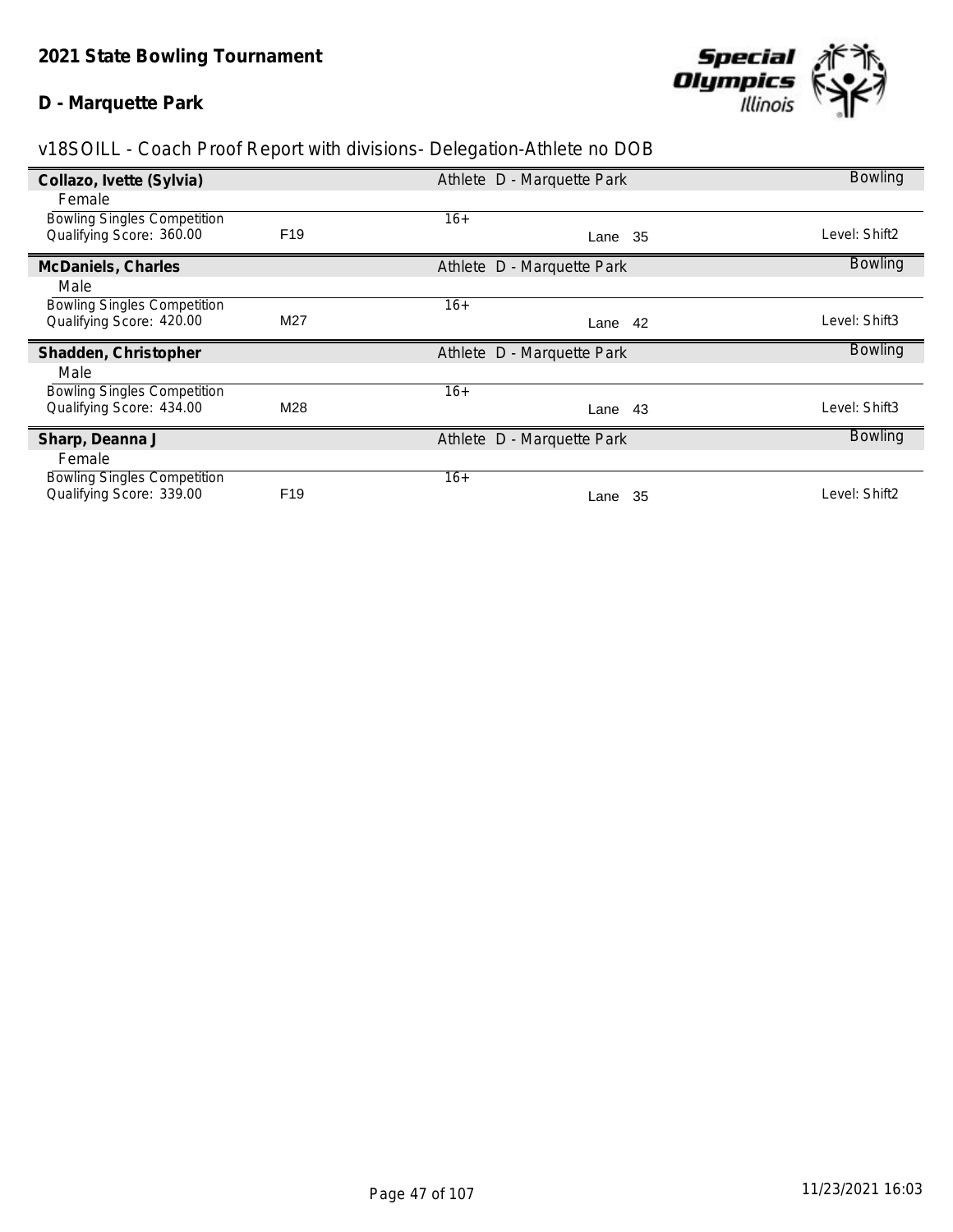## 2021 State Bowling Tournament

## D - Marquette Park

v18SOILL - Coach Proof Report with divisions- Delegation-Athlete no DOB

**Collazo, Ivette (Sylvia)** — Athlete D - Marquette Park — Bowling

Female

| Bowling Singles Competition | | 16+ | | |
|---|---|---|---|---|
| Qualifying Score: 360.00 | F19 | | Lane 35 | Level: Shift2 |

**McDaniels, Charles** — Athlete D - Marquette Park — Bowling

Male

| Bowling Singles Competition | | 16+ | | |
|---|---|---|---|---|
| Qualifying Score: 420.00 | M27 | | Lane 42 | Level: Shift3 |

**Shadden, Christopher** — Athlete D - Marquette Park — Bowling

Male

| Bowling Singles Competition | | 16+ | | |
|---|---|---|---|---|
| Qualifying Score: 434.00 | M28 | | Lane 43 | Level: Shift3 |

**Sharp, Deanna J** — Athlete D - Marquette Park — Bowling

Female

| Bowling Singles Competition | | 16+ | | |
|---|---|---|---|---|
| Qualifying Score: 339.00 | F19 | | Lane 35 | Level: Shift2 |

11/23/2021 16:03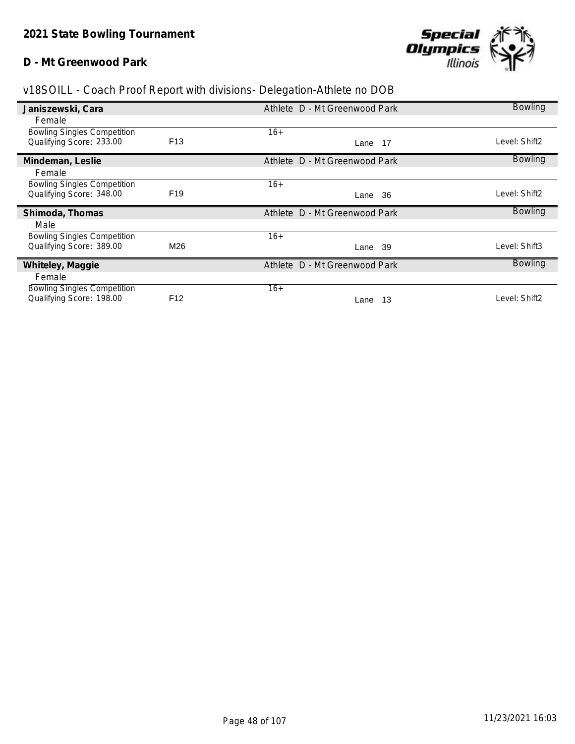**2021 State Bowling Tournament**

**D - Mt Greenwood Park**

v18SOILL - Coach Proof Report with divisions- Delegation-Athlete no DOB

| **Janiszewski, Cara** | | Athlete D - Mt Greenwood Park | Bowling |
|---|---|---|---|
| Female | | | |
| Bowling Singles Competition | | 16+ | |
| Qualifying Score: 233.00 | F13 | Lane 17 | Level: Shift2 |
| **Mindeman, Leslie** | | Athlete D - Mt Greenwood Park | Bowling |
| Female | | | |
| Bowling Singles Competition | | 16+ | |
| Qualifying Score: 348.00 | F19 | Lane 36 | Level: Shift2 |
| **Shimoda, Thomas** | | Athlete D - Mt Greenwood Park | Bowling |
| Male | | | |
| Bowling Singles Competition | | 16+ | |
| Qualifying Score: 389.00 | M26 | Lane 39 | Level: Shift3 |
| **Whiteley, Maggie** | | Athlete D - Mt Greenwood Park | Bowling |
| Female | | | |
| Bowling Singles Competition | | 16+ | |
| Qualifying Score: 198.00 | F12 | Lane 13 | Level: Shift2 |

11/23/2021 16:03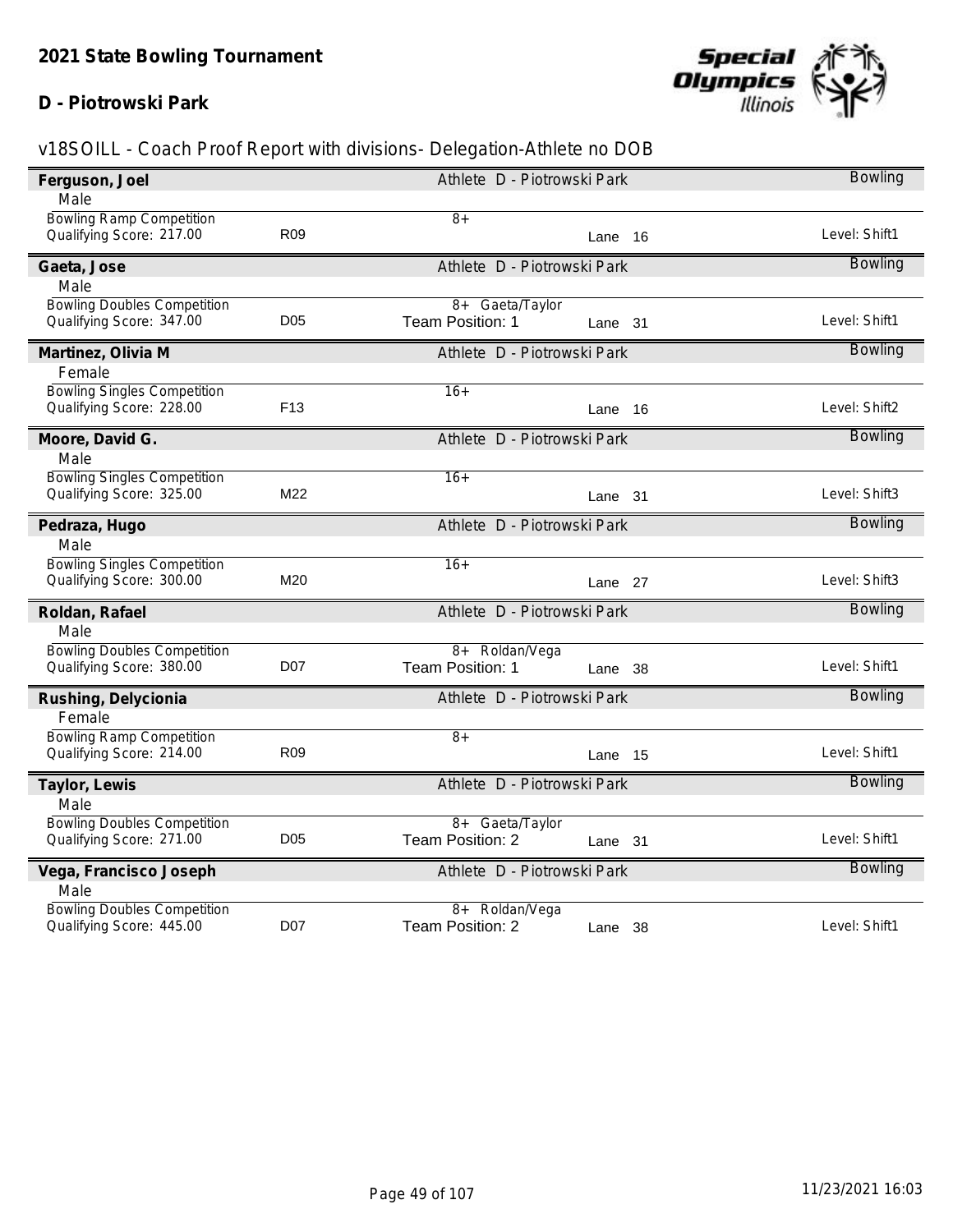# 2021 State Bowling Tournament

## D - Piotrowski Park

v18SOILL - Coach Proof Report with divisions- Delegation-Athlete no DOB

**Ferguson, Joel** — Athlete D - Piotrowski Park — Bowling
Male
Bowling Ramp Competition — 8+
Qualifying Score: 217.00 — R09 — Lane 16 — Level: Shift1

**Gaeta, Jose** — Athlete D - Piotrowski Park — Bowling
Male
Bowling Doubles Competition — 8+ Gaeta/Taylor
Qualifying Score: 347.00 — D05 — Team Position: 1 — Lane 31 — Level: Shift1

**Martinez, Olivia M** — Athlete D - Piotrowski Park — Bowling
Female
Bowling Singles Competition — 16+
Qualifying Score: 228.00 — F13 — Lane 16 — Level: Shift2

**Moore, David G.** — Athlete D - Piotrowski Park — Bowling
Male
Bowling Singles Competition — 16+
Qualifying Score: 325.00 — M22 — Lane 31 — Level: Shift3

**Pedraza, Hugo** — Athlete D - Piotrowski Park — Bowling
Male
Bowling Singles Competition — 16+
Qualifying Score: 300.00 — M20 — Lane 27 — Level: Shift3

**Roldan, Rafael** — Athlete D - Piotrowski Park — Bowling
Male
Bowling Doubles Competition — 8+ Roldan/Vega
Qualifying Score: 380.00 — D07 — Team Position: 1 — Lane 38 — Level: Shift1

**Rushing, Delycionia** — Athlete D - Piotrowski Park — Bowling
Female
Bowling Ramp Competition — 8+
Qualifying Score: 214.00 — R09 — Lane 15 — Level: Shift1

**Taylor, Lewis** — Athlete D - Piotrowski Park — Bowling
Male
Bowling Doubles Competition — 8+ Gaeta/Taylor
Qualifying Score: 271.00 — D05 — Team Position: 2 — Lane 31 — Level: Shift1

**Vega, Francisco Joseph** — Athlete D - Piotrowski Park — Bowling
Male
Bowling Doubles Competition — 8+ Roldan/Vega
Qualifying Score: 445.00 — D07 — Team Position: 2 — Lane 38 — Level: Shift1

11/23/2021 16:03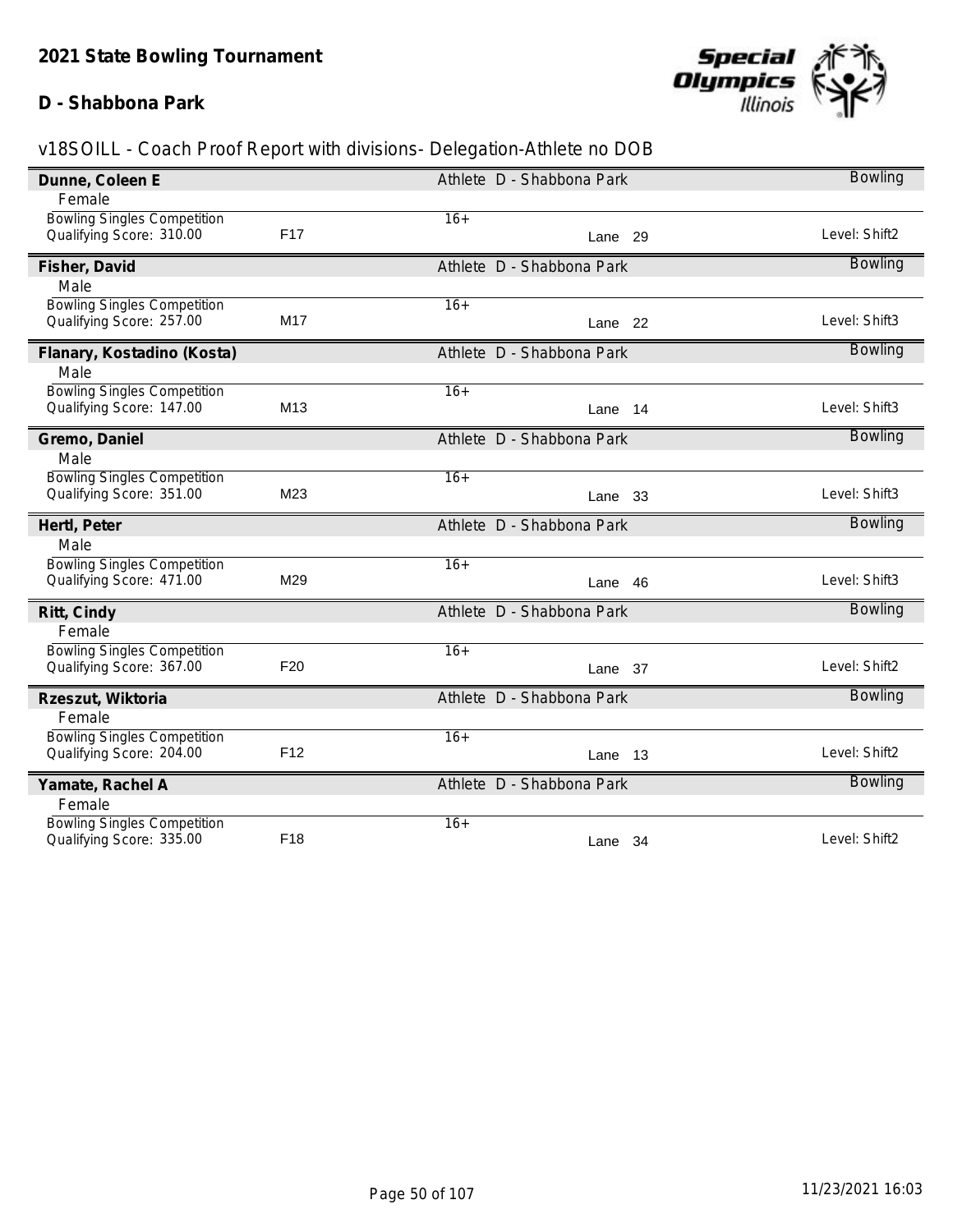**2021 State Bowling Tournament**

**D - Shabbona Park**

v18SOILL - Coach Proof Report with divisions- Delegation-Athlete no DOB

| Name | Gender | Event | Qualifying Score | Division | Age Group | Type | Delegation | Lane | Level | Sport |
| --- | --- | --- | --- | --- | --- | --- | --- | --- | --- | --- |
| **Dunne, Coleen E** | Female | Bowling Singles Competition | 310.00 | F17 | 16+ | Athlete | D - Shabbona Park | 29 | Shift2 | Bowling |
| **Fisher, David** | Male | Bowling Singles Competition | 257.00 | M17 | 16+ | Athlete | D - Shabbona Park | 22 | Shift3 | Bowling |
| **Flanary, Kostadino (Kosta)** | Male | Bowling Singles Competition | 147.00 | M13 | 16+ | Athlete | D - Shabbona Park | 14 | Shift3 | Bowling |
| **Gremo, Daniel** | Male | Bowling Singles Competition | 351.00 | M23 | 16+ | Athlete | D - Shabbona Park | 33 | Shift3 | Bowling |
| **Hertl, Peter** | Male | Bowling Singles Competition | 471.00 | M29 | 16+ | Athlete | D - Shabbona Park | 46 | Shift3 | Bowling |
| **Ritt, Cindy** | Female | Bowling Singles Competition | 367.00 | F20 | 16+ | Athlete | D - Shabbona Park | 37 | Shift2 | Bowling |
| **Rzeszut, Wiktoria** | Female | Bowling Singles Competition | 204.00 | F12 | 16+ | Athlete | D - Shabbona Park | 13 | Shift2 | Bowling |
| **Yamate, Rachel A** | Female | Bowling Singles Competition | 335.00 | F18 | 16+ | Athlete | D - Shabbona Park | 34 | Shift2 | Bowling |

11/23/2021 16:03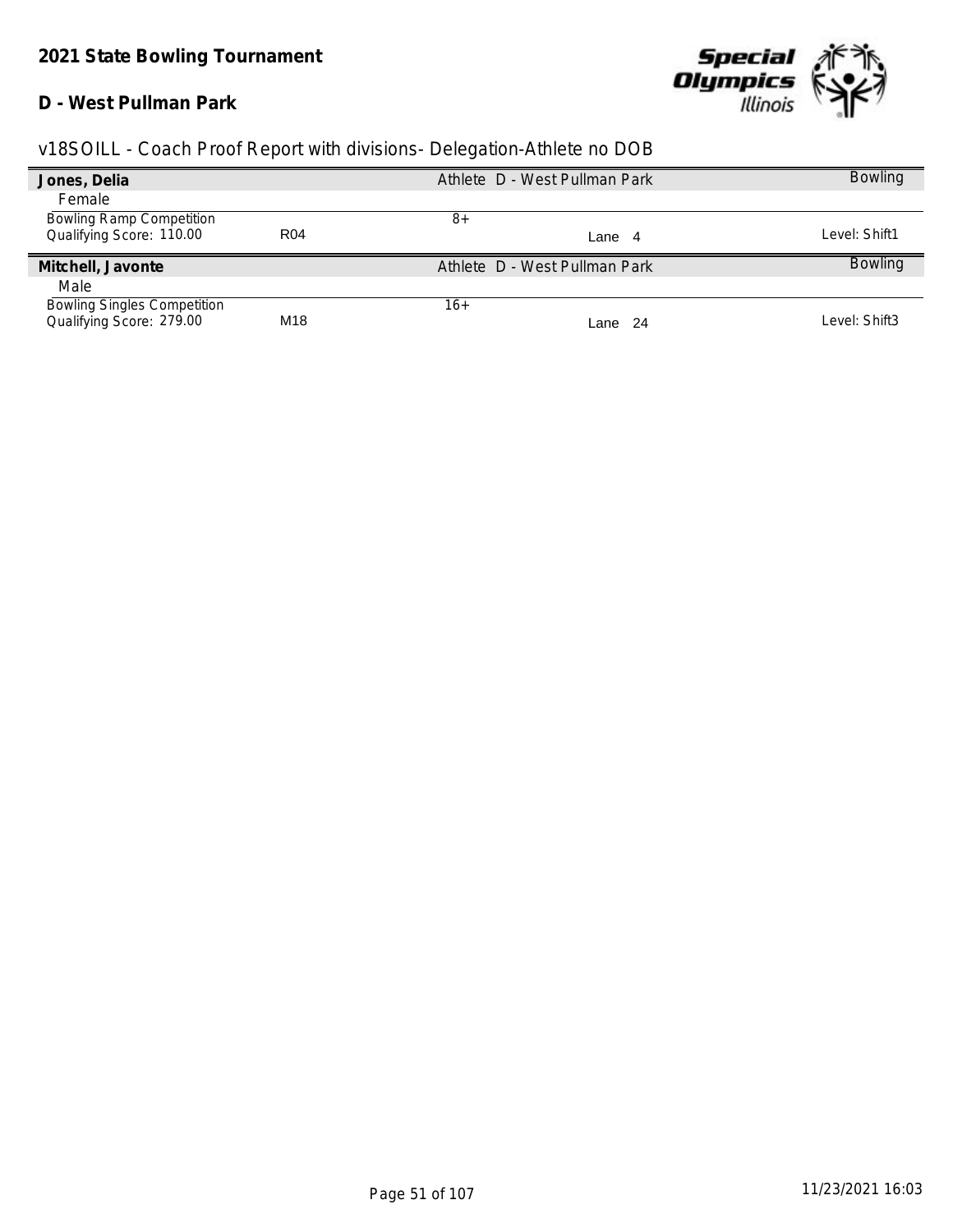## 2021 State Bowling Tournament

### D - West Pullman Park

v18SOILL - Coach Proof Report with divisions- Delegation-Athlete no DOB

**Jones, Delia** — Athlete D - West Pullman Park — Bowling

Female

| | | | | |
|---|---|---|---|---|
| Bowling Ramp Competition | | 8+ | | |
| Qualifying Score: 110.00 | R04 | | Lane 4 | Level: Shift1 |

**Mitchell, Javonte** — Athlete D - West Pullman Park — Bowling

Male

| | | | | |
|---|---|---|---|---|
| Bowling Singles Competition | | 16+ | | |
| Qualifying Score: 279.00 | M18 | | Lane 24 | Level: Shift3 |

11/23/2021 16:03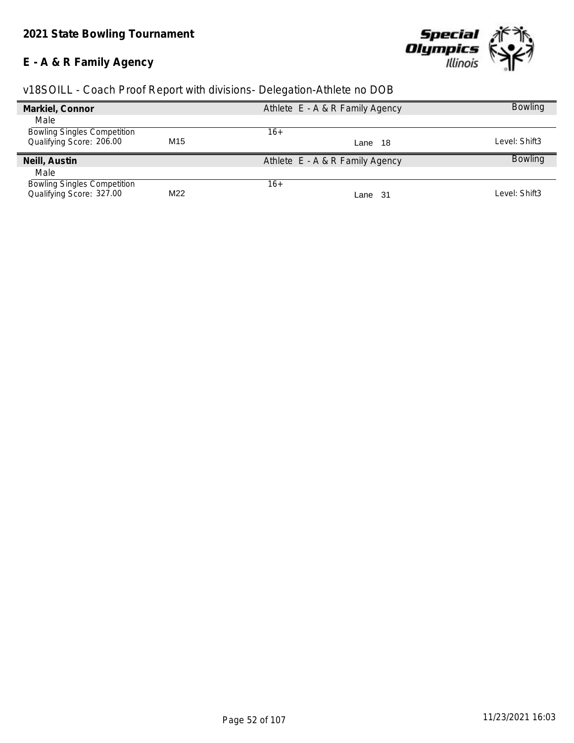**2021 State Bowling Tournament**

**E - A & R Family Agency**

v18SOILL - Coach Proof Report with divisions- Delegation-Athlete no DOB

| **Markiel, Connor** | | Athlete E - A & R Family Agency | Bowling |
|---|---|---|---|
| Male | | | |
| Bowling Singles Competition | | 16+ | |
| Qualifying Score: 206.00 | M15 | Lane 18 | Level: Shift3 |
| **Neill, Austin** | | Athlete E - A & R Family Agency | Bowling |
| Male | | | |
| Bowling Singles Competition | | 16+ | |
| Qualifying Score: 327.00 | M22 | Lane 31 | Level: Shift3 |

11/23/2021 16:03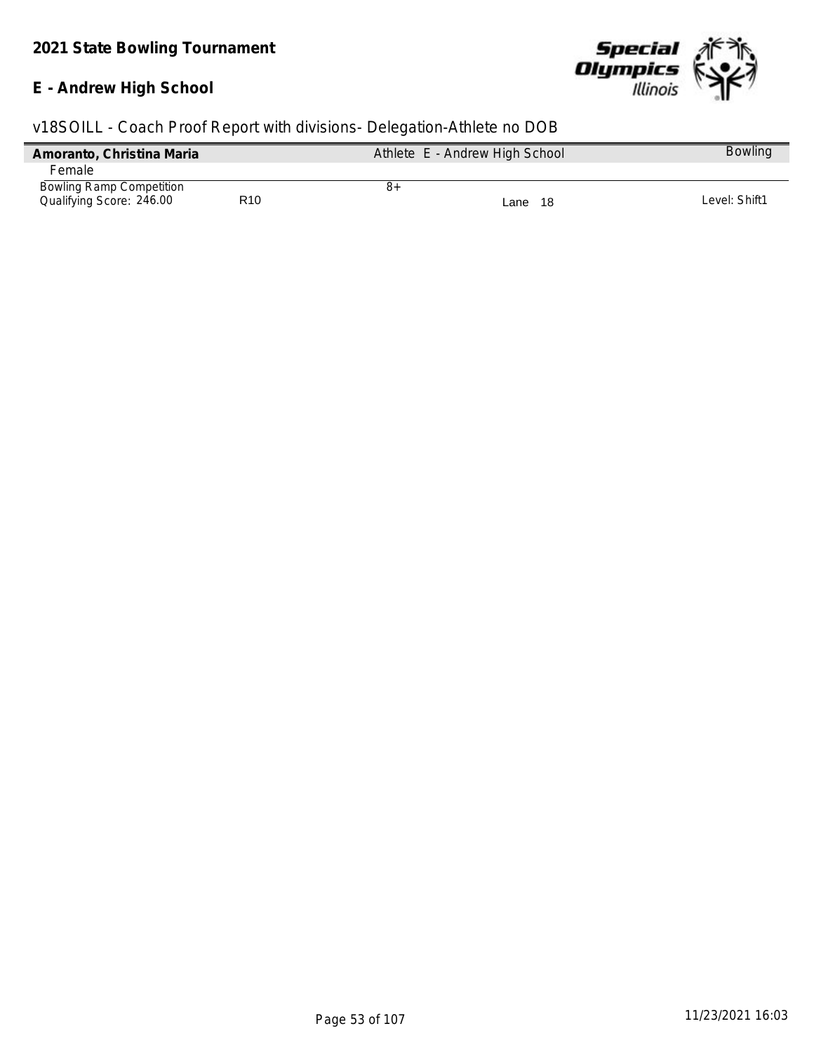**2021 State Bowling Tournament**

**E - Andrew High School**

v18SOILL - Coach Proof Report with divisions- Delegation-Athlete no DOB

| **Amoranto, Christina Maria** | | Athlete E - Andrew High School | | Bowling |
|---|---|---|---|---|
| Female | | | | |
| Bowling Ramp Competition | | 8+ | | |
| Qualifying Score: 246.00 | R10 | | Lane 18 | Level: Shift1 |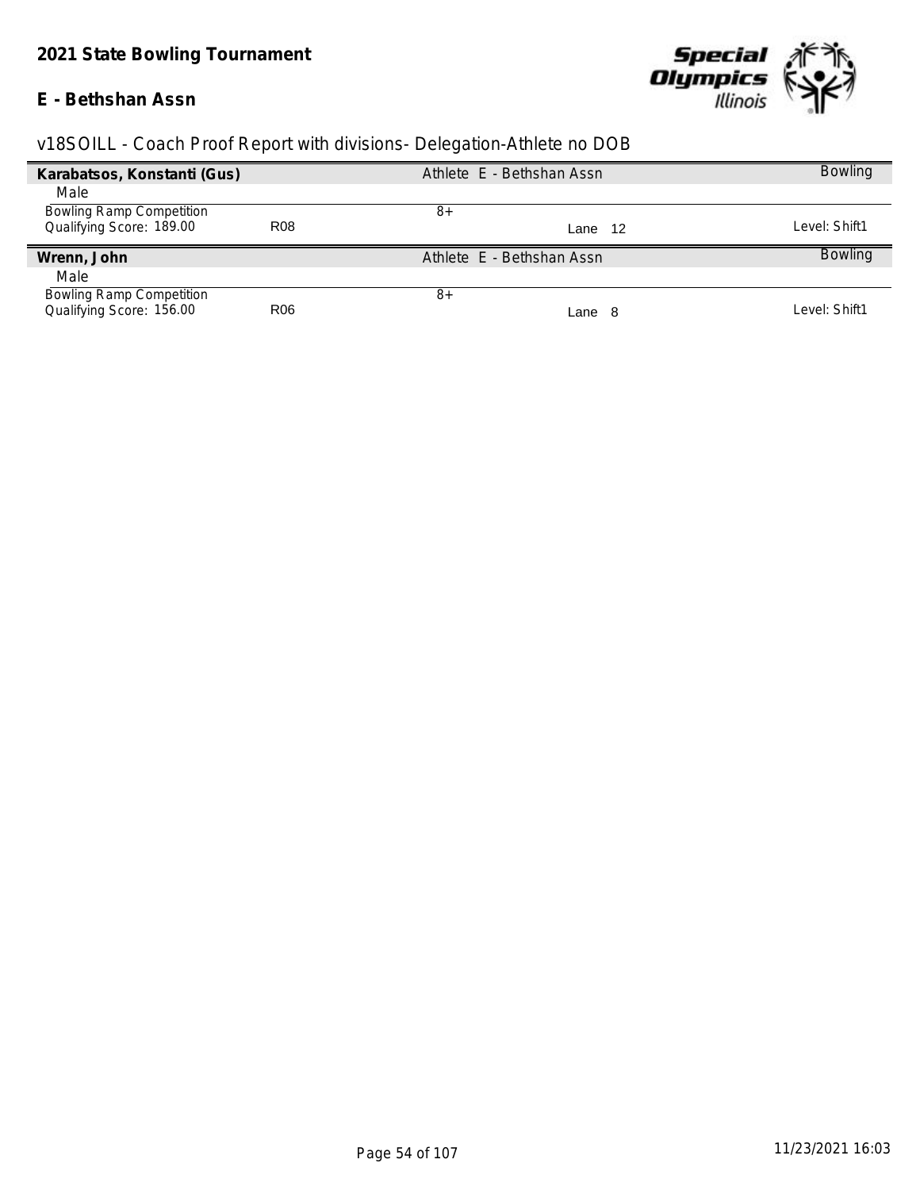## 2021 State Bowling Tournament

### E - Bethshan Assn

v18SOILL - Coach Proof Report with divisions- Delegation-Athlete no DOB

| **Karabatsos, Konstanti (Gus)** | | Athlete E - Bethshan Assn | Bowling |
|---|---|---|---|
| Male | | | |
| Bowling Ramp Competition | | 8+ | |
| Qualifying Score: 189.00 | R08 | Lane 12 | Level: Shift1 |

| **Wrenn, John** | | Athlete E - Bethshan Assn | Bowling |
|---|---|---|---|
| Male | | | |
| Bowling Ramp Competition | | 8+ | |
| Qualifying Score: 156.00 | R06 | Lane 8 | Level: Shift1 |

11/23/2021 16:03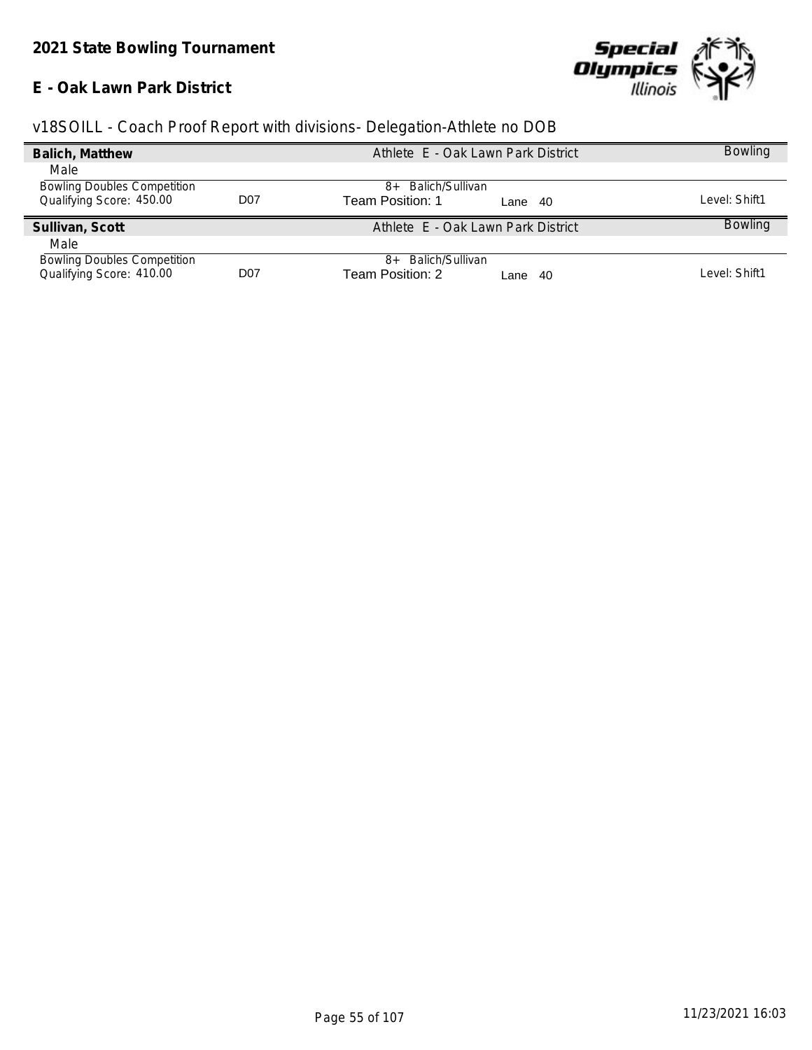**2021 State Bowling Tournament**

**E - Oak Lawn Park District**

## v18SOILL - Coach Proof Report with divisions- Delegation-Athlete no DOB

| **Balich, Matthew** | | Athlete E - Oak Lawn Park District | | Bowling |
|---|---|---|---|---|
| Male | | | | |
| Bowling Doubles Competition | | 8+ Balich/Sullivan | | |
| Qualifying Score: 450.00 | D07 | Team Position: 1 | Lane 40 | Level: Shift1 |

| **Sullivan, Scott** | | Athlete E - Oak Lawn Park District | | Bowling |
|---|---|---|---|---|
| Male | | | | |
| Bowling Doubles Competition | | 8+ Balich/Sullivan | | |
| Qualifying Score: 410.00 | D07 | Team Position: 2 | Lane 40 | Level: Shift1 |

11/23/2021 16:03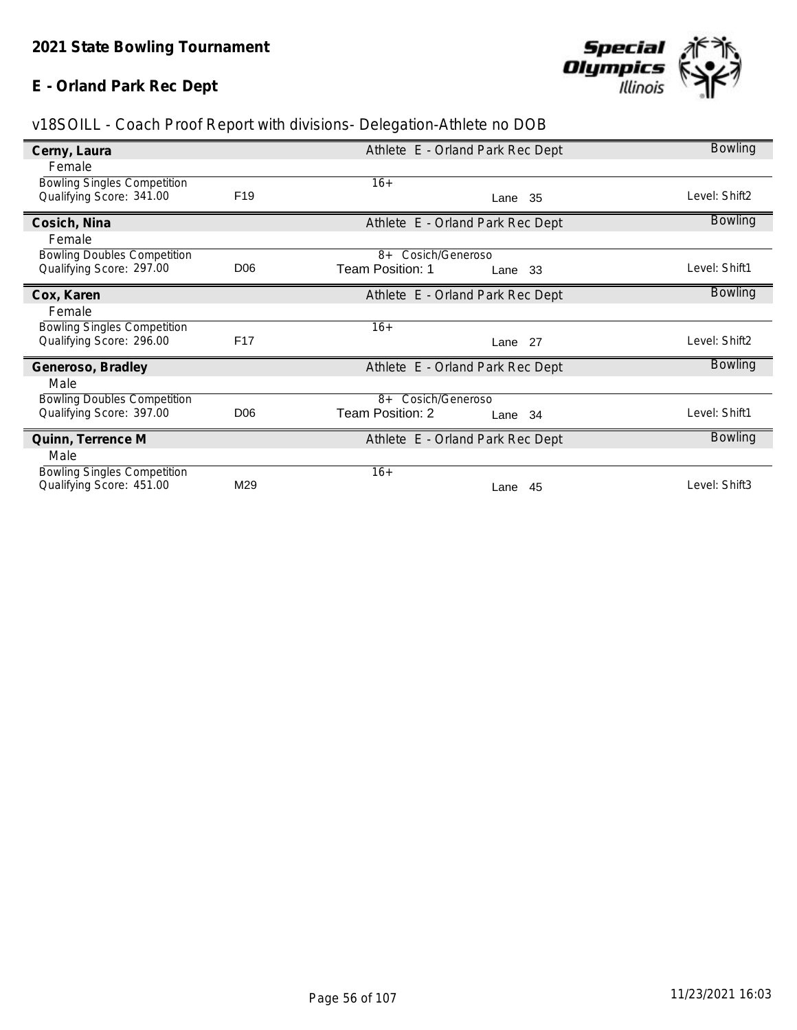# 2021 State Bowling Tournament

## E - Orland Park Rec Dept

v18SOILL - Coach Proof Report with divisions- Delegation-Athlete no DOB

**Cerny, Laura** — Athlete E - Orland Park Rec Dept — Bowling

Female

| Bowling Singles Competition | | 16+ | | |
|---|---|---|---|---|
| Qualifying Score: 341.00 | F19 | | Lane 35 | Level: Shift2 |

**Cosich, Nina** — Athlete E - Orland Park Rec Dept — Bowling

Female

| Bowling Doubles Competition | | 8+ Cosich/Generoso | | |
|---|---|---|---|---|
| Qualifying Score: 297.00 | D06 | Team Position: 1 | Lane 33 | Level: Shift1 |

**Cox, Karen** — Athlete E - Orland Park Rec Dept — Bowling

Female

| Bowling Singles Competition | | 16+ | | |
|---|---|---|---|---|
| Qualifying Score: 296.00 | F17 | | Lane 27 | Level: Shift2 |

**Generoso, Bradley** — Athlete E - Orland Park Rec Dept — Bowling

Male

| Bowling Doubles Competition | | 8+ Cosich/Generoso | | |
|---|---|---|---|---|
| Qualifying Score: 397.00 | D06 | Team Position: 2 | Lane 34 | Level: Shift1 |

**Quinn, Terrence M** — Athlete E - Orland Park Rec Dept — Bowling

Male

| Bowling Singles Competition | | 16+ | | |
|---|---|---|---|---|
| Qualifying Score: 451.00 | M29 | | Lane 45 | Level: Shift3 |

11/23/2021 16:03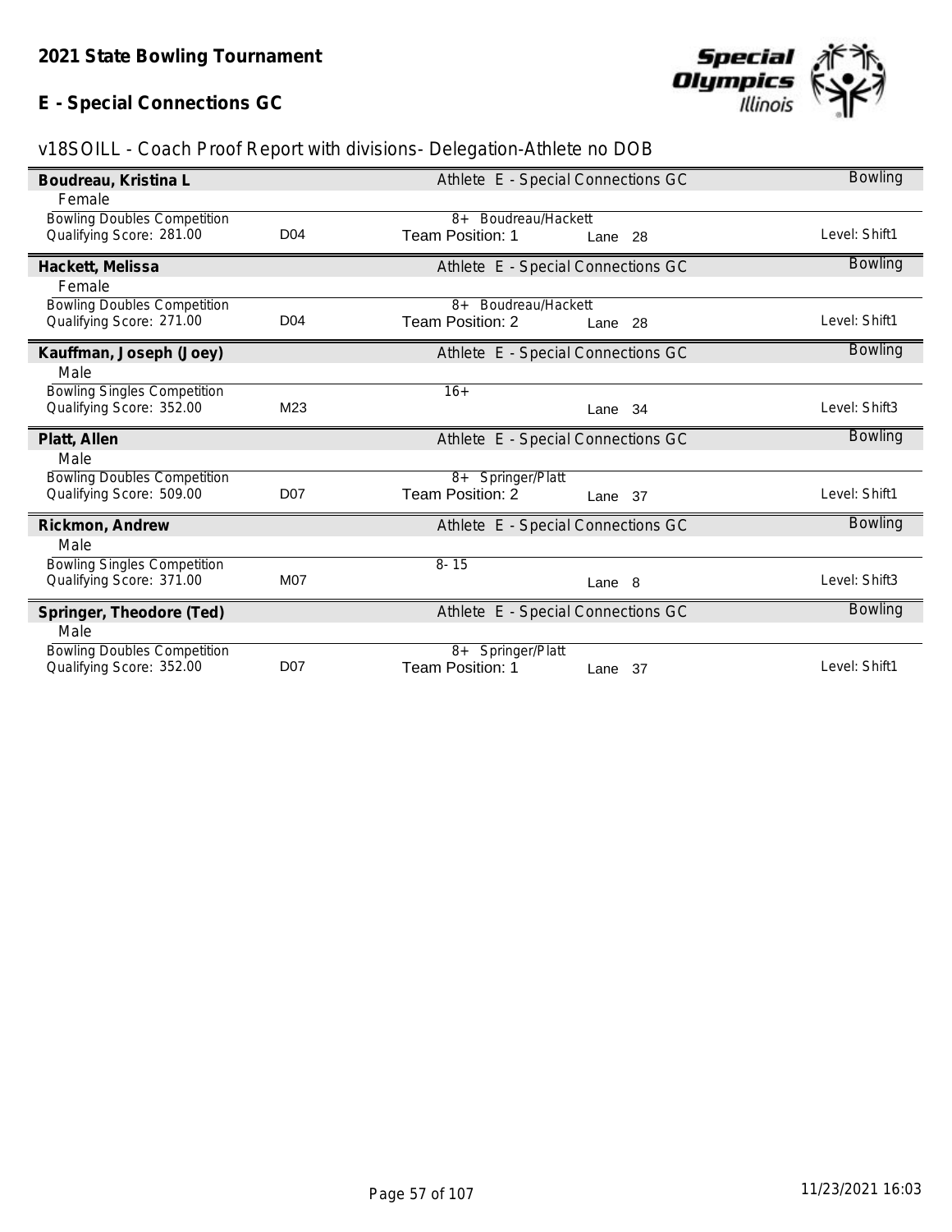## 2021 State Bowling Tournament

## E - Special Connections GC

v18SOILL - Coach Proof Report with divisions- Delegation-Athlete no DOB

**Boudreau, Kristina L** — Athlete E - Special Connections GC — Bowling

Female

| Bowling Doubles Competition | | 8+ Boudreau/Hackett | | |
|---|---|---|---|---|
| Qualifying Score: 281.00 | D04 | Team Position: 1 | Lane 28 | Level: Shift1 |

**Hackett, Melissa** — Athlete E - Special Connections GC — Bowling

Female

| Bowling Doubles Competition | | 8+ Boudreau/Hackett | | |
|---|---|---|---|---|
| Qualifying Score: 271.00 | D04 | Team Position: 2 | Lane 28 | Level: Shift1 |

**Kauffman, Joseph (Joey)** — Athlete E - Special Connections GC — Bowling

Male

| Bowling Singles Competition | | 16+ | | |
|---|---|---|---|---|
| Qualifying Score: 352.00 | M23 | | Lane 34 | Level: Shift3 |

**Platt, Allen** — Athlete E - Special Connections GC — Bowling

Male

| Bowling Doubles Competition | | 8+ Springer/Platt | | |
|---|---|---|---|---|
| Qualifying Score: 509.00 | D07 | Team Position: 2 | Lane 37 | Level: Shift1 |

**Rickmon, Andrew** — Athlete E - Special Connections GC — Bowling

Male

| Bowling Singles Competition | | 8- 15 | | |
|---|---|---|---|---|
| Qualifying Score: 371.00 | M07 | | Lane 8 | Level: Shift3 |

**Springer, Theodore (Ted)** — Athlete E - Special Connections GC — Bowling

Male

| Bowling Doubles Competition | | 8+ Springer/Platt | | |
|---|---|---|---|---|
| Qualifying Score: 352.00 | D07 | Team Position: 1 | Lane 37 | Level: Shift1 |

11/23/2021 16:03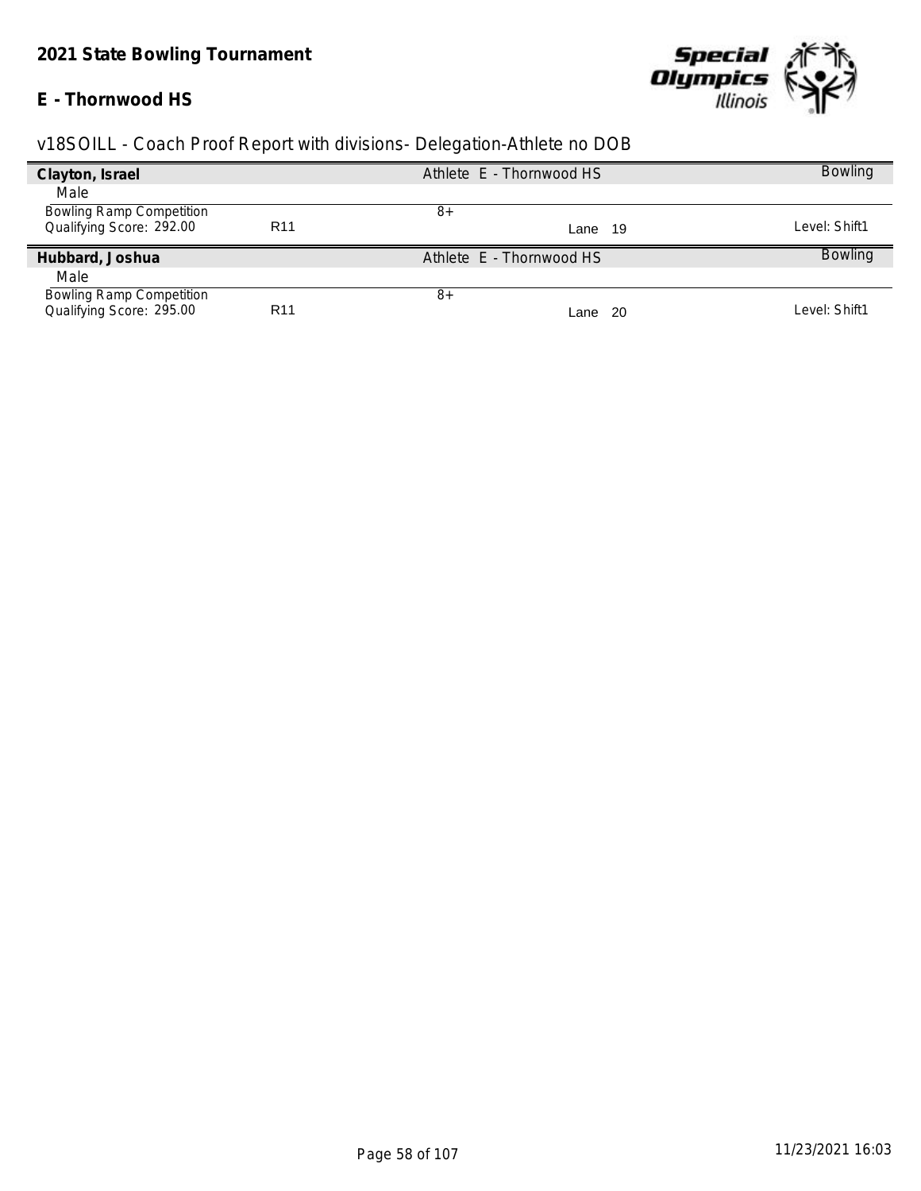## 2021 State Bowling Tournament

### E - Thornwood HS

v18SOILL - Coach Proof Report with divisions- Delegation-Athlete no DOB

| **Clayton, Israel** | | Athlete E - Thornwood HS | | Bowling |
|---|---|---|---|---|
| Male | | | | |
| Bowling Ramp Competition | | 8+ | | |
| Qualifying Score: 292.00 | R11 | | Lane 19 | Level: Shift1 |

| **Hubbard, Joshua** | | Athlete E - Thornwood HS | | Bowling |
|---|---|---|---|---|
| Male | | | | |
| Bowling Ramp Competition | | 8+ | | |
| Qualifying Score: 295.00 | R11 | | Lane 20 | Level: Shift1 |

11/23/2021 16:03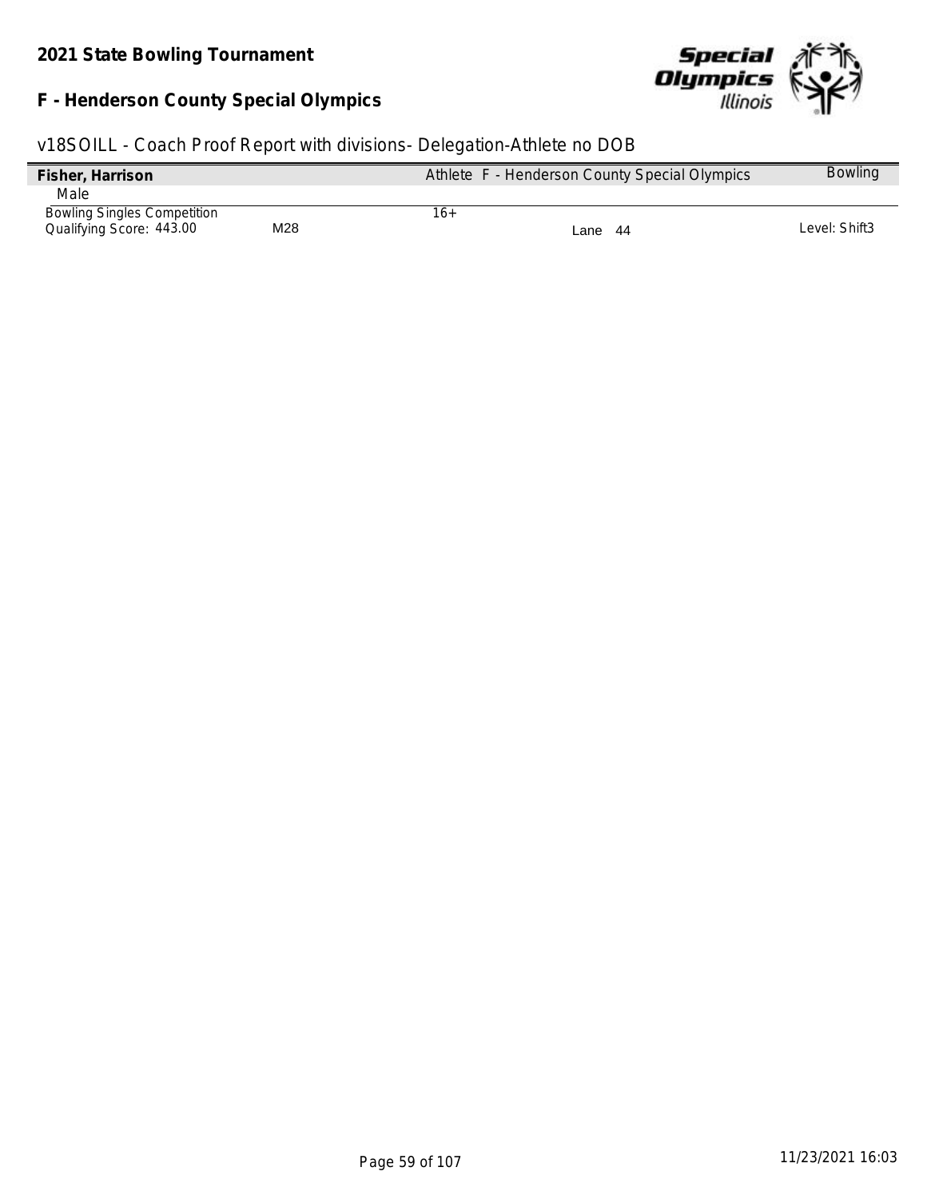**2021 State Bowling Tournament**

**F - Henderson County Special Olympics**

v18SOILL - Coach Proof Report with divisions- Delegation-Athlete no DOB

| **Fisher, Harrison** | | Athlete F - Henderson County Special Olympics | | Bowling |
|---|---|---|---|---|
| Male | | | | |
| Bowling Singles Competition | | 16+ | | |
| Qualifying Score: 443.00 | M28 | | Lane 44 | Level: Shift3 |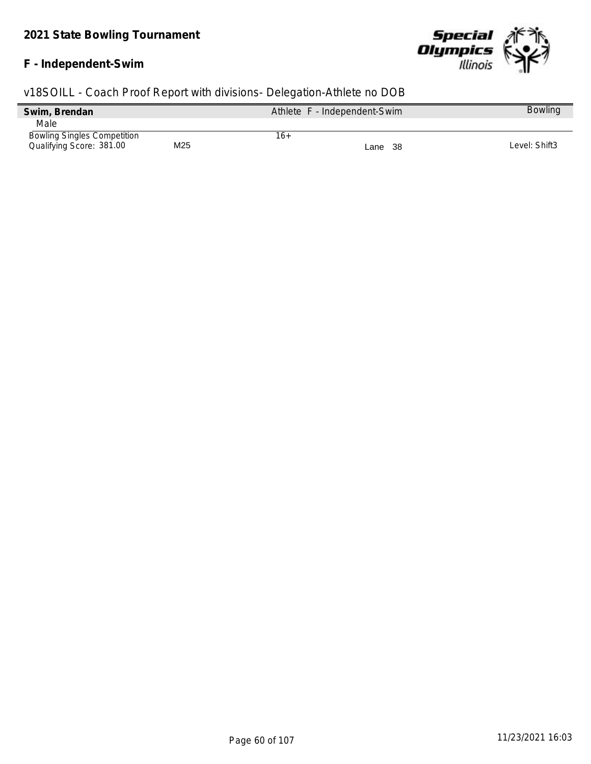# 2021 State Bowling Tournament

## F - Independent-Swim

v18SOILL - Coach Proof Report with divisions- Delegation-Athlete no DOB

| **Swim, Brendan** | | Athlete F - Independent-Swim | | Bowling |
|---|---|---|---|---|
| Male | | | | |
| Bowling Singles Competition | | 16+ | | |
| Qualifying Score: 381.00 | M25 | | Lane 38 | Level: Shift3 |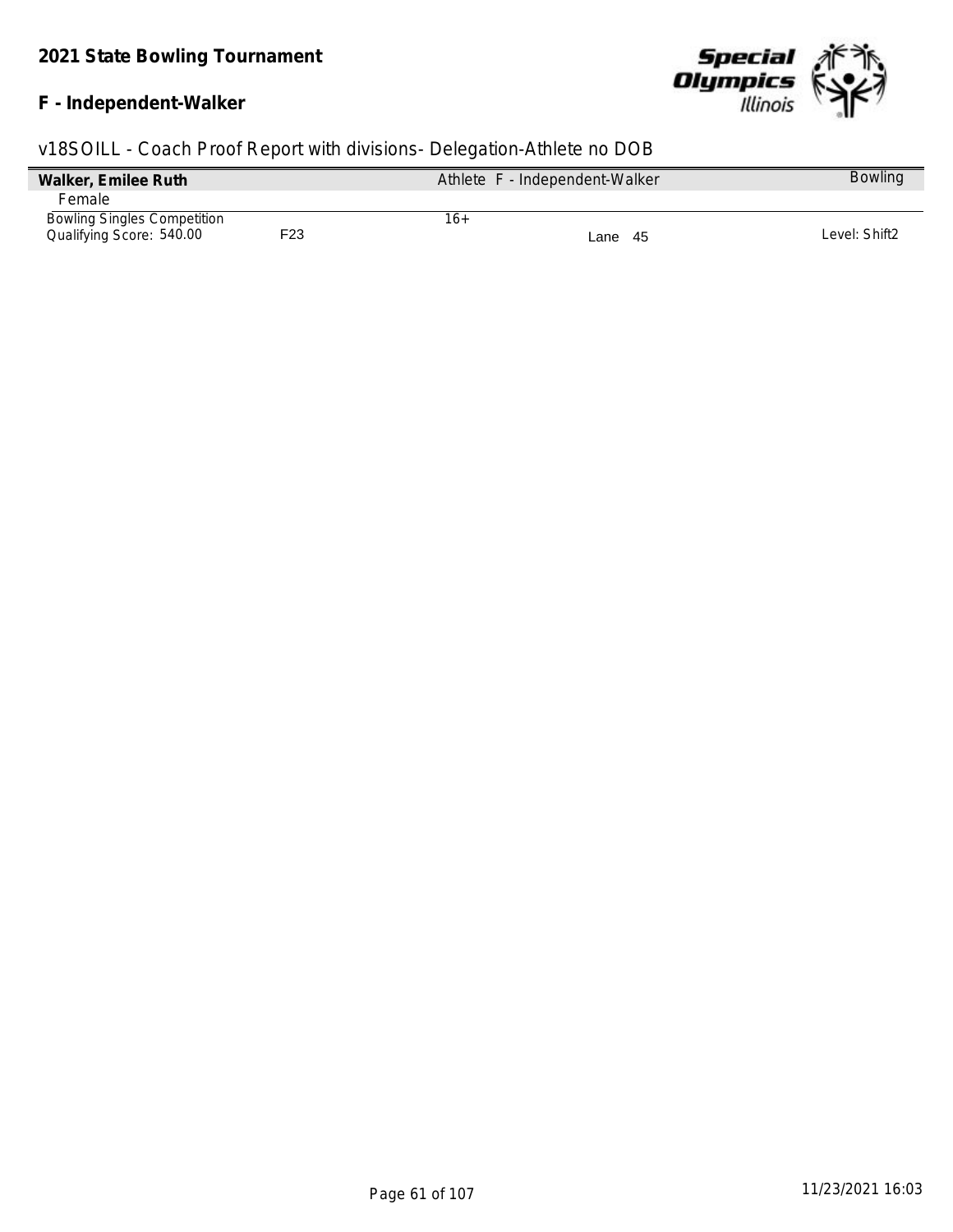**2021 State Bowling Tournament**

**F - Independent-Walker**

v18SOILL - Coach Proof Report with divisions- Delegation-Athlete no DOB

| **Walker, Emilee Ruth** | | Athlete F - Independent-Walker | | Bowling |
|---|---|---|---|---|
| Female | | | | |
| Bowling Singles Competition | | 16+ | | |
| Qualifying Score: 540.00 | F23 | | Lane 45 | Level: Shift2 |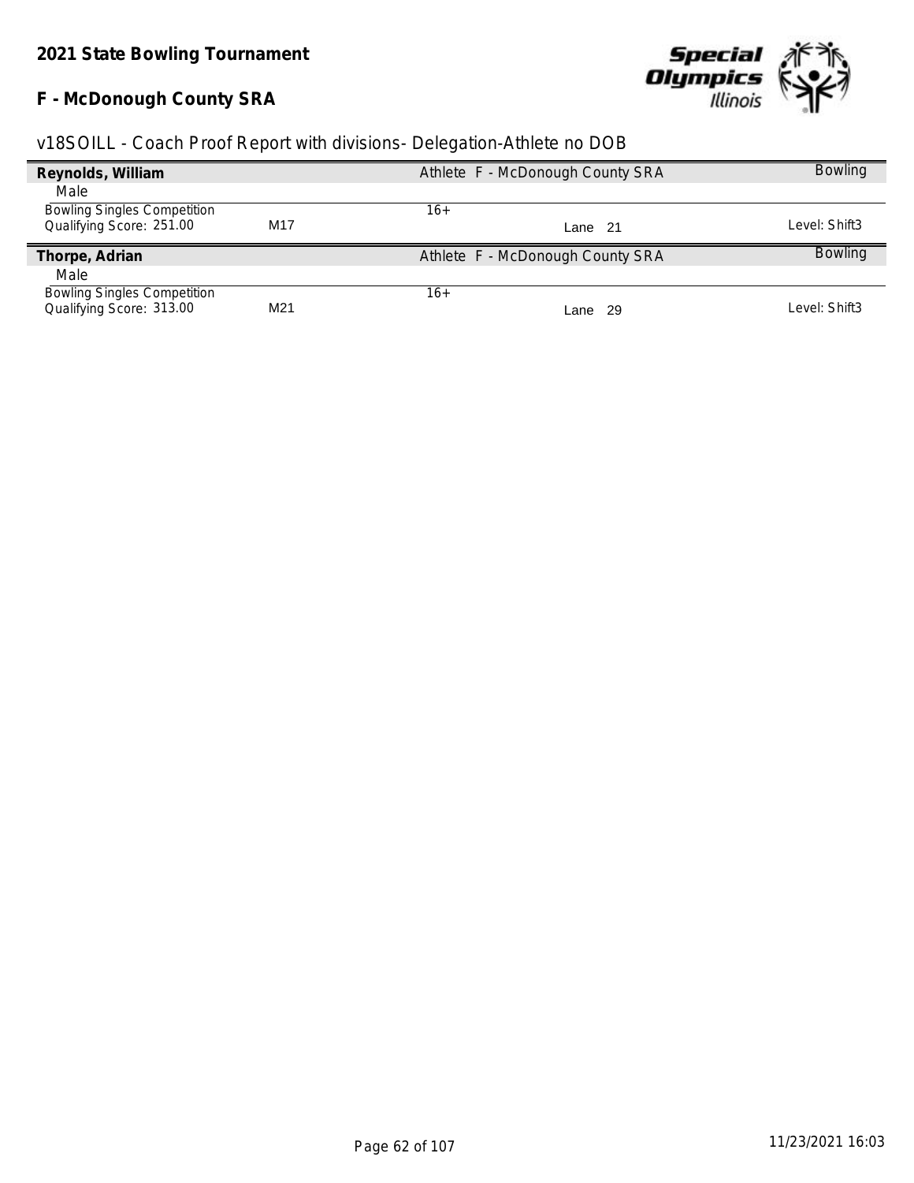## 2021 State Bowling Tournament

## F - McDonough County SRA

v18SOILL - Coach Proof Report with divisions- Delegation-Athlete no DOB

**Reynolds, William** — Athlete F - McDonough County SRA — Bowling

Male

| Bowling Singles Competition | | 16+ | | |
|---|---|---|---|---|
| Qualifying Score: 251.00 | M17 | | Lane 21 | Level: Shift3 |

**Thorpe, Adrian** — Athlete F - McDonough County SRA — Bowling

Male

| Bowling Singles Competition | | 16+ | | |
|---|---|---|---|---|
| Qualifying Score: 313.00 | M21 | | Lane 29 | Level: Shift3 |

11/23/2021 16:03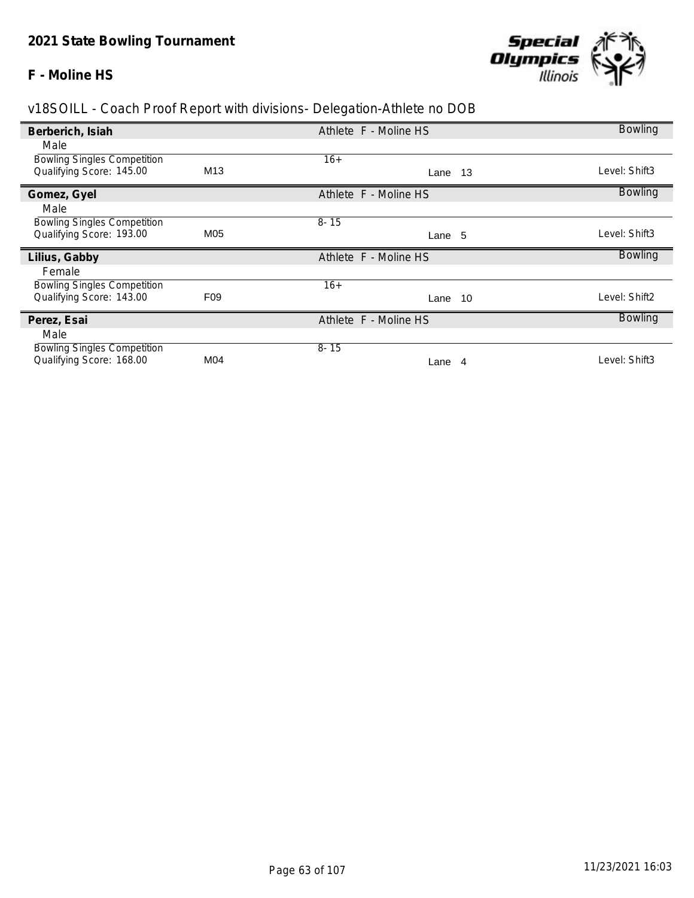## 2021 State Bowling Tournament

### F - Moline HS

v18SOILL - Coach Proof Report with divisions- Delegation-Athlete no DOB

**Berberich, Isiah** — Athlete F - Moline HS — Bowling

Male

| Event | Division | Age Group | Lane | Level |
|---|---|---|---|---|
| Bowling Singles Competition<br>Qualifying Score: 145.00 | M13 | 16+ | Lane 13 | Level: Shift3 |

**Gomez, Gyel** — Athlete F - Moline HS — Bowling

Male

| Event | Division | Age Group | Lane | Level |
|---|---|---|---|---|
| Bowling Singles Competition<br>Qualifying Score: 193.00 | M05 | 8- 15 | Lane 5 | Level: Shift3 |

**Lilius, Gabby** — Athlete F - Moline HS — Bowling

Female

| Event | Division | Age Group | Lane | Level |
|---|---|---|---|---|
| Bowling Singles Competition<br>Qualifying Score: 143.00 | F09 | 16+ | Lane 10 | Level: Shift2 |

**Perez, Esai** — Athlete F - Moline HS — Bowling

Male

| Event | Division | Age Group | Lane | Level |
|---|---|---|---|---|
| Bowling Singles Competition<br>Qualifying Score: 168.00 | M04 | 8- 15 | Lane 4 | Level: Shift3 |

11/23/2021 16:03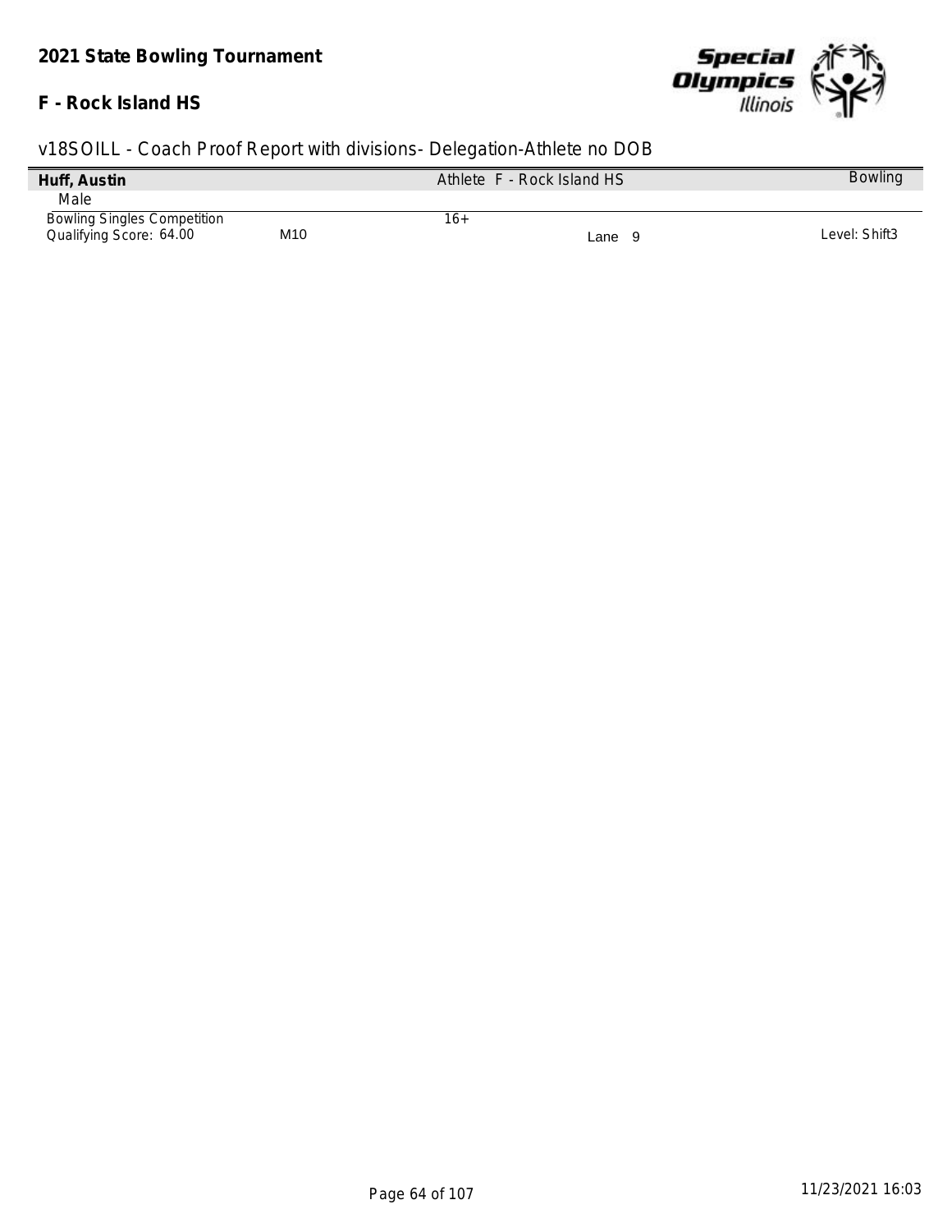**2021 State Bowling Tournament**

**F - Rock Island HS**

v18SOILL - Coach Proof Report with divisions- Delegation-Athlete no DOB

| **Huff, Austin** | | Athlete F - Rock Island HS | | Bowling |
|---|---|---|---|---|
| Male | | | | |
| Bowling Singles Competition | | 16+ | | |
| Qualifying Score: 64.00 | M10 | | Lane 9 | Level: Shift3 |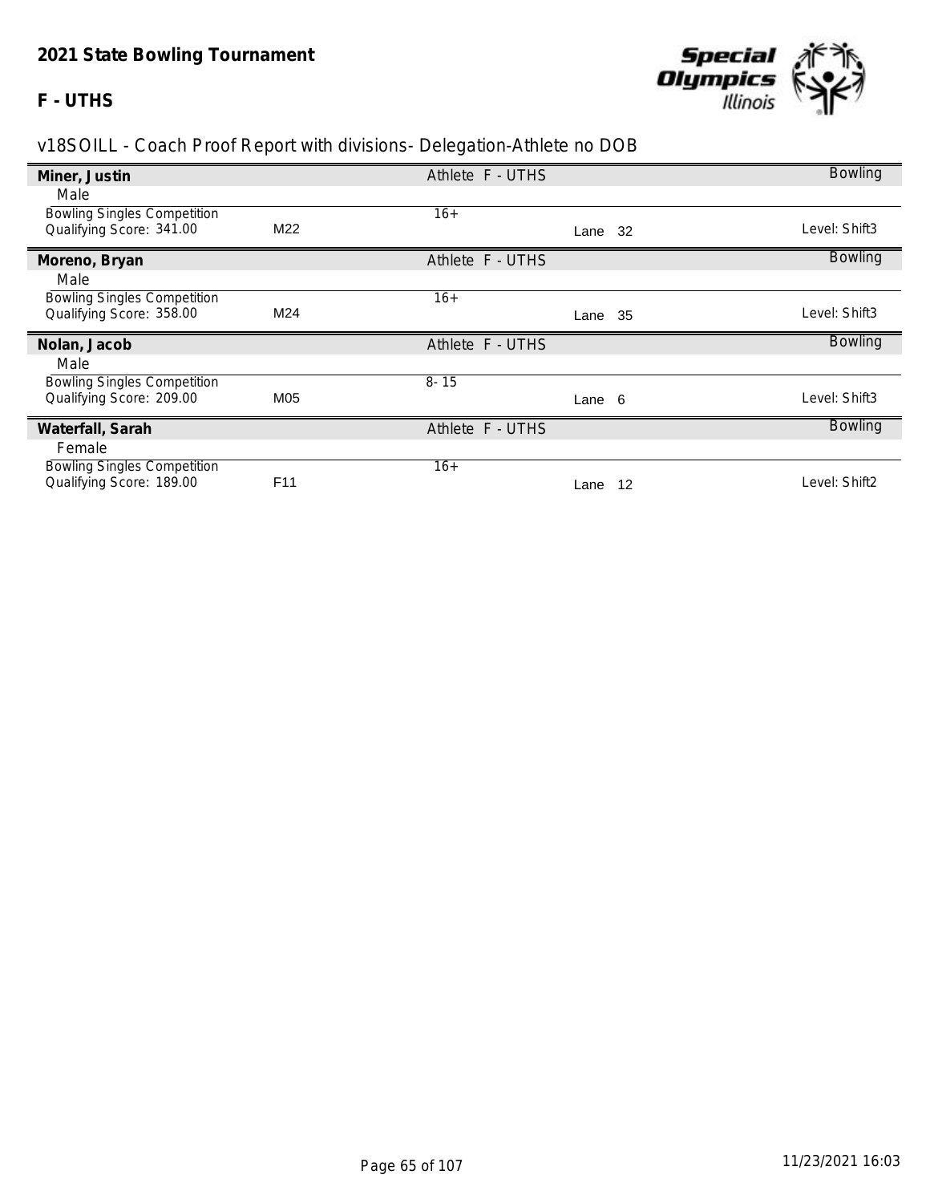## 2021 State Bowling Tournament

### F - UTHS

v18SOILL - Coach Proof Report with divisions- Delegation-Athlete no DOB

**Miner, Justin** — Athlete F - UTHS — Bowling

Male

| Event | Division | Age Group | Lane | Level |
|---|---|---|---|---|
| Bowling Singles Competition<br>Qualifying Score: 341.00 | M22 | 16+ | Lane 32 | Level: Shift3 |

**Moreno, Bryan** — Athlete F - UTHS — Bowling

Male

| Event | Division | Age Group | Lane | Level |
|---|---|---|---|---|
| Bowling Singles Competition<br>Qualifying Score: 358.00 | M24 | 16+ | Lane 35 | Level: Shift3 |

**Nolan, Jacob** — Athlete F - UTHS — Bowling

Male

| Event | Division | Age Group | Lane | Level |
|---|---|---|---|---|
| Bowling Singles Competition<br>Qualifying Score: 209.00 | M05 | 8- 15 | Lane 6 | Level: Shift3 |

**Waterfall, Sarah** — Athlete F - UTHS — Bowling

Female

| Event | Division | Age Group | Lane | Level |
|---|---|---|---|---|
| Bowling Singles Competition<br>Qualifying Score: 189.00 | F11 | 16+ | Lane 12 | Level: Shift2 |

11/23/2021 16:03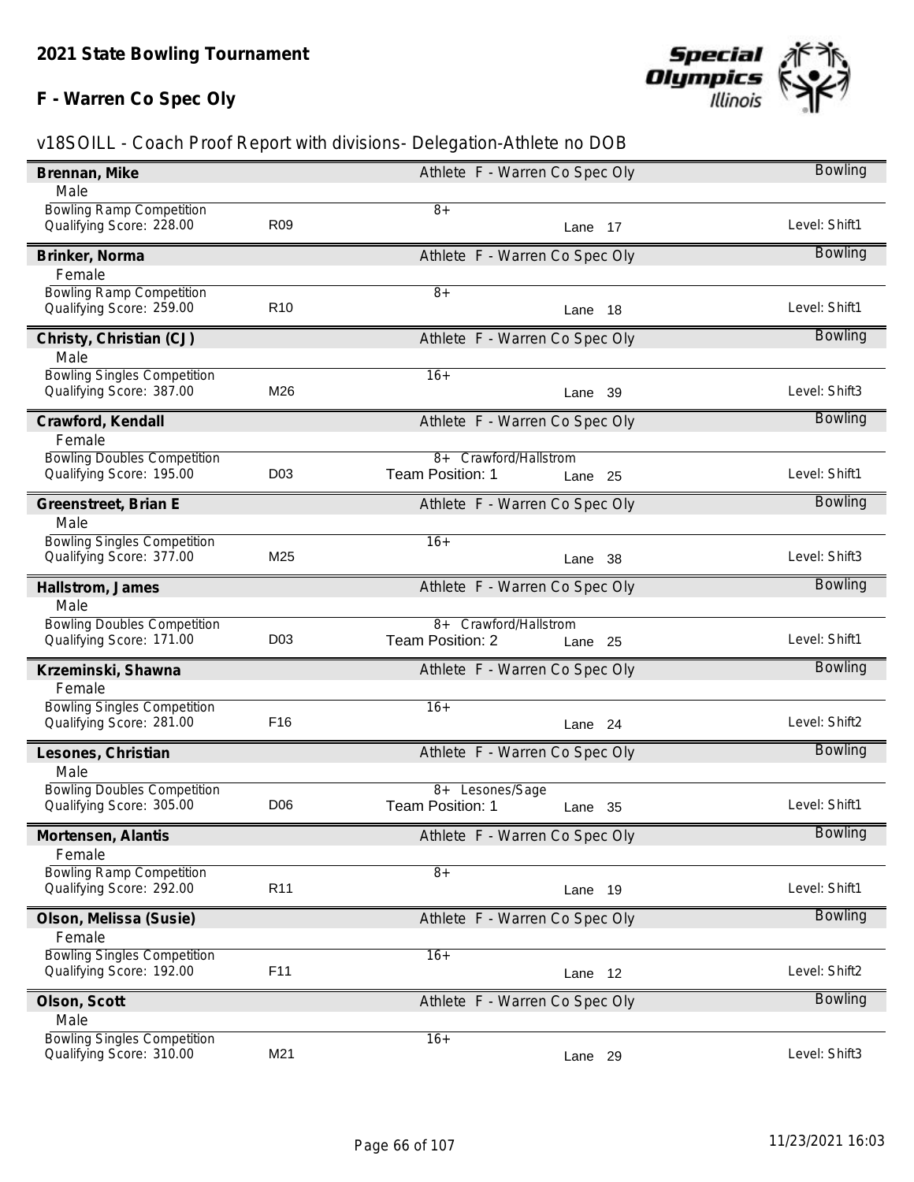# 2021 State Bowling Tournament

## F - Warren Co Spec Oly

v18SOILL - Coach Proof Report with divisions- Delegation-Athlete no DOB

**Brennan, Mike** — Athlete F - Warren Co Spec Oly — Bowling
Male
Bowling Ramp Competition — 8+
Qualifying Score: 228.00 — R09 — Lane 17 — Level: Shift1

**Brinker, Norma** — Athlete F - Warren Co Spec Oly — Bowling
Female
Bowling Ramp Competition — 8+
Qualifying Score: 259.00 — R10 — Lane 18 — Level: Shift1

**Christy, Christian (CJ)** — Athlete F - Warren Co Spec Oly — Bowling
Male
Bowling Singles Competition — 16+
Qualifying Score: 387.00 — M26 — Lane 39 — Level: Shift3

**Crawford, Kendall** — Athlete F - Warren Co Spec Oly — Bowling
Female
Bowling Doubles Competition — 8+ Crawford/Hallstrom
Qualifying Score: 195.00 — D03 — Team Position: 1 — Lane 25 — Level: Shift1

**Greenstreet, Brian E** — Athlete F - Warren Co Spec Oly — Bowling
Male
Bowling Singles Competition — 16+
Qualifying Score: 377.00 — M25 — Lane 38 — Level: Shift3

**Hallstrom, James** — Athlete F - Warren Co Spec Oly — Bowling
Male
Bowling Doubles Competition — 8+ Crawford/Hallstrom
Qualifying Score: 171.00 — D03 — Team Position: 2 — Lane 25 — Level: Shift1

**Krzeminski, Shawna** — Athlete F - Warren Co Spec Oly — Bowling
Female
Bowling Singles Competition — 16+
Qualifying Score: 281.00 — F16 — Lane 24 — Level: Shift2

**Lesones, Christian** — Athlete F - Warren Co Spec Oly — Bowling
Male
Bowling Doubles Competition — 8+ Lesones/Sage
Qualifying Score: 305.00 — D06 — Team Position: 1 — Lane 35 — Level: Shift1

**Mortensen, Alantis** — Athlete F - Warren Co Spec Oly — Bowling
Female
Bowling Ramp Competition — 8+
Qualifying Score: 292.00 — R11 — Lane 19 — Level: Shift1

**Olson, Melissa (Susie)** — Athlete F - Warren Co Spec Oly — Bowling
Female
Bowling Singles Competition — 16+
Qualifying Score: 192.00 — F11 — Lane 12 — Level: Shift2

**Olson, Scott** — Athlete F - Warren Co Spec Oly — Bowling
Male
Bowling Singles Competition — 16+
Qualifying Score: 310.00 — M21 — Lane 29 — Level: Shift3

11/23/2021 16:03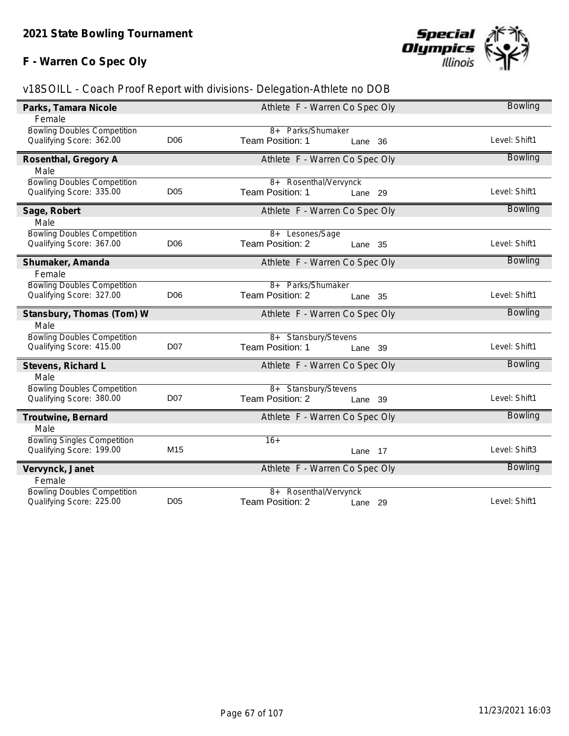**2021 State Bowling Tournament**

**F - Warren Co Spec Oly**

v18SOILL - Coach Proof Report with divisions- Delegation-Athlete no DOB

| **Parks, Tamara Nicole** | | Athlete F - Warren Co Spec Oly | | Bowling |
|---|---|---|---|---|
| Female | | | | |
| Bowling Doubles Competition | | 8+ Parks/Shumaker | | |
| Qualifying Score: 362.00 | D06 | Team Position: 1 | Lane 36 | Level: Shift1 |
| **Rosenthal, Gregory A** | | Athlete F - Warren Co Spec Oly | | Bowling |
| Male | | | | |
| Bowling Doubles Competition | | 8+ Rosenthal/Vervynck | | |
| Qualifying Score: 335.00 | D05 | Team Position: 1 | Lane 29 | Level: Shift1 |
| **Sage, Robert** | | Athlete F - Warren Co Spec Oly | | Bowling |
| Male | | | | |
| Bowling Doubles Competition | | 8+ Lesones/Sage | | |
| Qualifying Score: 367.00 | D06 | Team Position: 2 | Lane 35 | Level: Shift1 |
| **Shumaker, Amanda** | | Athlete F - Warren Co Spec Oly | | Bowling |
| Female | | | | |
| Bowling Doubles Competition | | 8+ Parks/Shumaker | | |
| Qualifying Score: 327.00 | D06 | Team Position: 2 | Lane 35 | Level: Shift1 |
| **Stansbury, Thomas (Tom) W** | | Athlete F - Warren Co Spec Oly | | Bowling |
| Male | | | | |
| Bowling Doubles Competition | | 8+ Stansbury/Stevens | | |
| Qualifying Score: 415.00 | D07 | Team Position: 1 | Lane 39 | Level: Shift1 |
| **Stevens, Richard L** | | Athlete F - Warren Co Spec Oly | | Bowling |
| Male | | | | |
| Bowling Doubles Competition | | 8+ Stansbury/Stevens | | |
| Qualifying Score: 380.00 | D07 | Team Position: 2 | Lane 39 | Level: Shift1 |
| **Troutwine, Bernard** | | Athlete F - Warren Co Spec Oly | | Bowling |
| Male | | | | |
| Bowling Singles Competition | | 16+ | | |
| Qualifying Score: 199.00 | M15 | | Lane 17 | Level: Shift3 |
| **Vervynck, Janet** | | Athlete F - Warren Co Spec Oly | | Bowling |
| Female | | | | |
| Bowling Doubles Competition | | 8+ Rosenthal/Vervynck | | |
| Qualifying Score: 225.00 | D05 | Team Position: 2 | Lane 29 | Level: Shift1 |

11/23/2021 16:03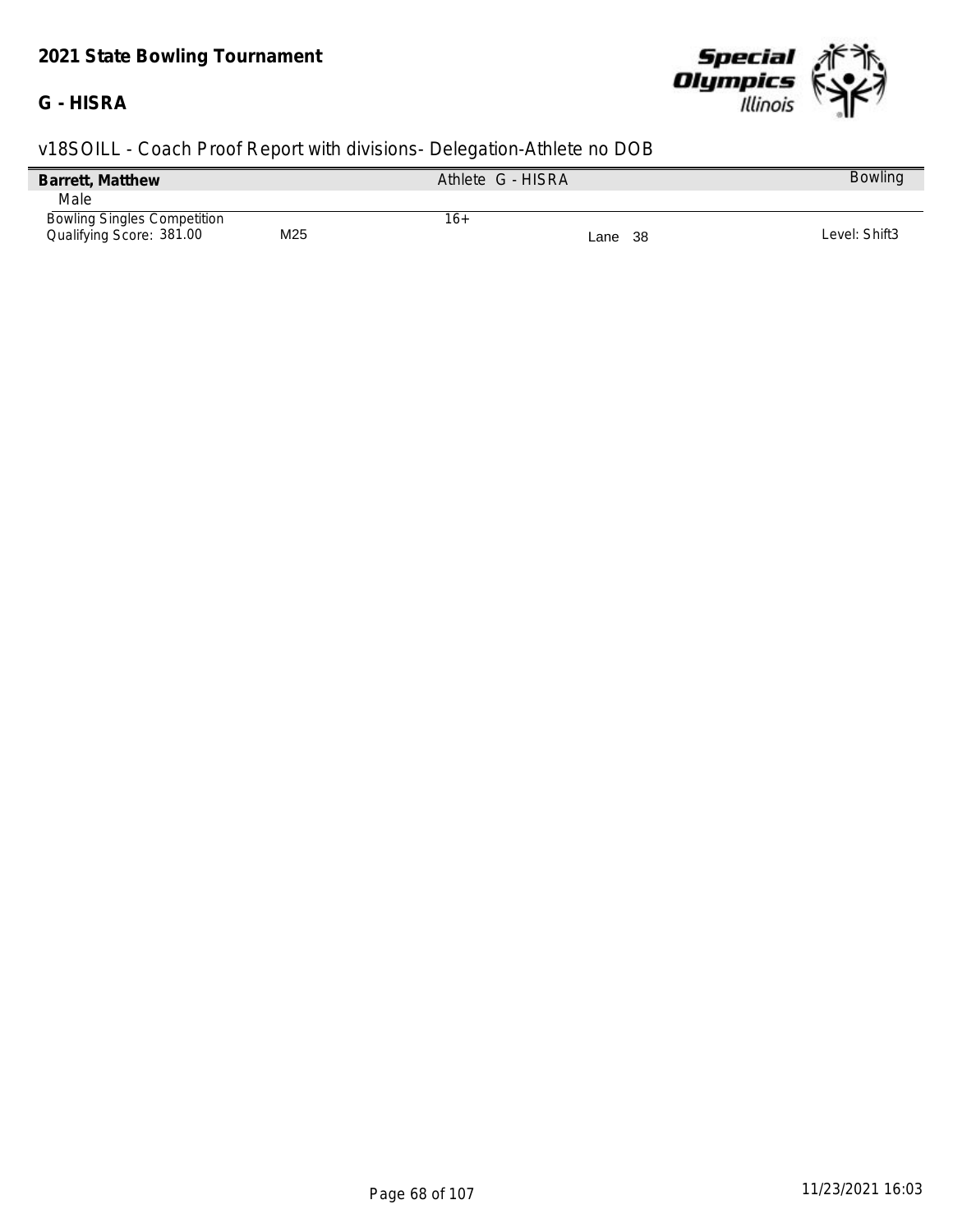**2021 State Bowling Tournament**

**G - HISRA**

v18SOILL - Coach Proof Report with divisions- Delegation-Athlete no DOB

| **Barrett, Matthew** | | Athlete G - HISRA | | Bowling |
|---|---|---|---|---|
| Male | | | | |
| Bowling Singles Competition | | 16+ | | |
| Qualifying Score: 381.00 | M25 | | Lane 38 | Level: Shift3 |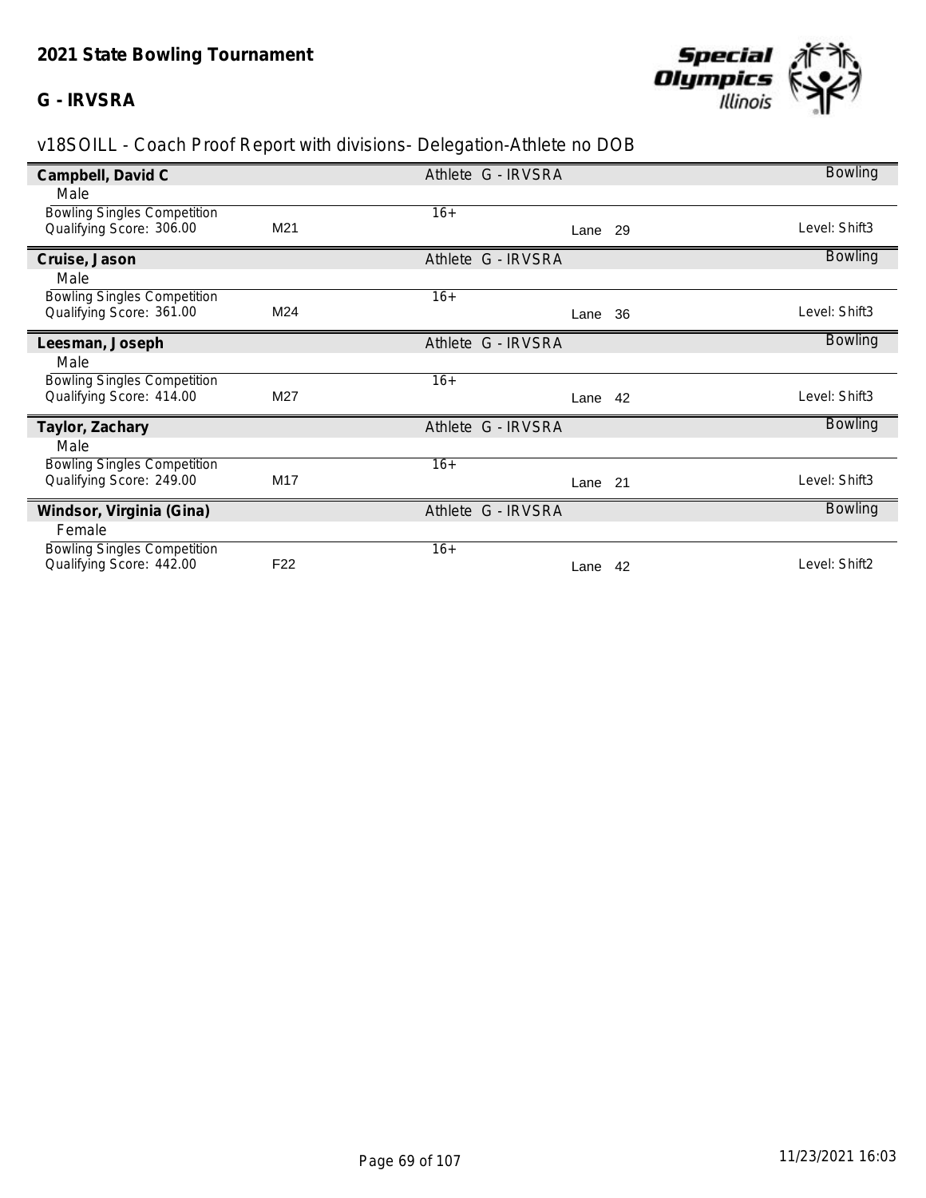# 2021 State Bowling Tournament

## G - IRVSRA

v18SOILL - Coach Proof Report with divisions- Delegation-Athlete no DOB

**Campbell, David C** — Athlete G - IRVSRA — Bowling

Male

| Event | Division | Age Group | Lane | Level |
|---|---|---|---|---|
| Bowling Singles Competition<br>Qualifying Score: 306.00 | M21 | 16+ | Lane 29 | Level: Shift3 |

**Cruise, Jason** — Athlete G - IRVSRA — Bowling

Male

| Event | Division | Age Group | Lane | Level |
|---|---|---|---|---|
| Bowling Singles Competition<br>Qualifying Score: 361.00 | M24 | 16+ | Lane 36 | Level: Shift3 |

**Leesman, Joseph** — Athlete G - IRVSRA — Bowling

Male

| Event | Division | Age Group | Lane | Level |
|---|---|---|---|---|
| Bowling Singles Competition<br>Qualifying Score: 414.00 | M27 | 16+ | Lane 42 | Level: Shift3 |

**Taylor, Zachary** — Athlete G - IRVSRA — Bowling

Male

| Event | Division | Age Group | Lane | Level |
|---|---|---|---|---|
| Bowling Singles Competition<br>Qualifying Score: 249.00 | M17 | 16+ | Lane 21 | Level: Shift3 |

**Windsor, Virginia (Gina)** — Athlete G - IRVSRA — Bowling

Female

| Event | Division | Age Group | Lane | Level |
|---|---|---|---|---|
| Bowling Singles Competition<br>Qualifying Score: 442.00 | F22 | 16+ | Lane 42 | Level: Shift2 |

11/23/2021 16:03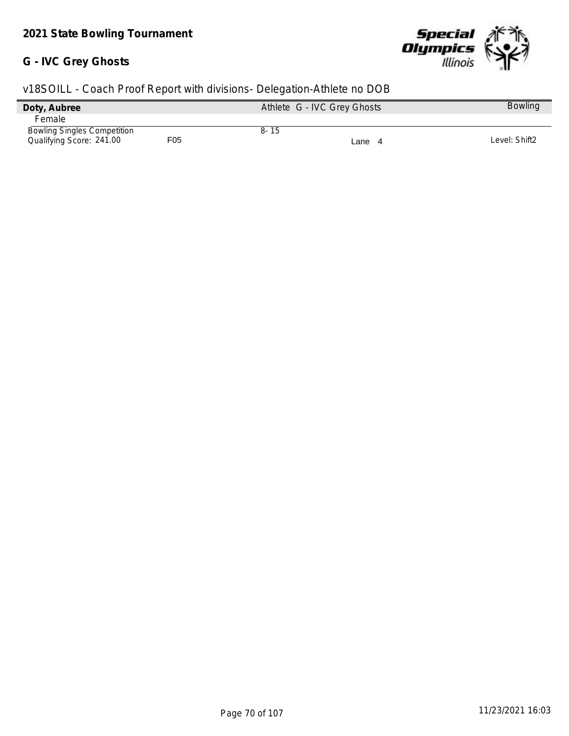**2021 State Bowling Tournament**

**G - IVC Grey Ghosts**

v18SOILL - Coach Proof Report with divisions- Delegation-Athlete no DOB

| **Doty, Aubree** | | Athlete G - IVC Grey Ghosts | | Bowling |
|---|---|---|---|---|
| Female | | | | |
| Bowling Singles Competition | | 8- 15 | | |
| Qualifying Score: 241.00 | F05 | | Lane 4 | Level: Shift2 |

11/23/2021 16:03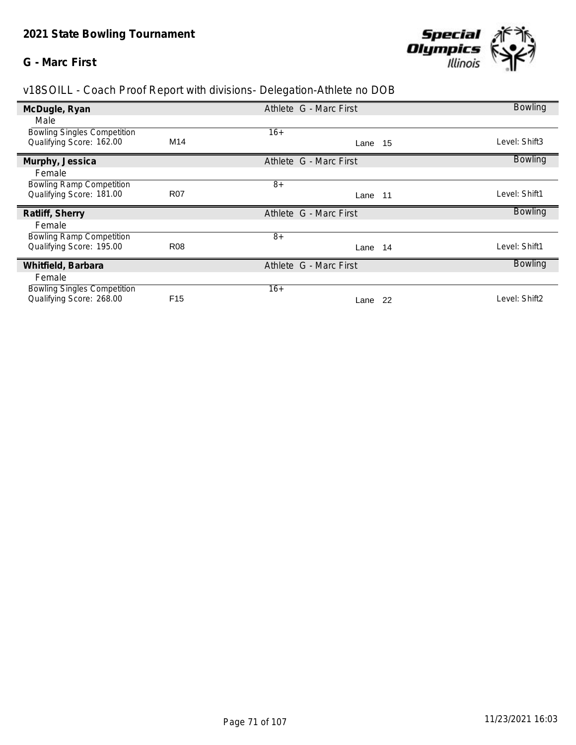**2021 State Bowling Tournament**

**G - Marc First**

v18SOILL - Coach Proof Report with divisions- Delegation-Athlete no DOB

| **McDugle, Ryan** | | Athlete G - Marc First | | Bowling |
|---|---|---|---|---|
| Male | | | | |
| Bowling Singles Competition | | 16+ | | |
| Qualifying Score: 162.00 | M14 | | Lane 15 | Level: Shift3 |
| **Murphy, Jessica** | | Athlete G - Marc First | | Bowling |
| Female | | | | |
| Bowling Ramp Competition | | 8+ | | |
| Qualifying Score: 181.00 | R07 | | Lane 11 | Level: Shift1 |
| **Ratliff, Sherry** | | Athlete G - Marc First | | Bowling |
| Female | | | | |
| Bowling Ramp Competition | | 8+ | | |
| Qualifying Score: 195.00 | R08 | | Lane 14 | Level: Shift1 |
| **Whitfield, Barbara** | | Athlete G - Marc First | | Bowling |
| Female | | | | |
| Bowling Singles Competition | | 16+ | | |
| Qualifying Score: 268.00 | F15 | | Lane 22 | Level: Shift2 |

11/23/2021 16:03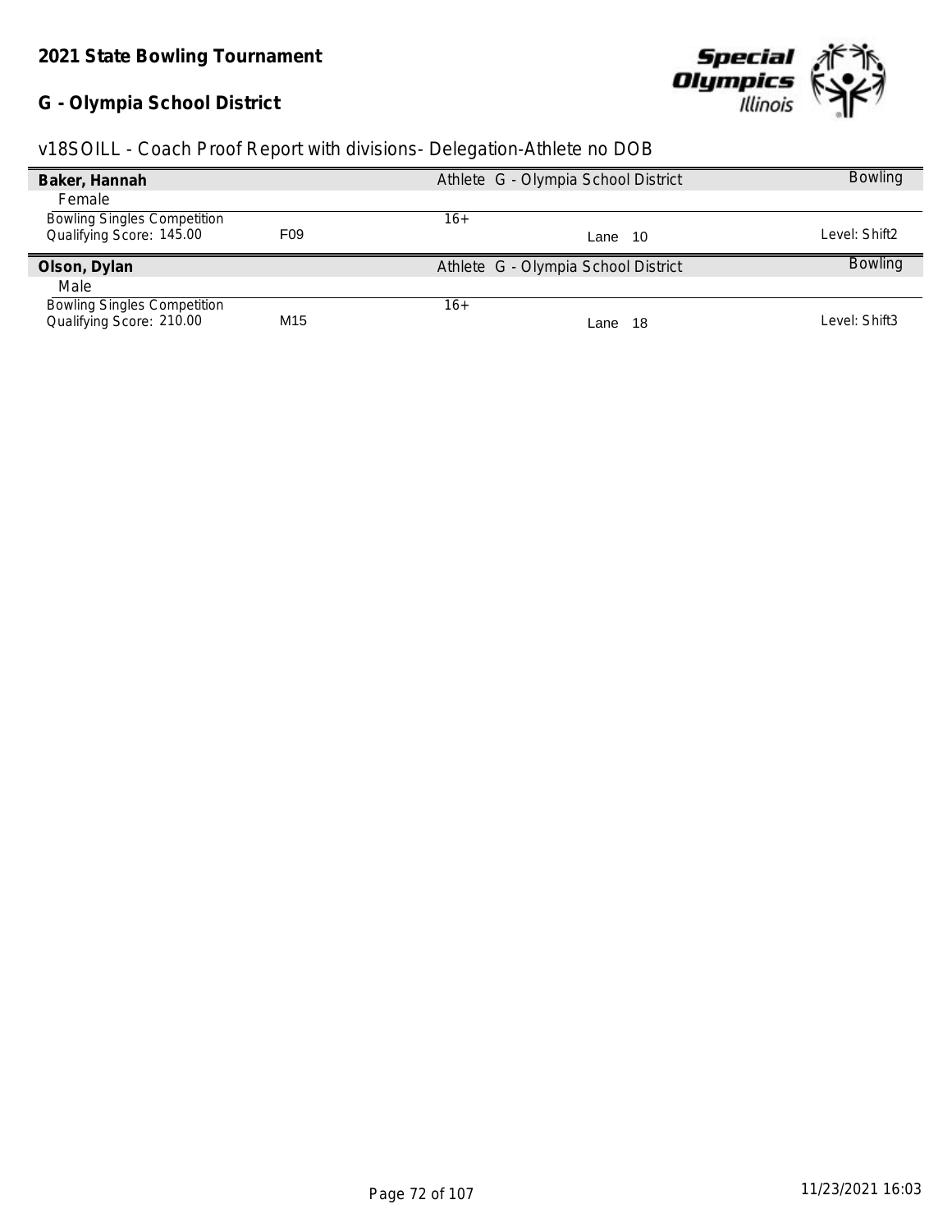**2021 State Bowling Tournament**

**G - Olympia School District**

v18SOILL - Coach Proof Report with divisions- Delegation-Athlete no DOB

| **Baker, Hannah** | | Athlete G - Olympia School District | | Bowling |
|---|---|---|---|---|
| Female | | | | |
| Bowling Singles Competition | | 16+ | | |
| Qualifying Score: 145.00 | F09 | | Lane 10 | Level: Shift2 |

| **Olson, Dylan** | | Athlete G - Olympia School District | | Bowling |
|---|---|---|---|---|
| Male | | | | |
| Bowling Singles Competition | | 16+ | | |
| Qualifying Score: 210.00 | M15 | | Lane 18 | Level: Shift3 |

11/23/2021 16:03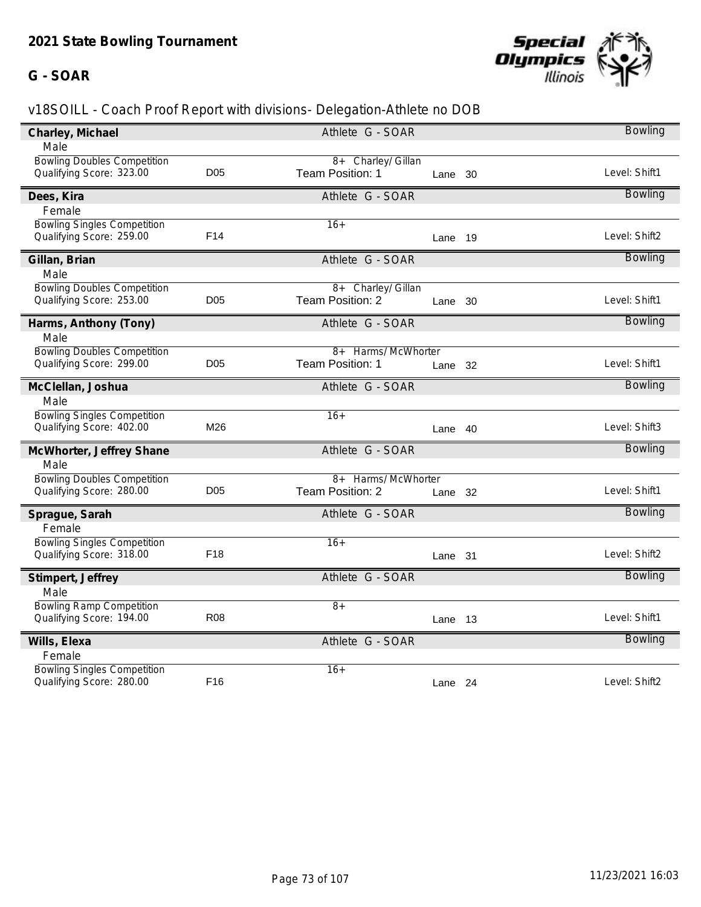## 2021 State Bowling Tournament

### G - SOAR

v18SOILL - Coach Proof Report with divisions- Delegation-Athlete no DOB

| Name | | Type / Division | | Sport / Level |
|---|---|---|---|---|
| **Charley, Michael** | | Athlete G - SOAR | | Bowling |
| Male | | | | |
| Bowling Doubles Competition | | 8+ Charley/ Gillan | | |
| Qualifying Score: 323.00 | D05 | Team Position: 1 | Lane 30 | Level: Shift1 |
| **Dees, Kira** | | Athlete G - SOAR | | Bowling |
| Female | | | | |
| Bowling Singles Competition | | 16+ | | |
| Qualifying Score: 259.00 | F14 | | Lane 19 | Level: Shift2 |
| **Gillan, Brian** | | Athlete G - SOAR | | Bowling |
| Male | | | | |
| Bowling Doubles Competition | | 8+ Charley/ Gillan | | |
| Qualifying Score: 253.00 | D05 | Team Position: 2 | Lane 30 | Level: Shift1 |
| **Harms, Anthony (Tony)** | | Athlete G - SOAR | | Bowling |
| Male | | | | |
| Bowling Doubles Competition | | 8+ Harms/ McWhorter | | |
| Qualifying Score: 299.00 | D05 | Team Position: 1 | Lane 32 | Level: Shift1 |
| **McClellan, Joshua** | | Athlete G - SOAR | | Bowling |
| Male | | | | |
| Bowling Singles Competition | | 16+ | | |
| Qualifying Score: 402.00 | M26 | | Lane 40 | Level: Shift3 |
| **McWhorter, Jeffrey Shane** | | Athlete G - SOAR | | Bowling |
| Male | | | | |
| Bowling Doubles Competition | | 8+ Harms/ McWhorter | | |
| Qualifying Score: 280.00 | D05 | Team Position: 2 | Lane 32 | Level: Shift1 |
| **Sprague, Sarah** | | Athlete G - SOAR | | Bowling |
| Female | | | | |
| Bowling Singles Competition | | 16+ | | |
| Qualifying Score: 318.00 | F18 | | Lane 31 | Level: Shift2 |
| **Stimpert, Jeffrey** | | Athlete G - SOAR | | Bowling |
| Male | | | | |
| Bowling Ramp Competition | | 8+ | | |
| Qualifying Score: 194.00 | R08 | | Lane 13 | Level: Shift1 |
| **Wills, Elexa** | | Athlete G - SOAR | | Bowling |
| Female | | | | |
| Bowling Singles Competition | | 16+ | | |
| Qualifying Score: 280.00 | F16 | | Lane 24 | Level: Shift2 |

11/23/2021 16:03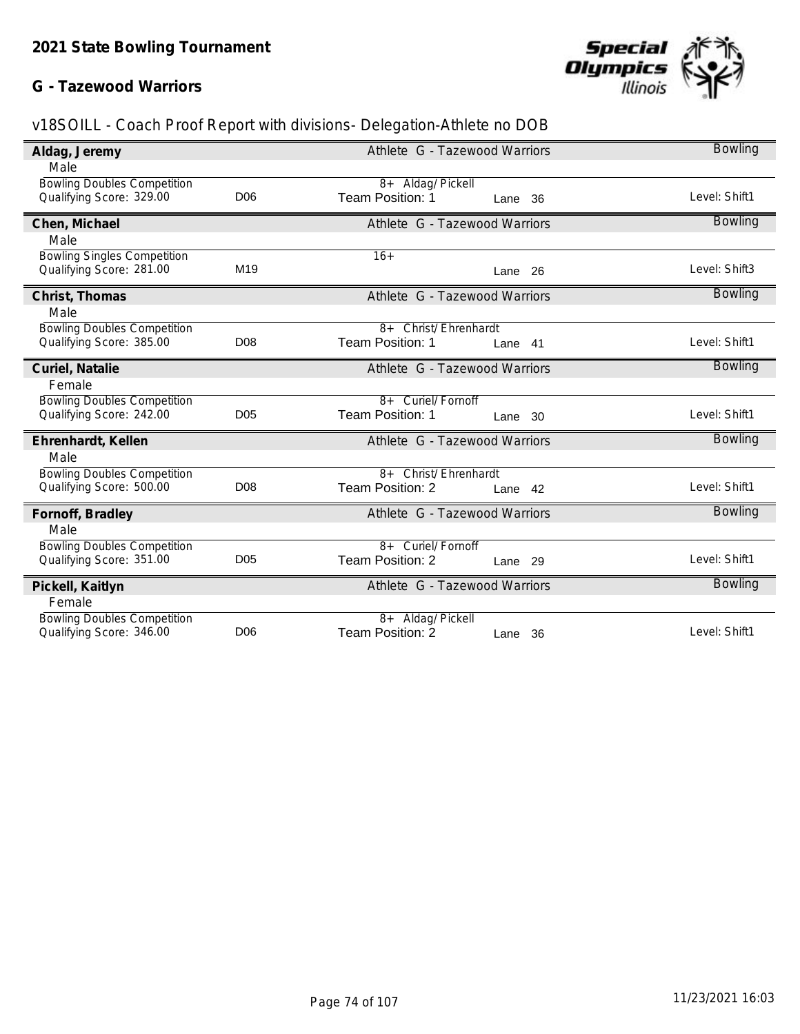**2021 State Bowling Tournament**

**G - Tazewood Warriors**

v18SOILL - Coach Proof Report with divisions- Delegation-Athlete no DOB

| Name | | | | Sport |
|---|---|---|---|---|
| **Aldag, Jeremy** | | Athlete G - Tazewood Warriors | | Bowling |
| Male | | | | |
| Bowling Doubles Competition | | 8+ Aldag/ Pickell | | |
| Qualifying Score: 329.00 | D06 | Team Position: 1 | Lane 36 | Level: Shift1 |
| **Chen, Michael** | | Athlete G - Tazewood Warriors | | Bowling |
| Male | | | | |
| Bowling Singles Competition | | 16+ | | |
| Qualifying Score: 281.00 | M19 | | Lane 26 | Level: Shift3 |
| **Christ, Thomas** | | Athlete G - Tazewood Warriors | | Bowling |
| Male | | | | |
| Bowling Doubles Competition | | 8+ Christ/ Ehrenhardt | | |
| Qualifying Score: 385.00 | D08 | Team Position: 1 | Lane 41 | Level: Shift1 |
| **Curiel, Natalie** | | Athlete G - Tazewood Warriors | | Bowling |
| Female | | | | |
| Bowling Doubles Competition | | 8+ Curiel/ Fornoff | | |
| Qualifying Score: 242.00 | D05 | Team Position: 1 | Lane 30 | Level: Shift1 |
| **Ehrenhardt, Kellen** | | Athlete G - Tazewood Warriors | | Bowling |
| Male | | | | |
| Bowling Doubles Competition | | 8+ Christ/ Ehrenhardt | | |
| Qualifying Score: 500.00 | D08 | Team Position: 2 | Lane 42 | Level: Shift1 |
| **Fornoff, Bradley** | | Athlete G - Tazewood Warriors | | Bowling |
| Male | | | | |
| Bowling Doubles Competition | | 8+ Curiel/ Fornoff | | |
| Qualifying Score: 351.00 | D05 | Team Position: 2 | Lane 29 | Level: Shift1 |
| **Pickell, Kaitlyn** | | Athlete G - Tazewood Warriors | | Bowling |
| Female | | | | |
| Bowling Doubles Competition | | 8+ Aldag/ Pickell | | |
| Qualifying Score: 346.00 | D06 | Team Position: 2 | Lane 36 | Level: Shift1 |

11/23/2021 16:03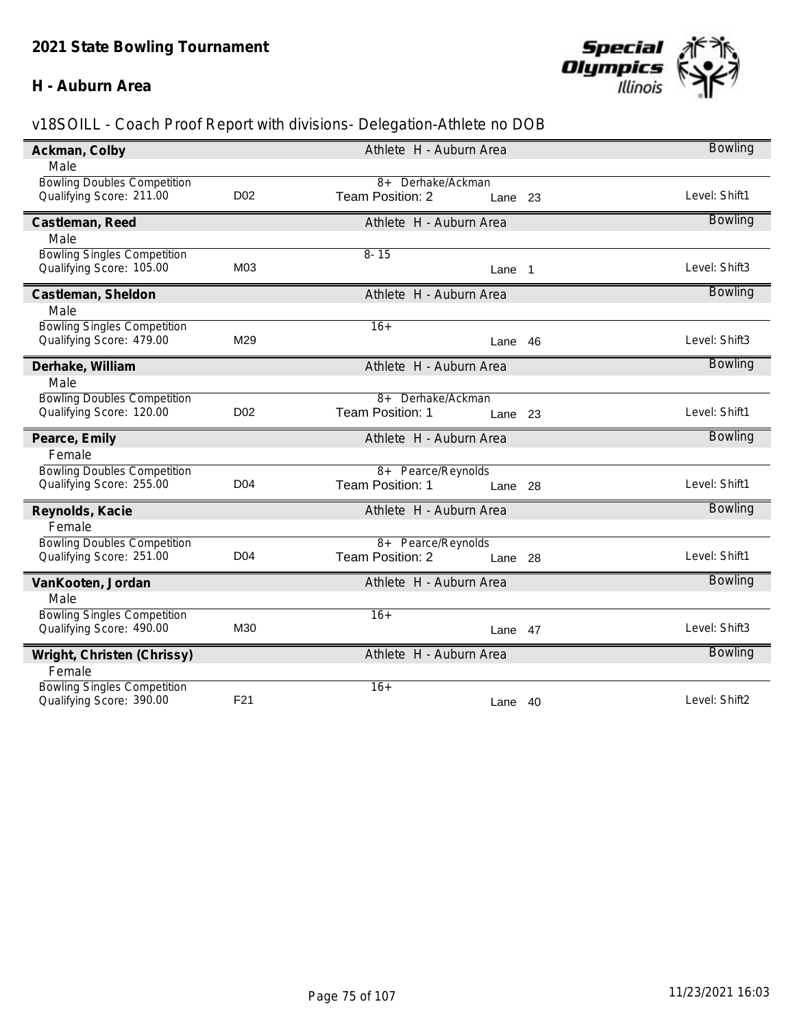**2021 State Bowling Tournament**

**H - Auburn Area**

v18SOILL - Coach Proof Report with divisions- Delegation-Athlete no DOB

**Ackman, Colby** — Athlete H - Auburn Area — Bowling
Male
Bowling Doubles Competition — 8+ Derhake/Ackman
Qualifying Score: 211.00 — D02 — Team Position: 2 — Lane 23 — Level: Shift1

**Castleman, Reed** — Athlete H - Auburn Area — Bowling
Male
Bowling Singles Competition — 8- 15
Qualifying Score: 105.00 — M03 — Lane 1 — Level: Shift3

**Castleman, Sheldon** — Athlete H - Auburn Area — Bowling
Male
Bowling Singles Competition — 16+
Qualifying Score: 479.00 — M29 — Lane 46 — Level: Shift3

**Derhake, William** — Athlete H - Auburn Area — Bowling
Male
Bowling Doubles Competition — 8+ Derhake/Ackman
Qualifying Score: 120.00 — D02 — Team Position: 1 — Lane 23 — Level: Shift1

**Pearce, Emily** — Athlete H - Auburn Area — Bowling
Female
Bowling Doubles Competition — 8+ Pearce/Reynolds
Qualifying Score: 255.00 — D04 — Team Position: 1 — Lane 28 — Level: Shift1

**Reynolds, Kacie** — Athlete H - Auburn Area — Bowling
Female
Bowling Doubles Competition — 8+ Pearce/Reynolds
Qualifying Score: 251.00 — D04 — Team Position: 2 — Lane 28 — Level: Shift1

**VanKooten, Jordan** — Athlete H - Auburn Area — Bowling
Male
Bowling Singles Competition — 16+
Qualifying Score: 490.00 — M30 — Lane 47 — Level: Shift3

**Wright, Christen (Chrissy)** — Athlete H - Auburn Area — Bowling
Female
Bowling Singles Competition — 16+
Qualifying Score: 390.00 — F21 — Lane 40 — Level: Shift2

11/23/2021 16:03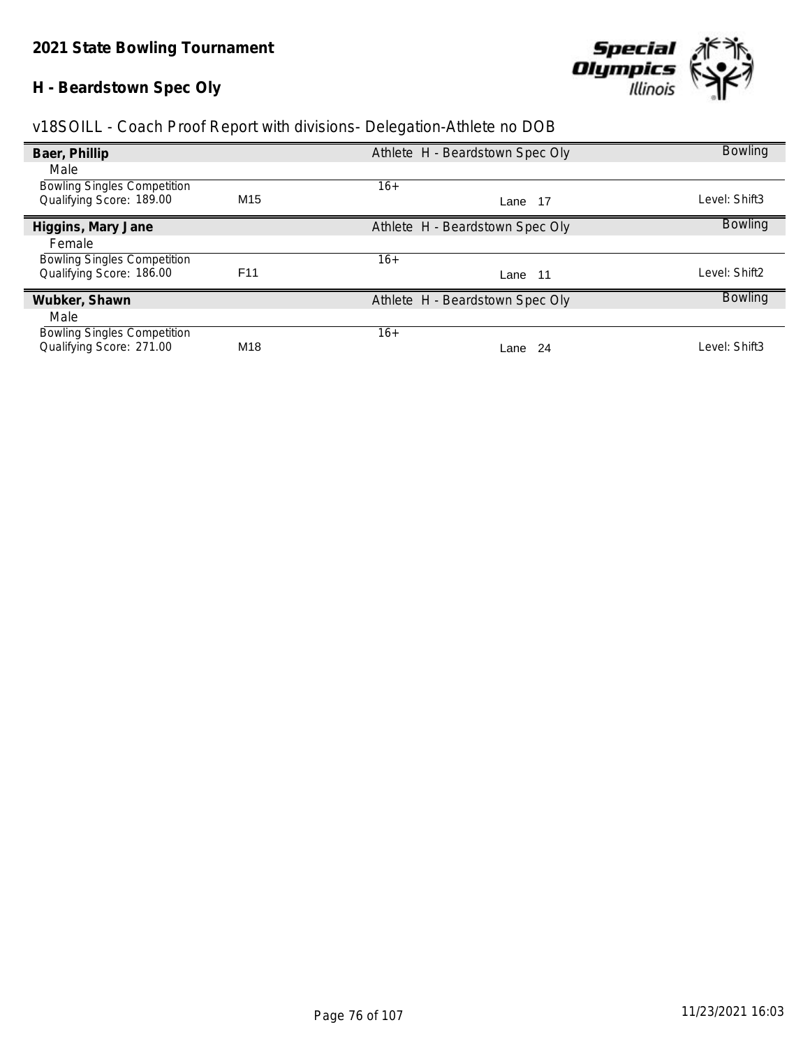**2021 State Bowling Tournament**

**H - Beardstown Spec Oly**

v18SOILL - Coach Proof Report with divisions- Delegation-Athlete no DOB

| **Baer, Phillip** | | Athlete H - Beardstown Spec Oly | Bowling |
|---|---|---|---|
| Male | | | |
| Bowling Singles Competition | | 16+ | |
| Qualifying Score: 189.00 | M15 | Lane 17 | Level: Shift3 |
| **Higgins, Mary Jane** | | Athlete H - Beardstown Spec Oly | Bowling |
| Female | | | |
| Bowling Singles Competition | | 16+ | |
| Qualifying Score: 186.00 | F11 | Lane 11 | Level: Shift2 |
| **Wubker, Shawn** | | Athlete H - Beardstown Spec Oly | Bowling |
| Male | | | |
| Bowling Singles Competition | | 16+ | |
| Qualifying Score: 271.00 | M18 | Lane 24 | Level: Shift3 |

11/23/2021 16:03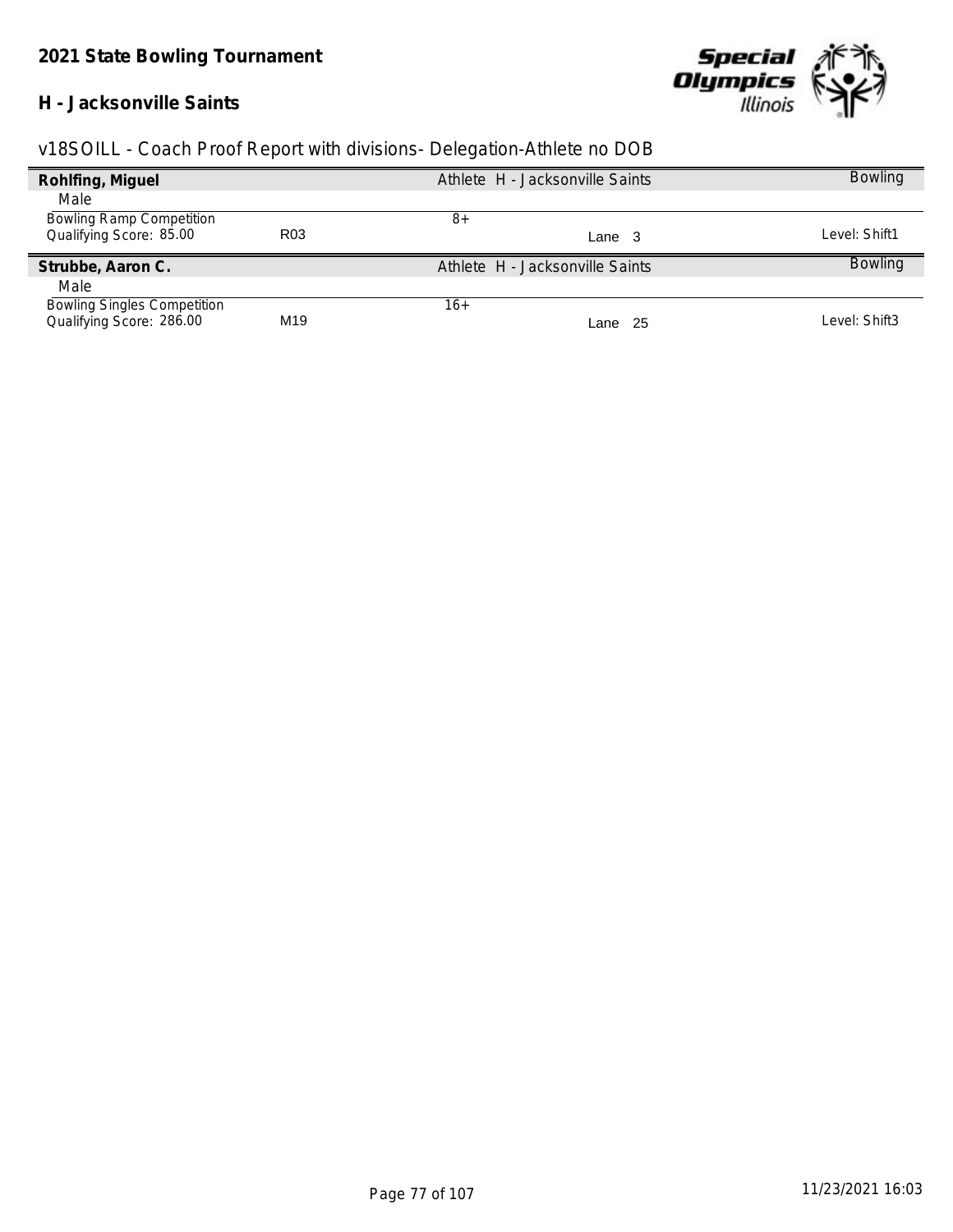**2021 State Bowling Tournament**

**H - Jacksonville Saints**

v18SOILL - Coach Proof Report with divisions- Delegation-Athlete no DOB

**Rohlfing, Miguel** — Athlete H - Jacksonville Saints — Bowling

Male

Bowling Ramp Competition — 8+

Qualifying Score: 85.00 — R03 — Lane 3 — Level: Shift1

**Strubbe, Aaron C.** — Athlete H - Jacksonville Saints — Bowling

Male

Bowling Singles Competition — 16+

Qualifying Score: 286.00 — M19 — Lane 25 — Level: Shift3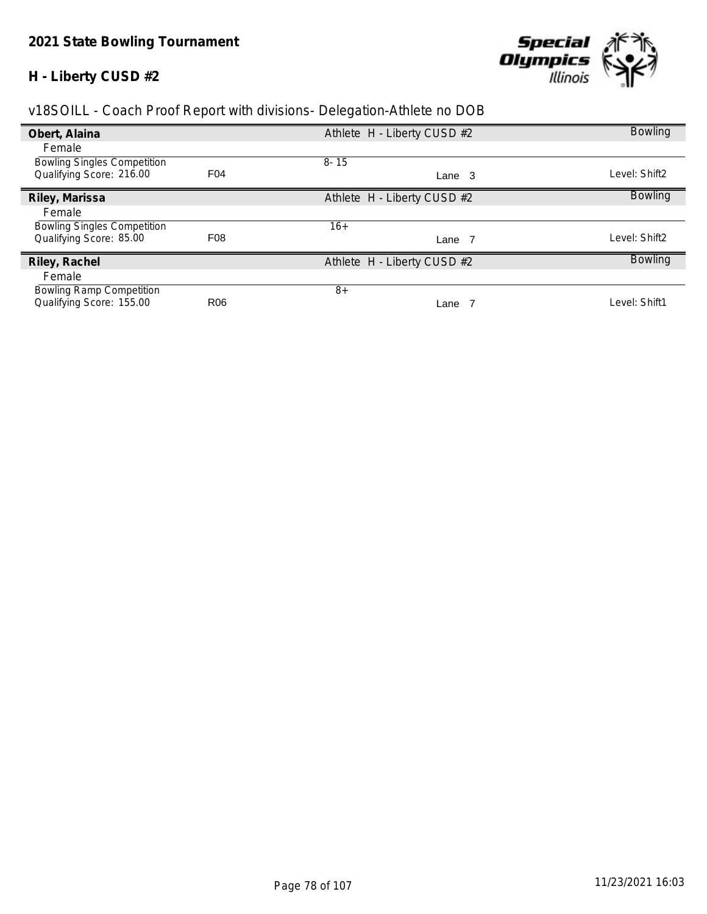**2021 State Bowling Tournament**

**H - Liberty CUSD #2**

v18SOILL - Coach Proof Report with divisions- Delegation-Athlete no DOB

| **Obert, Alaina** | | Athlete H - Liberty CUSD #2 | | Bowling |
|---|---|---|---|---|
| Female | | | | |
| Bowling Singles Competition | | 8- 15 | | |
| Qualifying Score: 216.00 | F04 | | Lane 3 | Level: Shift2 |
| **Riley, Marissa** | | Athlete H - Liberty CUSD #2 | | Bowling |
| Female | | | | |
| Bowling Singles Competition | | 16+ | | |
| Qualifying Score: 85.00 | F08 | | Lane 7 | Level: Shift2 |
| **Riley, Rachel** | | Athlete H - Liberty CUSD #2 | | Bowling |
| Female | | | | |
| Bowling Ramp Competition | | 8+ | | |
| Qualifying Score: 155.00 | R06 | | Lane 7 | Level: Shift1 |

11/23/2021 16:03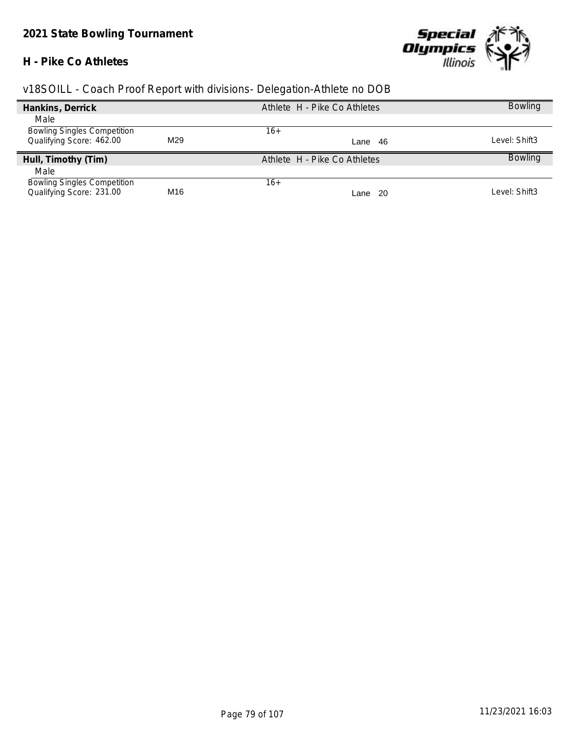**2021 State Bowling Tournament**

**H - Pike Co Athletes**

v18SOILL - Coach Proof Report with divisions- Delegation-Athlete no DOB

| **Hankins, Derrick** | | Athlete H - Pike Co Athletes | | Bowling |
|---|---|---|---|---|
| Male | | | | |
| Bowling Singles Competition | | 16+ | | |
| Qualifying Score: 462.00 | M29 | | Lane 46 | Level: Shift3 |

| **Hull, Timothy (Tim)** | | Athlete H - Pike Co Athletes | | Bowling |
|---|---|---|---|---|
| Male | | | | |
| Bowling Singles Competition | | 16+ | | |
| Qualifying Score: 231.00 | M16 | | Lane 20 | Level: Shift3 |

11/23/2021 16:03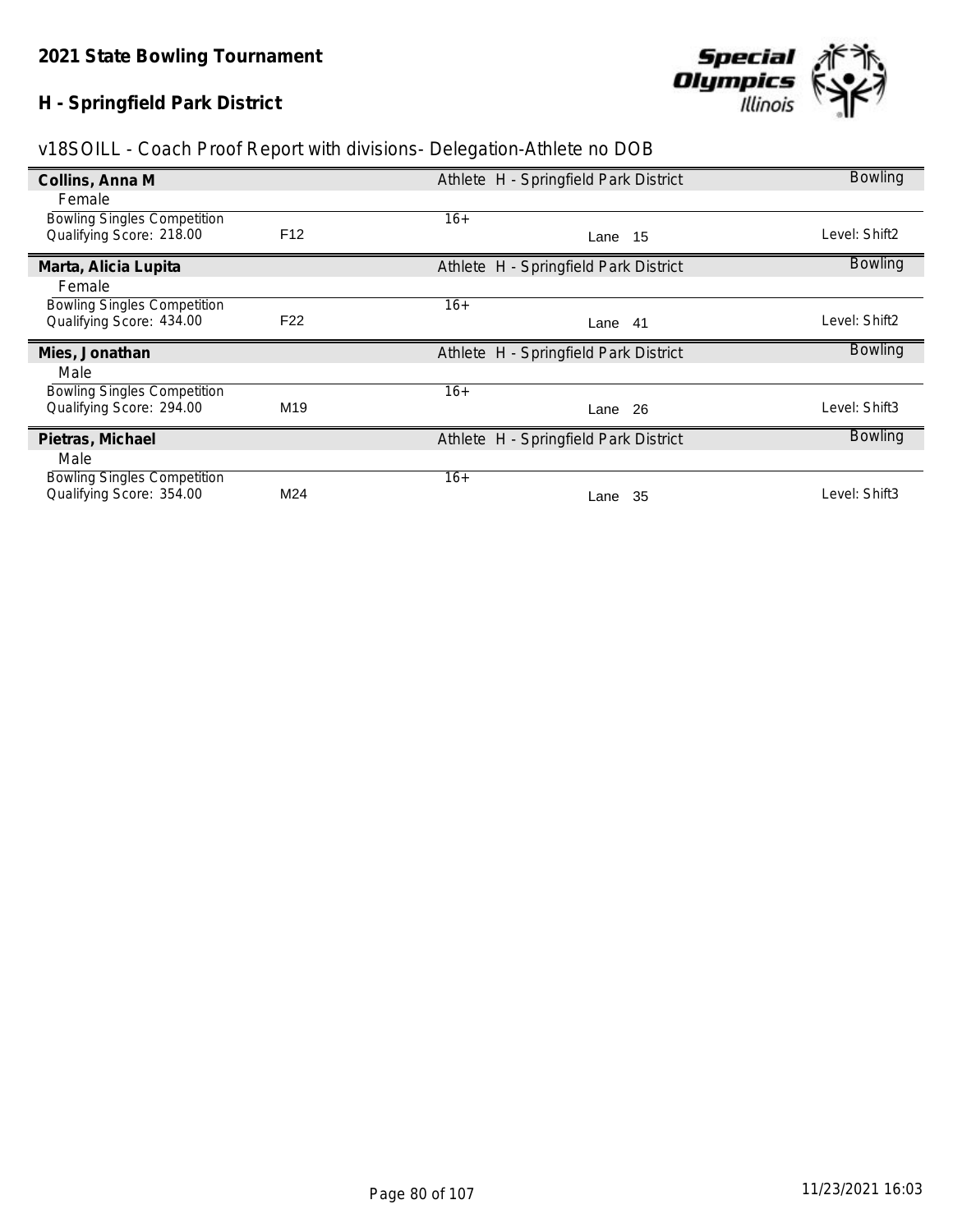## 2021 State Bowling Tournament

## H - Springfield Park District

v18SOILL - Coach Proof Report with divisions- Delegation-Athlete no DOB

**Collins, Anna M** — Athlete H - Springfield Park District — Bowling

Female

| Bowling Singles Competition | | 16+ | | |
|---|---|---|---|---|
| Qualifying Score: 218.00 | F12 | | Lane 15 | Level: Shift2 |

**Marta, Alicia Lupita** — Athlete H - Springfield Park District — Bowling

Female

| Bowling Singles Competition | | 16+ | | |
|---|---|---|---|---|
| Qualifying Score: 434.00 | F22 | | Lane 41 | Level: Shift2 |

**Mies, Jonathan** — Athlete H - Springfield Park District — Bowling

Male

| Bowling Singles Competition | | 16+ | | |
|---|---|---|---|---|
| Qualifying Score: 294.00 | M19 | | Lane 26 | Level: Shift3 |

**Pietras, Michael** — Athlete H - Springfield Park District — Bowling

Male

| Bowling Singles Competition | | 16+ | | |
|---|---|---|---|---|
| Qualifying Score: 354.00 | M24 | | Lane 35 | Level: Shift3 |

11/23/2021 16:03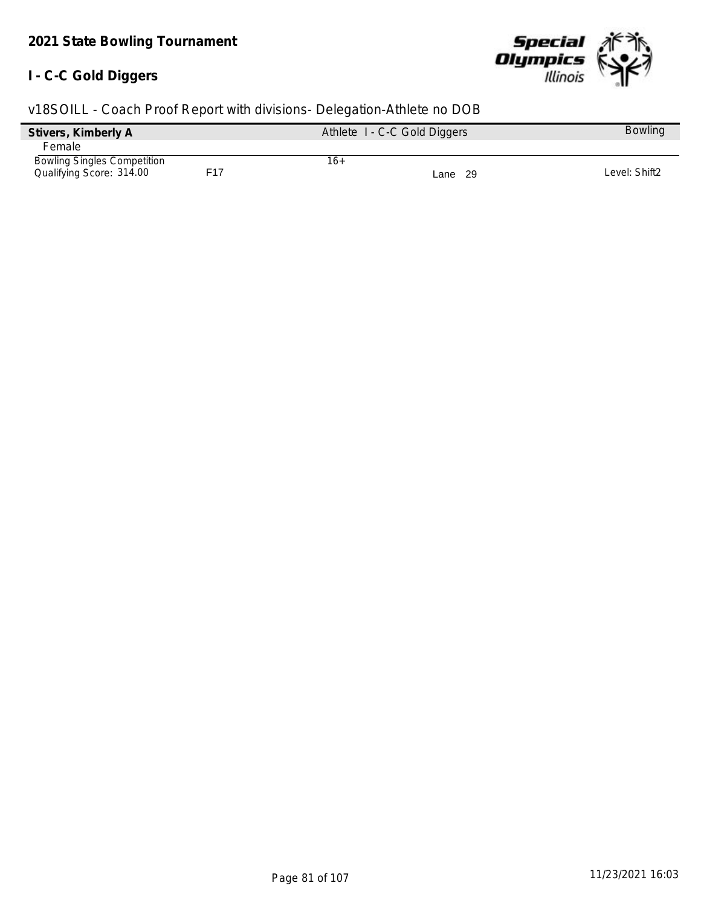**2021 State Bowling Tournament**

**I - C-C Gold Diggers**

v18SOILL - Coach Proof Report with divisions- Delegation-Athlete no DOB

| **Stivers, Kimberly A** | | Athlete I - C-C Gold Diggers | | Bowling |
|---|---|---|---|---|
| Female | | | | |
| Bowling Singles Competition | | 16+ | | |
| Qualifying Score: 314.00 | F17 | | Lane 29 | Level: Shift2 |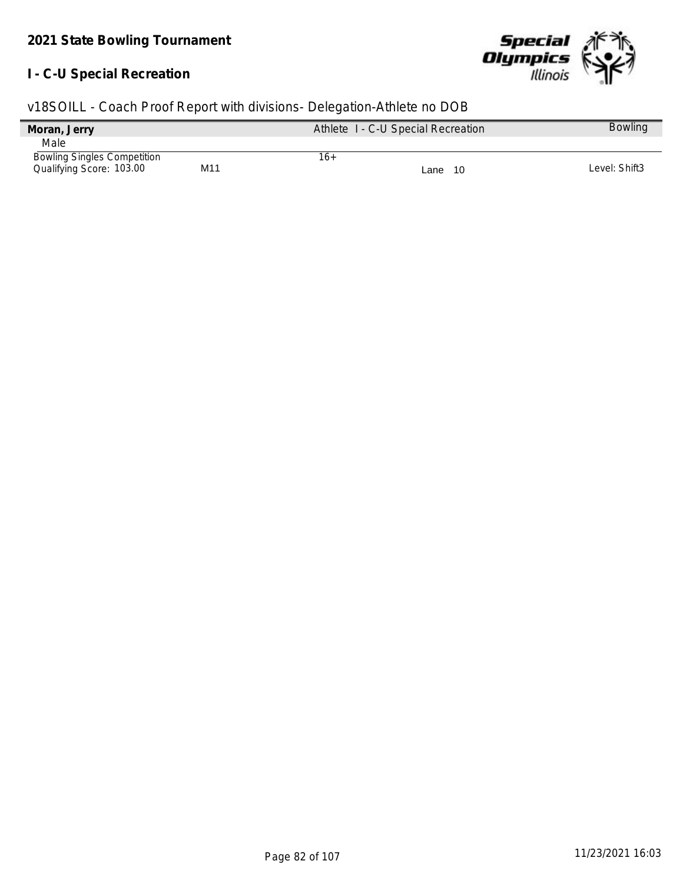**2021 State Bowling Tournament**

**I - C-U Special Recreation**

v18SOILL - Coach Proof Report with divisions- Delegation-Athlete no DOB

| **Moran, Jerry** | | Athlete I - C-U Special Recreation | | Bowling |
|---|---|---|---|---|
| Male | | | | |
| Bowling Singles Competition | | 16+ | | |
| Qualifying Score: 103.00 | M11 | | Lane 10 | Level: Shift3 |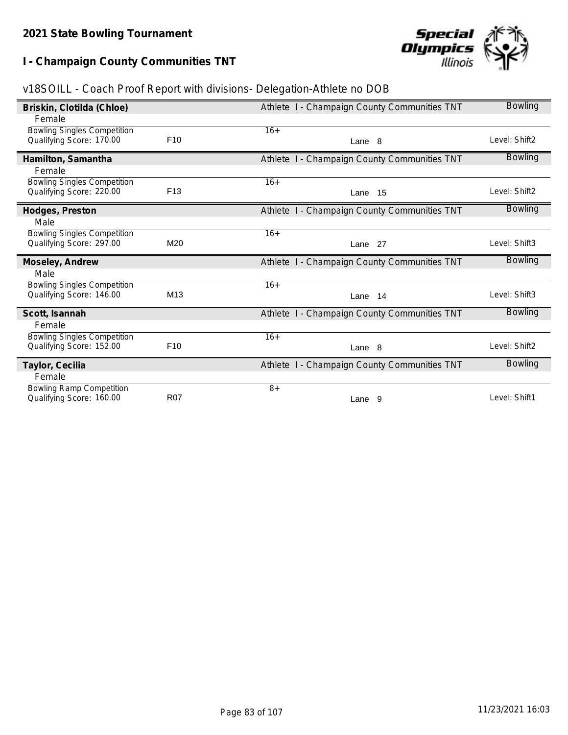**2021 State Bowling Tournament**

**I - Champaign County Communities TNT**

v18SOILL - Coach Proof Report with divisions- Delegation-Athlete no DOB

| | | | | |
|---|---|---|---|---|
| **Briskin, Clotilda (Chloe)** | | Athlete I - Champaign County Communities TNT | | Bowling |
| Female | | | | |
| Bowling Singles Competition | | 16+ | | |
| Qualifying Score: 170.00 | F10 | | Lane 8 | Level: Shift2 |
| **Hamilton, Samantha** | | Athlete I - Champaign County Communities TNT | | Bowling |
| Female | | | | |
| Bowling Singles Competition | | 16+ | | |
| Qualifying Score: 220.00 | F13 | | Lane 15 | Level: Shift2 |
| **Hodges, Preston** | | Athlete I - Champaign County Communities TNT | | Bowling |
| Male | | | | |
| Bowling Singles Competition | | 16+ | | |
| Qualifying Score: 297.00 | M20 | | Lane 27 | Level: Shift3 |
| **Moseley, Andrew** | | Athlete I - Champaign County Communities TNT | | Bowling |
| Male | | | | |
| Bowling Singles Competition | | 16+ | | |
| Qualifying Score: 146.00 | M13 | | Lane 14 | Level: Shift3 |
| **Scott, Isannah** | | Athlete I - Champaign County Communities TNT | | Bowling |
| Female | | | | |
| Bowling Singles Competition | | 16+ | | |
| Qualifying Score: 152.00 | F10 | | Lane 8 | Level: Shift2 |
| **Taylor, Cecilia** | | Athlete I - Champaign County Communities TNT | | Bowling |
| Female | | | | |
| Bowling Ramp Competition | | 8+ | | |
| Qualifying Score: 160.00 | R07 | | Lane 9 | Level: Shift1 |

11/23/2021 16:03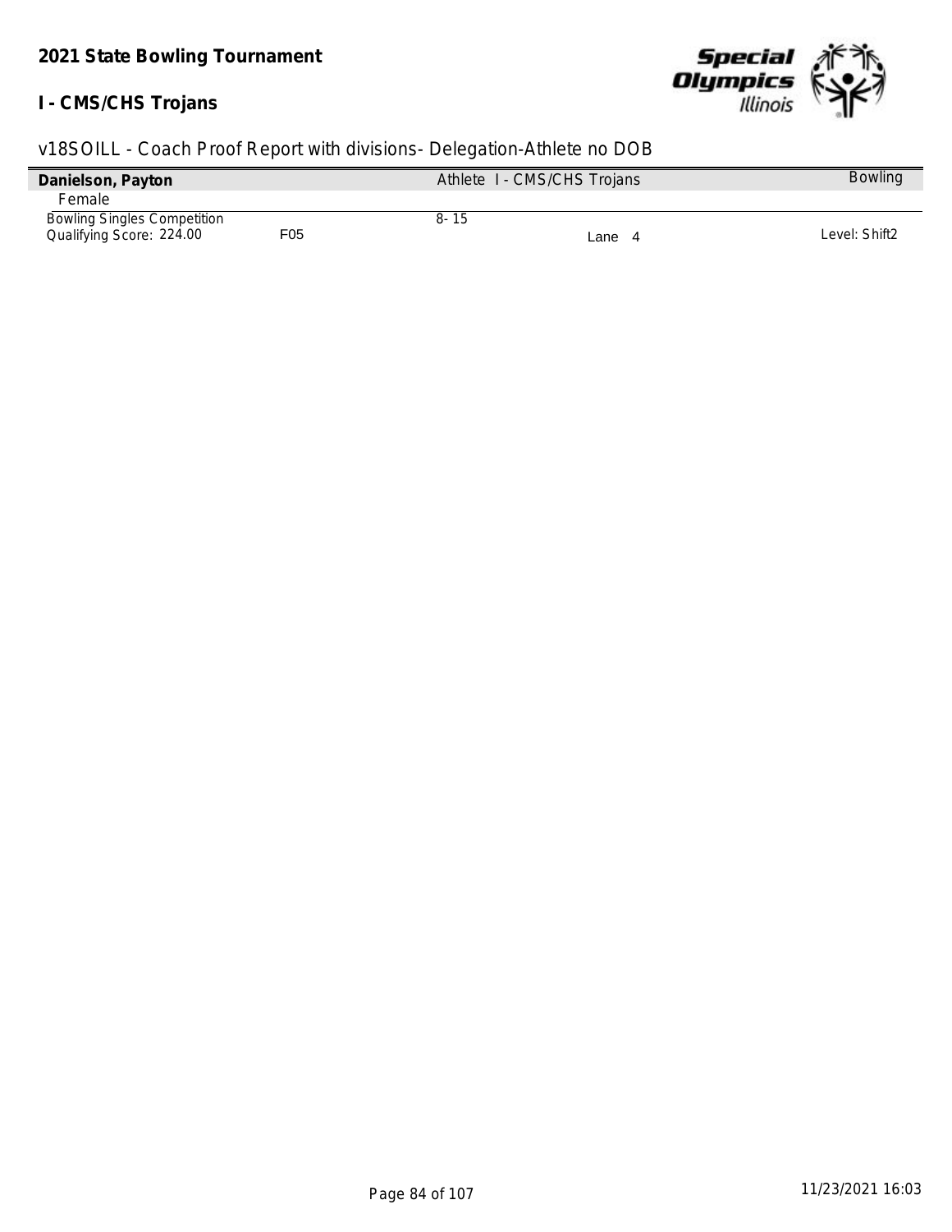**2021 State Bowling Tournament**

**I - CMS/CHS Trojans**

v18SOILL - Coach Proof Report with divisions- Delegation-Athlete no DOB

| **Danielson, Payton** | | Athlete I - CMS/CHS Trojans | | Bowling |
|---|---|---|---|---|
| Female | | | | |
| Bowling Singles Competition | | 8- 15 | | |
| Qualifying Score: 224.00 | F05 | | Lane 4 | Level: Shift2 |

11/23/2021 16:03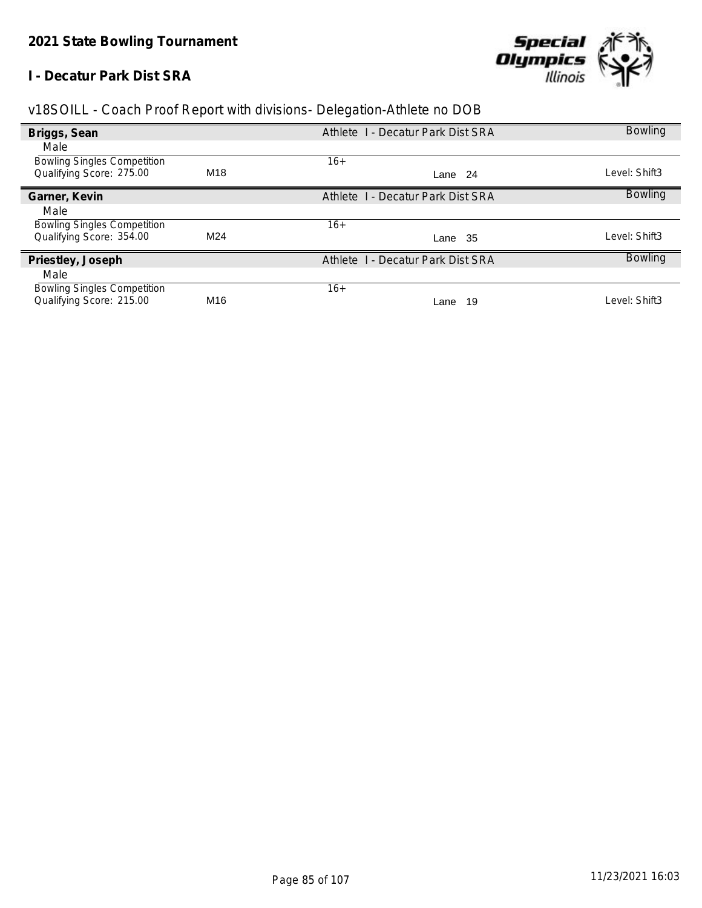## 2021 State Bowling Tournament

### I - Decatur Park Dist SRA

v18SOILL - Coach Proof Report with divisions- Delegation-Athlete no DOB

| **Briggs, Sean** | | Athlete I - Decatur Park Dist SRA | Bowling |
|---|---|---|---|
| Male | | | |
| Bowling Singles Competition | | 16+ | |
| Qualifying Score: 275.00 | M18 | Lane 24 | Level: Shift3 |
| **Garner, Kevin** | | Athlete I - Decatur Park Dist SRA | Bowling |
| Male | | | |
| Bowling Singles Competition | | 16+ | |
| Qualifying Score: 354.00 | M24 | Lane 35 | Level: Shift3 |
| **Priestley, Joseph** | | Athlete I - Decatur Park Dist SRA | Bowling |
| Male | | | |
| Bowling Singles Competition | | 16+ | |
| Qualifying Score: 215.00 | M16 | Lane 19 | Level: Shift3 |

11/23/2021 16:03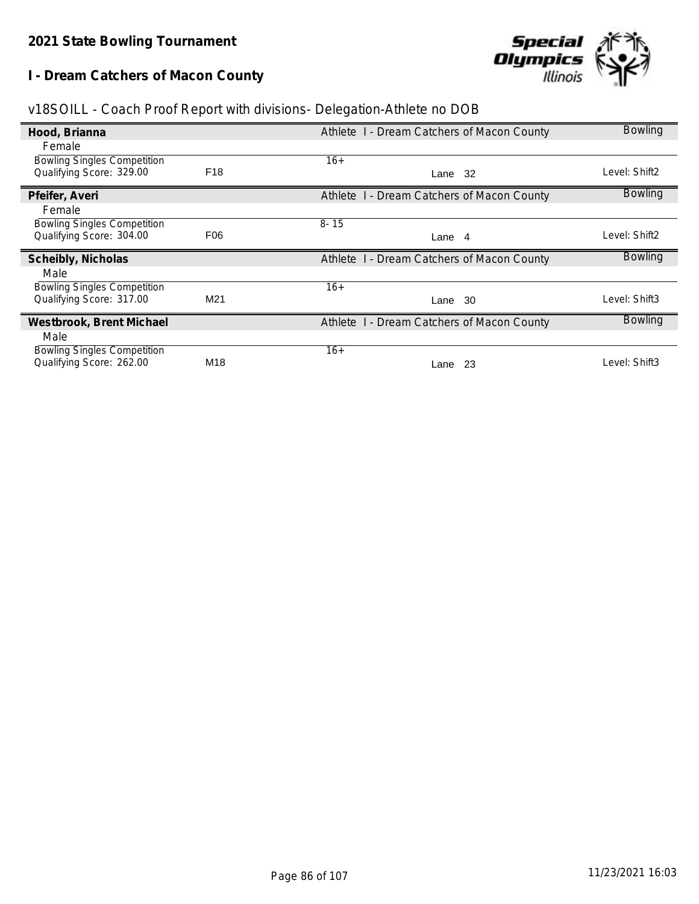**2021 State Bowling Tournament**

**I - Dream Catchers of Macon County**

v18SOILL - Coach Proof Report with divisions- Delegation-Athlete no DOB

| **Hood, Brianna** | | Athlete I - Dream Catchers of Macon County | Bowling |
|---|---|---|---|
| Female | | | |
| Bowling Singles Competition | | 16+ | |
| Qualifying Score: 329.00 | F18 | Lane 32 | Level: Shift2 |
| **Pfeifer, Averi** | | Athlete I - Dream Catchers of Macon County | Bowling |
| Female | | | |
| Bowling Singles Competition | | 8- 15 | |
| Qualifying Score: 304.00 | F06 | Lane 4 | Level: Shift2 |
| **Scheibly, Nicholas** | | Athlete I - Dream Catchers of Macon County | Bowling |
| Male | | | |
| Bowling Singles Competition | | 16+ | |
| Qualifying Score: 317.00 | M21 | Lane 30 | Level: Shift3 |
| **Westbrook, Brent Michael** | | Athlete I - Dream Catchers of Macon County | Bowling |
| Male | | | |
| Bowling Singles Competition | | 16+ | |
| Qualifying Score: 262.00 | M18 | Lane 23 | Level: Shift3 |

11/23/2021 16:03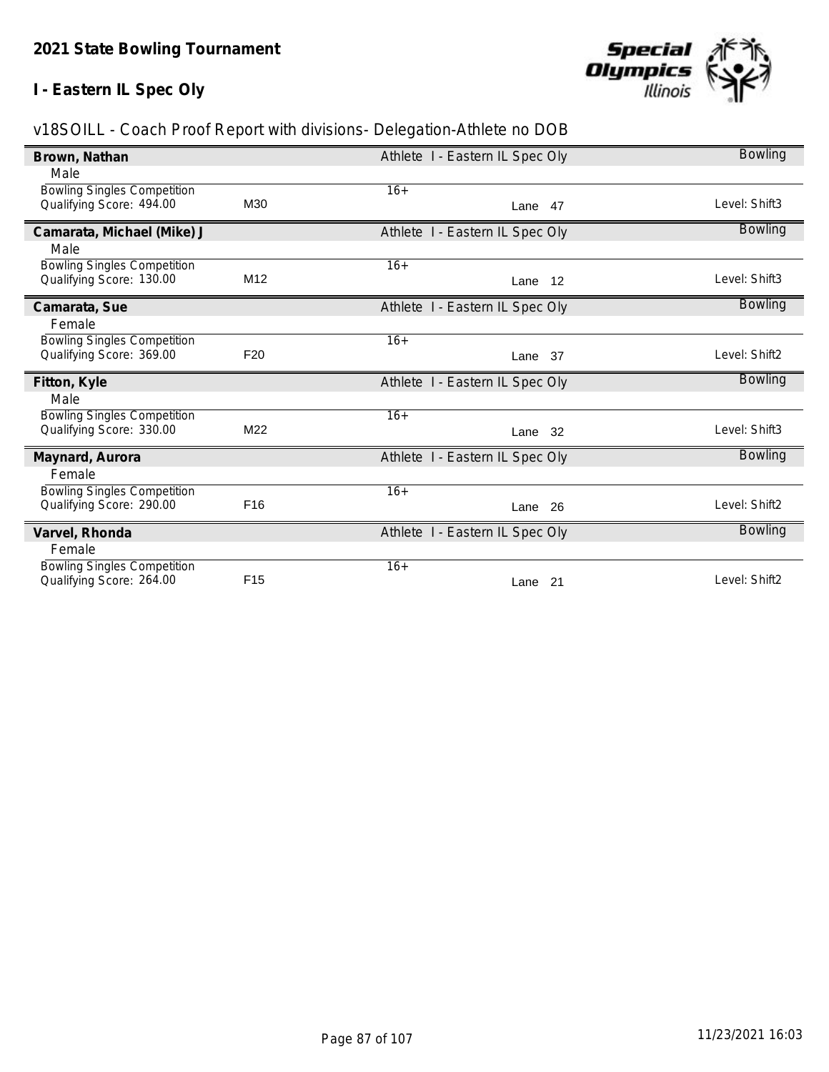## 2021 State Bowling Tournament

## I - Eastern IL Spec Oly

v18SOILL - Coach Proof Report with divisions- Delegation-Athlete no DOB

**Brown, Nathan** — Athlete I - Eastern IL Spec Oly — Bowling

Male

Bowling Singles Competition — 16+

Qualifying Score: 494.00 — M30 — Lane 47 — Level: Shift3

**Camarata, Michael (Mike) J** — Athlete I - Eastern IL Spec Oly — Bowling

Male

Bowling Singles Competition — 16+

Qualifying Score: 130.00 — M12 — Lane 12 — Level: Shift3

**Camarata, Sue** — Athlete I - Eastern IL Spec Oly — Bowling

Female

Bowling Singles Competition — 16+

Qualifying Score: 369.00 — F20 — Lane 37 — Level: Shift2

**Fitton, Kyle** — Athlete I - Eastern IL Spec Oly — Bowling

Male

Bowling Singles Competition — 16+

Qualifying Score: 330.00 — M22 — Lane 32 — Level: Shift3

**Maynard, Aurora** — Athlete I - Eastern IL Spec Oly — Bowling

Female

Bowling Singles Competition — 16+

Qualifying Score: 290.00 — F16 — Lane 26 — Level: Shift2

**Varvel, Rhonda** — Athlete I - Eastern IL Spec Oly — Bowling

Female

Bowling Singles Competition — 16+

Qualifying Score: 264.00 — F15 — Lane 21 — Level: Shift2

11/23/2021 16:03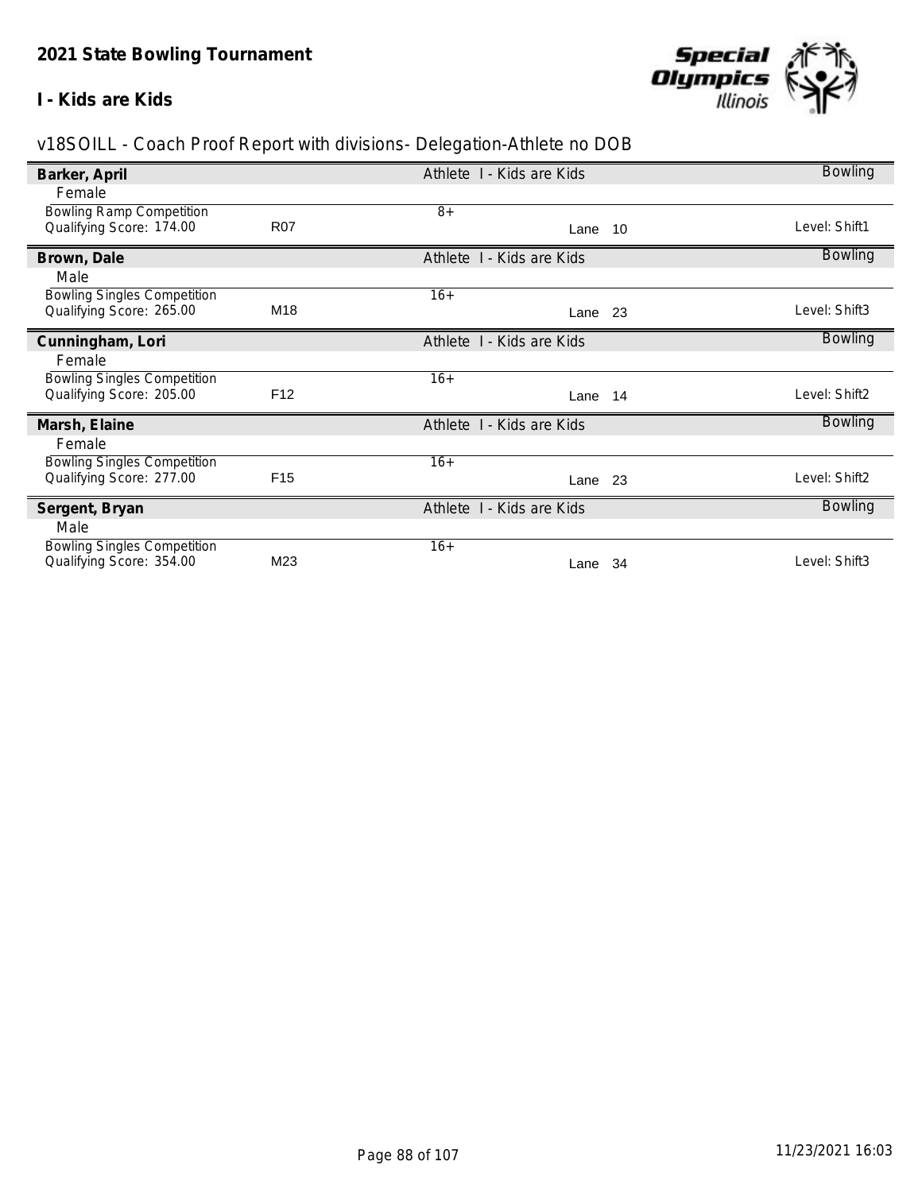**2021 State Bowling Tournament**

**I - Kids are Kids**

v18SOILL - Coach Proof Report with divisions- Delegation-Athlete no DOB

| **Barker, April** | | Athlete I - Kids are Kids | | Bowling |
|---|---|---|---|---|
| Female | | | | |
| Bowling Ramp Competition | | 8+ | | |
| Qualifying Score: 174.00 | R07 | | Lane 10 | Level: Shift1 |
| **Brown, Dale** | | Athlete I - Kids are Kids | | Bowling |
| Male | | | | |
| Bowling Singles Competition | | 16+ | | |
| Qualifying Score: 265.00 | M18 | | Lane 23 | Level: Shift3 |
| **Cunningham, Lori** | | Athlete I - Kids are Kids | | Bowling |
| Female | | | | |
| Bowling Singles Competition | | 16+ | | |
| Qualifying Score: 205.00 | F12 | | Lane 14 | Level: Shift2 |
| **Marsh, Elaine** | | Athlete I - Kids are Kids | | Bowling |
| Female | | | | |
| Bowling Singles Competition | | 16+ | | |
| Qualifying Score: 277.00 | F15 | | Lane 23 | Level: Shift2 |
| **Sergent, Bryan** | | Athlete I - Kids are Kids | | Bowling |
| Male | | | | |
| Bowling Singles Competition | | 16+ | | |
| Qualifying Score: 354.00 | M23 | | Lane 34 | Level: Shift3 |

11/23/2021 16:03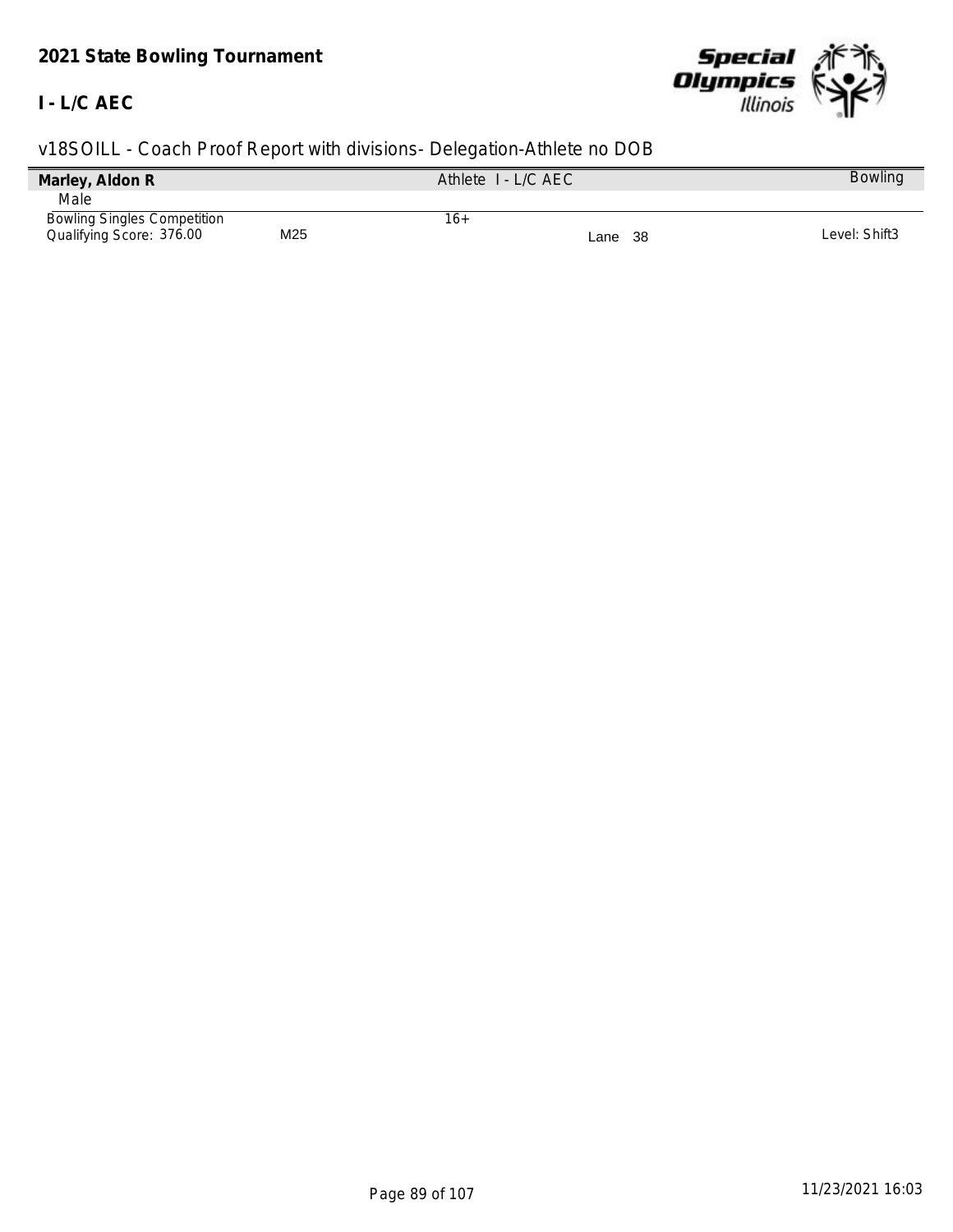# 2021 State Bowling Tournament

## I - L/C AEC

v18SOILL - Coach Proof Report with divisions- Delegation-Athlete no DOB

| **Marley, Aldon R** | | Athlete I - L/C AEC | | Bowling |
|---|---|---|---|---|
| Male | | | | |
| Bowling Singles Competition | | 16+ | | |
| Qualifying Score: 376.00 | M25 | | Lane 38 | Level: Shift3 |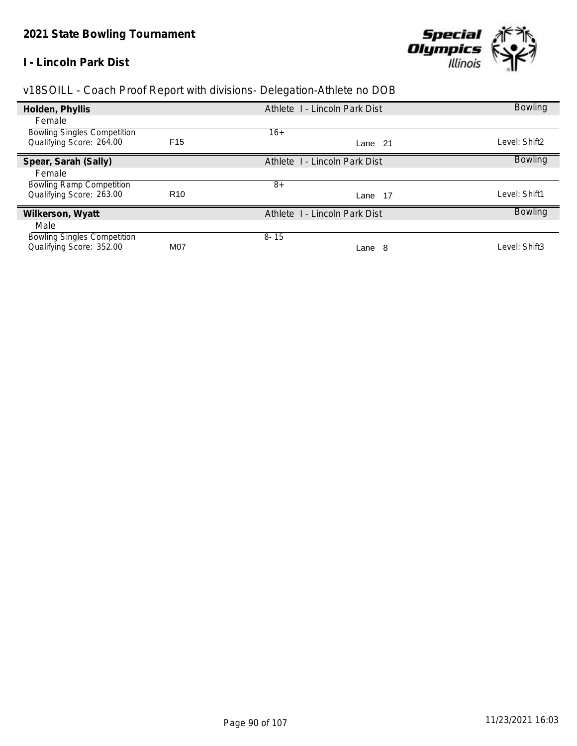**2021 State Bowling Tournament**

**I - Lincoln Park Dist**

v18SOILL - Coach Proof Report with divisions- Delegation-Athlete no DOB

**Holden, Phyllis** — Athlete I - Lincoln Park Dist — Bowling

Female

| | | | |
|---|---|---|---|
| Bowling Singles Competition | | 16+ | |
| Qualifying Score: 264.00 | F15 | Lane 21 | Level: Shift2 |

**Spear, Sarah (Sally)** — Athlete I - Lincoln Park Dist — Bowling

Female

| | | | |
|---|---|---|---|
| Bowling Ramp Competition | | 8+ | |
| Qualifying Score: 263.00 | R10 | Lane 17 | Level: Shift1 |

**Wilkerson, Wyatt** — Athlete I - Lincoln Park Dist — Bowling

Male

| | | | |
|---|---|---|---|
| Bowling Singles Competition | | 8- 15 | |
| Qualifying Score: 352.00 | M07 | Lane 8 | Level: Shift3 |

11/23/2021 16:03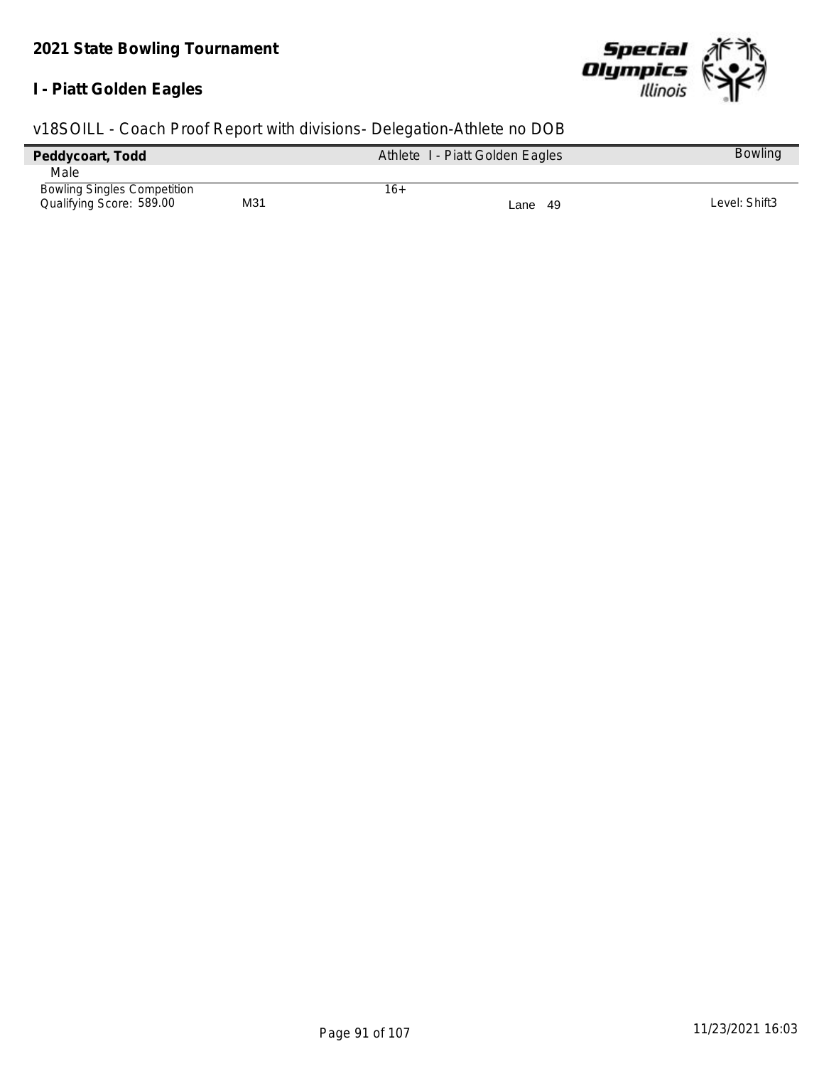**2021 State Bowling Tournament**

**I - Piatt Golden Eagles**

v18SOILL - Coach Proof Report with divisions- Delegation-Athlete no DOB

| **Peddycoart, Todd** | | Athlete I - Piatt Golden Eagles | Bowling |
|---|---|---|---|
| Male | | | |
| Bowling Singles Competition | | 16+ | |
| Qualifying Score: 589.00 | M31 | Lane 49 | Level: Shift3 |

11/23/2021 16:03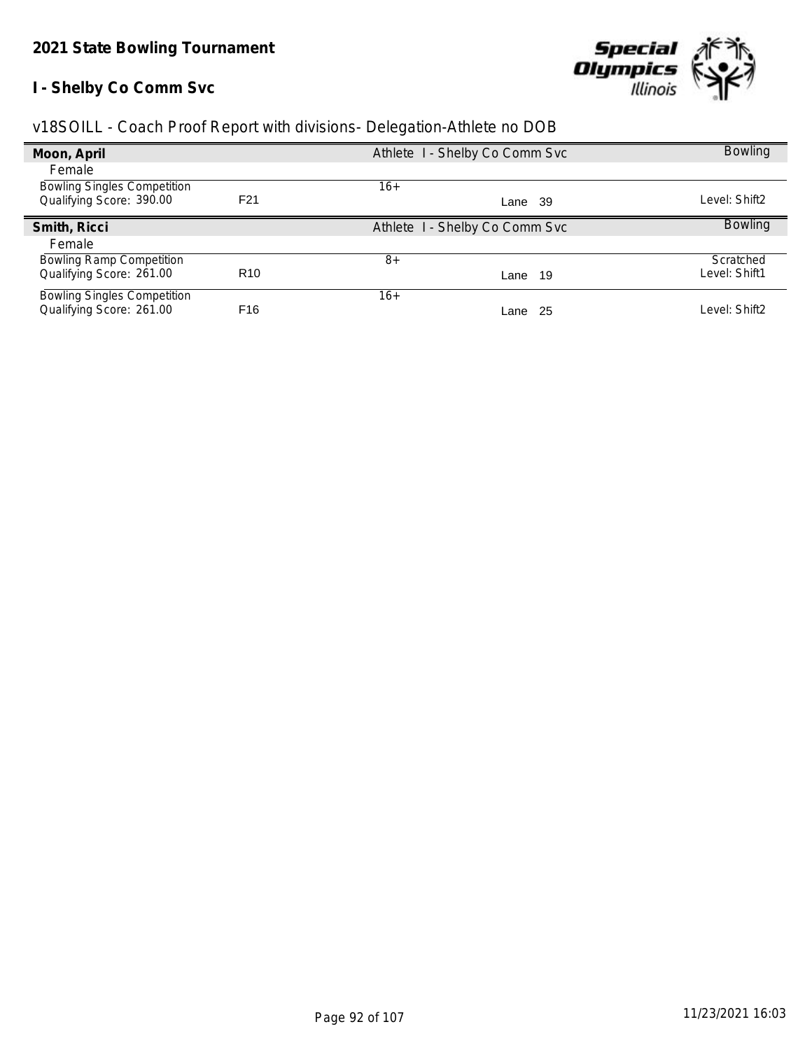## 2021 State Bowling Tournament

## I - Shelby Co Comm Svc

v18SOILL - Coach Proof Report with divisions- Delegation-Athlete no DOB

**Moon, April** — Athlete I - Shelby Co Comm Svc — Bowling

Female

| Event | Division | Age Group | Lane | Status/Level |
|---|---|---|---|---|
| Bowling Singles Competition<br>Qualifying Score: 390.00 | F21 | 16+ | Lane 39 | Level: Shift2 |

**Smith, Ricci** — Athlete I - Shelby Co Comm Svc — Bowling

Female

| Event | Division | Age Group | Lane | Status/Level |
|---|---|---|---|---|
| Bowling Ramp Competition<br>Qualifying Score: 261.00 | R10 | 8+ | Lane 19 | Scratched<br>Level: Shift1 |
| Bowling Singles Competition<br>Qualifying Score: 261.00 | F16 | 16+ | Lane 25 | Level: Shift2 |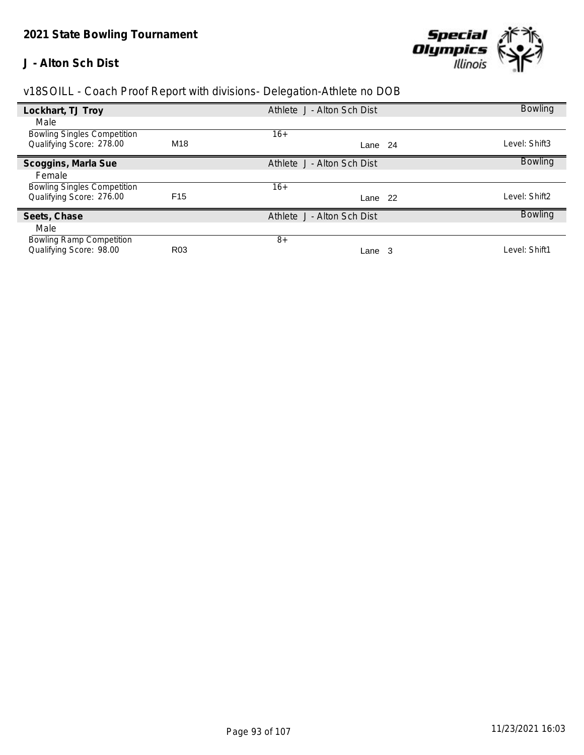## 2021 State Bowling Tournament

### J - Alton Sch Dist

v18SOILL - Coach Proof Report with divisions- Delegation-Athlete no DOB

**Lockhart, TJ Troy** | Athlete J - Alton Sch Dist | Bowling

Male

| Bowling Singles Competition | | 16+ | | |
|---|---|---|---|---|
| Qualifying Score: 278.00 | M18 | | Lane 24 | Level: Shift3 |

**Scoggins, Marla Sue** | Athlete J - Alton Sch Dist | Bowling

Female

| Bowling Singles Competition | | 16+ | | |
|---|---|---|---|---|
| Qualifying Score: 276.00 | F15 | | Lane 22 | Level: Shift2 |

**Seets, Chase** | Athlete J - Alton Sch Dist | Bowling

Male

| Bowling Ramp Competition | | 8+ | | |
|---|---|---|---|---|
| Qualifying Score: 98.00 | R03 | | Lane 3 | Level: Shift1 |

11/23/2021 16:03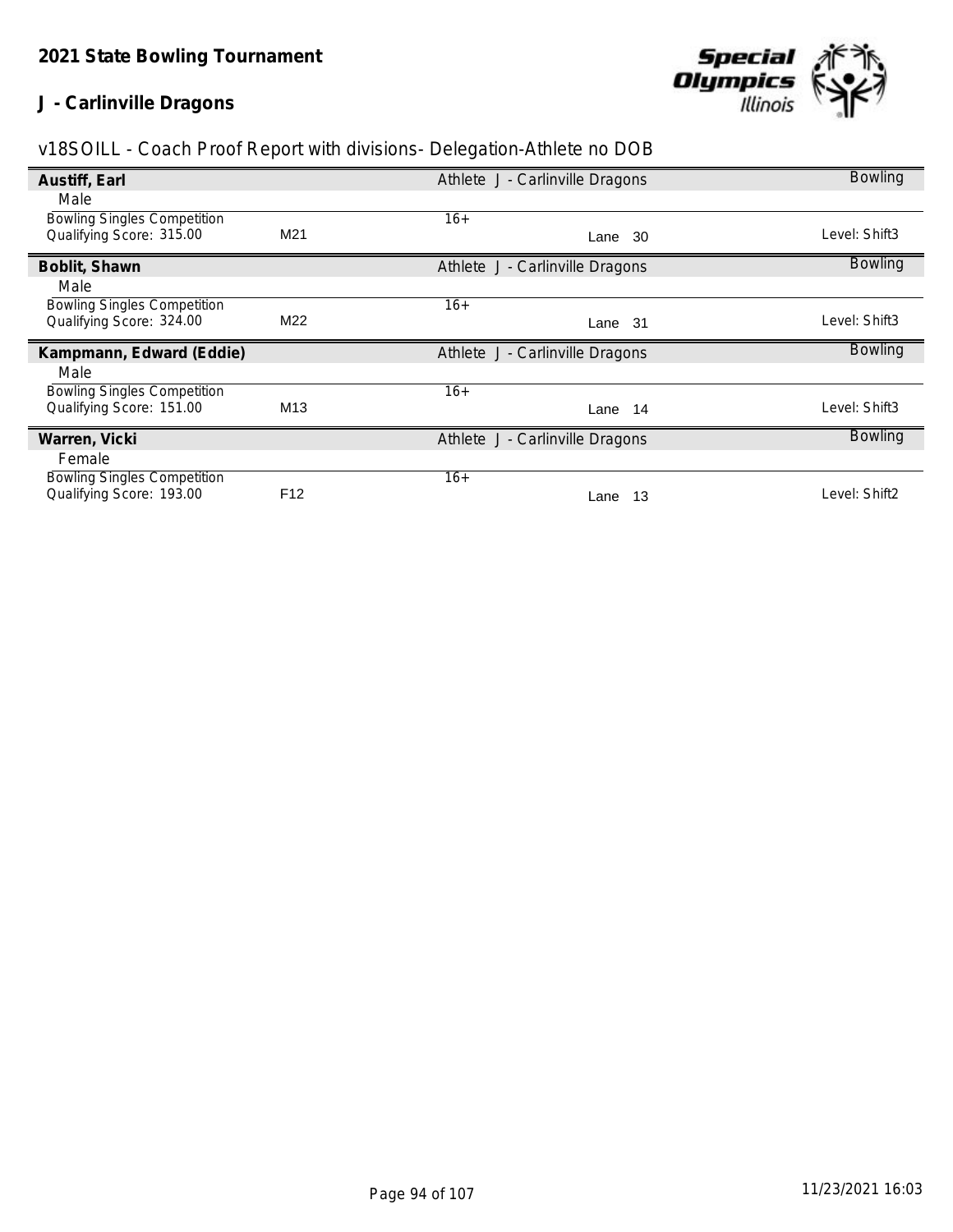**2021 State Bowling Tournament**

**J - Carlinville Dragons**

v18SOILL - Coach Proof Report with divisions- Delegation-Athlete no DOB

**Austiff, Earl** | Athlete J - Carlinville Dragons | Bowling

Male

Bowling Singles Competition | 16+
Qualifying Score: 315.00 | M21 | Lane 30 | Level: Shift3

**Boblit, Shawn** | Athlete J - Carlinville Dragons | Bowling

Male

Bowling Singles Competition | 16+
Qualifying Score: 324.00 | M22 | Lane 31 | Level: Shift3

**Kampmann, Edward (Eddie)** | Athlete J - Carlinville Dragons | Bowling

Male

Bowling Singles Competition | 16+
Qualifying Score: 151.00 | M13 | Lane 14 | Level: Shift3

**Warren, Vicki** | Athlete J - Carlinville Dragons | Bowling

Female

Bowling Singles Competition | 16+
Qualifying Score: 193.00 | F12 | Lane 13 | Level: Shift2

11/23/2021 16:03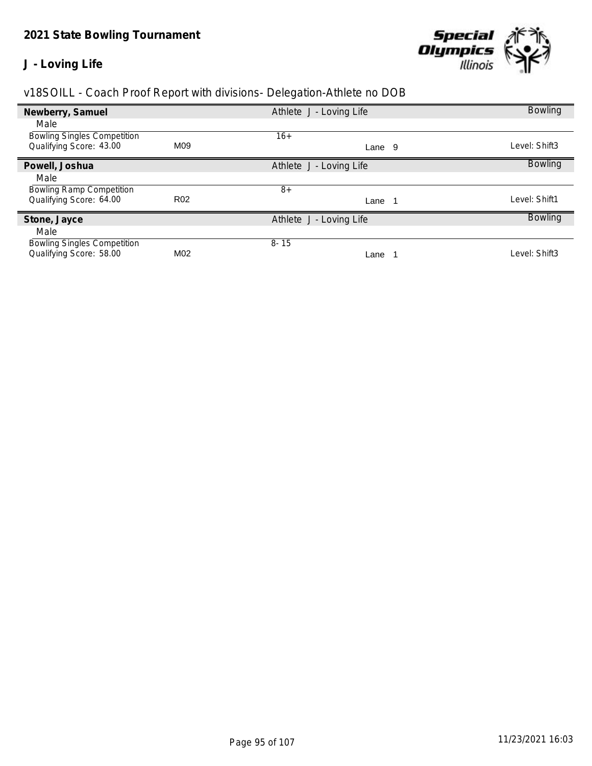# 2021 State Bowling Tournament

## J - Loving Life

v18SOILL - Coach Proof Report with divisions- Delegation-Athlete no DOB

| **Newberry, Samuel** | | Athlete J - Loving Life | | Bowling |
|---|---|---|---|---|
| Male | | | | |
| Bowling Singles Competition | | 16+ | | |
| Qualifying Score: 43.00 | M09 | | Lane 9 | Level: Shift3 |

| **Powell, Joshua** | | Athlete J - Loving Life | | Bowling |
|---|---|---|---|---|
| Male | | | | |
| Bowling Ramp Competition | | 8+ | | |
| Qualifying Score: 64.00 | R02 | | Lane 1 | Level: Shift1 |

| **Stone, Jayce** | | Athlete J - Loving Life | | Bowling |
|---|---|---|---|---|
| Male | | | | |
| Bowling Singles Competition | | 8- 15 | | |
| Qualifying Score: 58.00 | M02 | | Lane 1 | Level: Shift3 |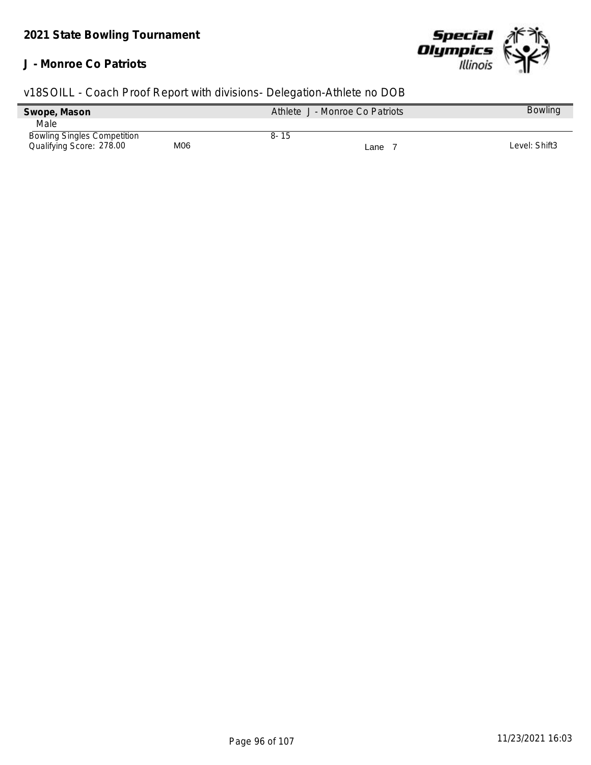**2021 State Bowling Tournament**

**J - Monroe Co Patriots**

v18SOILL - Coach Proof Report with divisions- Delegation-Athlete no DOB

| **Swope, Mason** | | Athlete J - Monroe Co Patriots | Bowling |
|---|---|---|---|
| Male | | | |
| Bowling Singles Competition | | 8- 15 | |
| Qualifying Score: 278.00 | M06 | Lane 7 | Level: Shift3 |

11/23/2021 16:03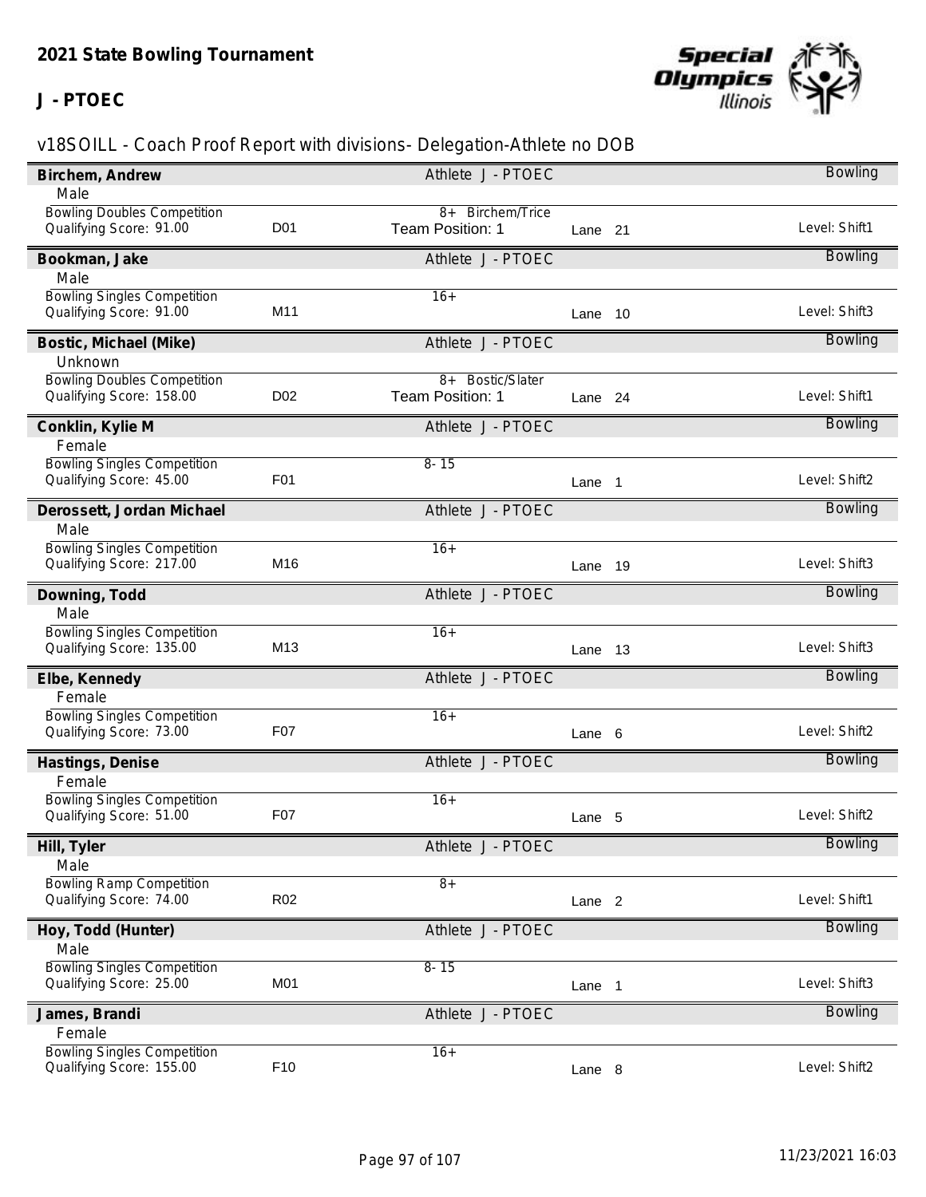## 2021 State Bowling Tournament

## J - PTOEC

v18SOILL - Coach Proof Report with divisions- Delegation-Athlete no DOB

| Name | Code | Division / Role | Lane | Sport / Level |
|---|---|---|---|---|
| **Birchem, Andrew** (Male) | | Athlete J - PTOEC | | Bowling |
| Bowling Doubles Competition — Qualifying Score: 91.00 | D01 | 8+ Birchem/Trice — Team Position: 1 | Lane 21 | Level: Shift1 |
| **Bookman, Jake** (Male) | | Athlete J - PTOEC | | Bowling |
| Bowling Singles Competition — Qualifying Score: 91.00 | M11 | 16+ | Lane 10 | Level: Shift3 |
| **Bostic, Michael (Mike)** (Unknown) | | Athlete J - PTOEC | | Bowling |
| Bowling Doubles Competition — Qualifying Score: 158.00 | D02 | 8+ Bostic/Slater — Team Position: 1 | Lane 24 | Level: Shift1 |
| **Conklin, Kylie M** (Female) | | Athlete J - PTOEC | | Bowling |
| Bowling Singles Competition — Qualifying Score: 45.00 | F01 | 8- 15 | Lane 1 | Level: Shift2 |
| **Derossett, Jordan Michael** (Male) | | Athlete J - PTOEC | | Bowling |
| Bowling Singles Competition — Qualifying Score: 217.00 | M16 | 16+ | Lane 19 | Level: Shift3 |
| **Downing, Todd** (Male) | | Athlete J - PTOEC | | Bowling |
| Bowling Singles Competition — Qualifying Score: 135.00 | M13 | 16+ | Lane 13 | Level: Shift3 |
| **Elbe, Kennedy** (Female) | | Athlete J - PTOEC | | Bowling |
| Bowling Singles Competition — Qualifying Score: 73.00 | F07 | 16+ | Lane 6 | Level: Shift2 |
| **Hastings, Denise** (Female) | | Athlete J - PTOEC | | Bowling |
| Bowling Singles Competition — Qualifying Score: 51.00 | F07 | 16+ | Lane 5 | Level: Shift2 |
| **Hill, Tyler** (Male) | | Athlete J - PTOEC | | Bowling |
| Bowling Ramp Competition — Qualifying Score: 74.00 | R02 | 8+ | Lane 2 | Level: Shift1 |
| **Hoy, Todd (Hunter)** (Male) | | Athlete J - PTOEC | | Bowling |
| Bowling Singles Competition — Qualifying Score: 25.00 | M01 | 8- 15 | Lane 1 | Level: Shift3 |
| **James, Brandi** (Female) | | Athlete J - PTOEC | | Bowling |
| Bowling Singles Competition — Qualifying Score: 155.00 | F10 | 16+ | Lane 8 | Level: Shift2 |

11/23/2021 16:03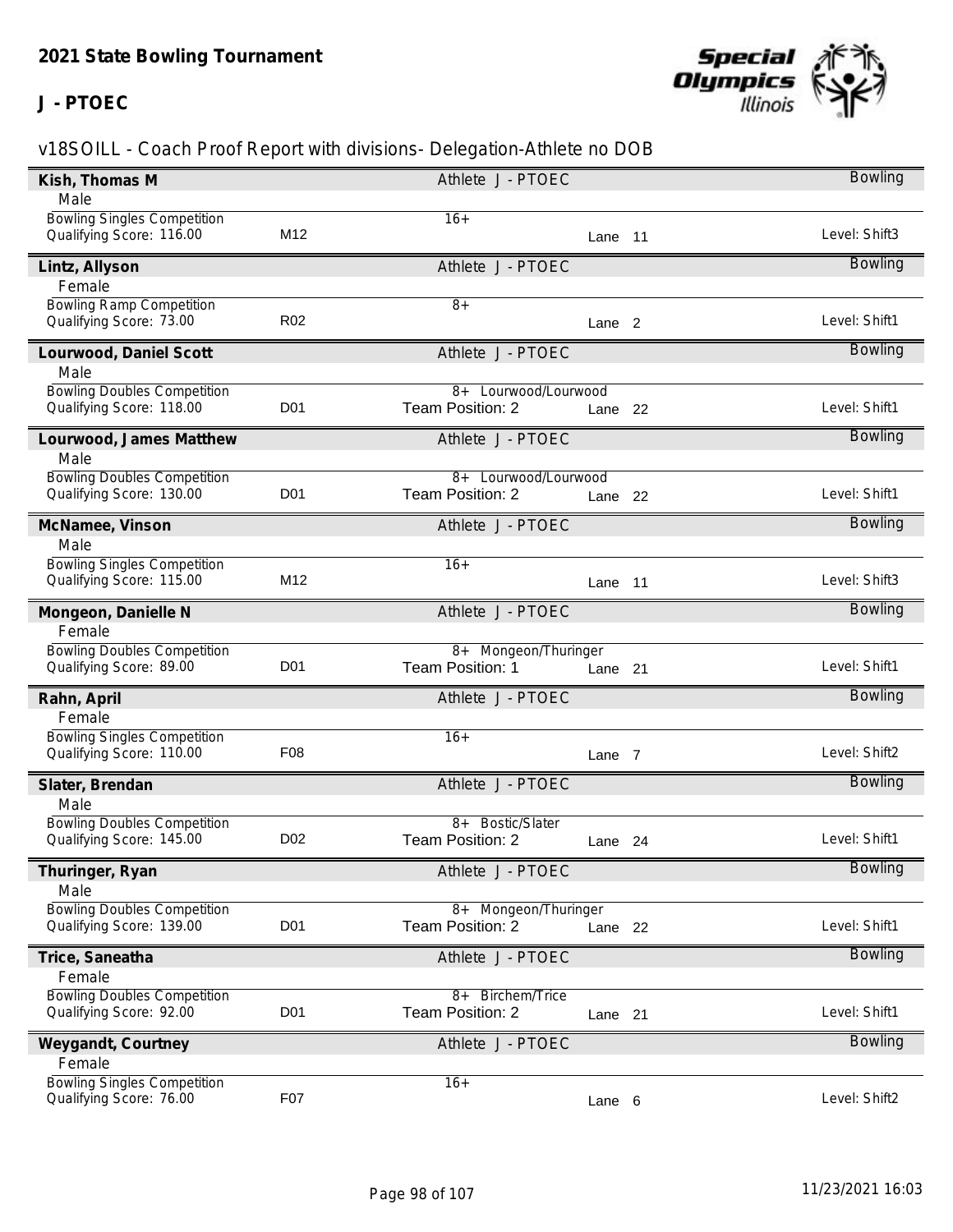# 2021 State Bowling Tournament

## J - PTOEC

v18SOILL - Coach Proof Report with divisions- Delegation-Athlete no DOB

**Kish, Thomas M** | Athlete J - PTOEC | Bowling
Male
Bowling Singles Competition | 16+
Qualifying Score: 116.00 | M12 | Lane 11 | Level: Shift3

**Lintz, Allyson** | Athlete J - PTOEC | Bowling
Female
Bowling Ramp Competition | 8+
Qualifying Score: 73.00 | R02 | Lane 2 | Level: Shift1

**Lourwood, Daniel Scott** | Athlete J - PTOEC | Bowling
Male
Bowling Doubles Competition | 8+ Lourwood/Lourwood
Qualifying Score: 118.00 | D01 | Team Position: 2 | Lane 22 | Level: Shift1

**Lourwood, James Matthew** | Athlete J - PTOEC | Bowling
Male
Bowling Doubles Competition | 8+ Lourwood/Lourwood
Qualifying Score: 130.00 | D01 | Team Position: 2 | Lane 22 | Level: Shift1

**McNamee, Vinson** | Athlete J - PTOEC | Bowling
Male
Bowling Singles Competition | 16+
Qualifying Score: 115.00 | M12 | Lane 11 | Level: Shift3

**Mongeon, Danielle N** | Athlete J - PTOEC | Bowling
Female
Bowling Doubles Competition | 8+ Mongeon/Thuringer
Qualifying Score: 89.00 | D01 | Team Position: 1 | Lane 21 | Level: Shift1

**Rahn, April** | Athlete J - PTOEC | Bowling
Female
Bowling Singles Competition | 16+
Qualifying Score: 110.00 | F08 | Lane 7 | Level: Shift2

**Slater, Brendan** | Athlete J - PTOEC | Bowling
Male
Bowling Doubles Competition | 8+ Bostic/Slater
Qualifying Score: 145.00 | D02 | Team Position: 2 | Lane 24 | Level: Shift1

**Thuringer, Ryan** | Athlete J - PTOEC | Bowling
Male
Bowling Doubles Competition | 8+ Mongeon/Thuringer
Qualifying Score: 139.00 | D01 | Team Position: 2 | Lane 22 | Level: Shift1

**Trice, Saneatha** | Athlete J - PTOEC | Bowling
Female
Bowling Doubles Competition | 8+ Birchem/Trice
Qualifying Score: 92.00 | D01 | Team Position: 2 | Lane 21 | Level: Shift1

**Weygandt, Courtney** | Athlete J - PTOEC | Bowling
Female
Bowling Singles Competition | 16+
Qualifying Score: 76.00 | F07 | Lane 6 | Level: Shift2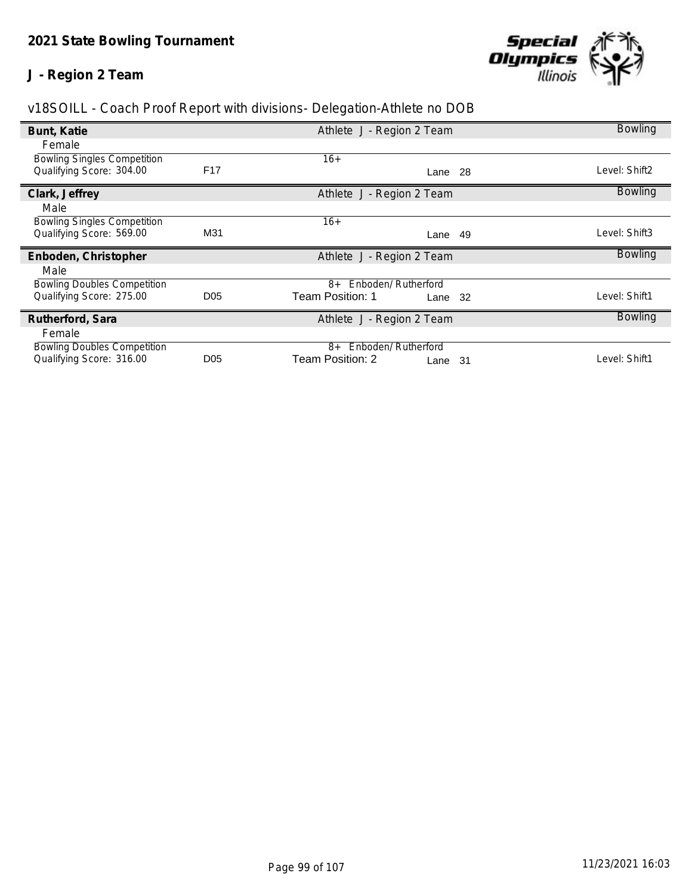**2021 State Bowling Tournament**

**J - Region 2 Team**

v18SOILL - Coach Proof Report with divisions- Delegation-Athlete no DOB

**Bunt, Katie** — Athlete J - Region 2 Team — Bowling

Female

| Bowling Singles Competition | | 16+ | | |
|---|---|---|---|---|
| Qualifying Score: 304.00 | F17 | | Lane 28 | Level: Shift2 |

**Clark, Jeffrey** — Athlete J - Region 2 Team — Bowling

Male

| Bowling Singles Competition | | 16+ | | |
|---|---|---|---|---|
| Qualifying Score: 569.00 | M31 | | Lane 49 | Level: Shift3 |

**Enboden, Christopher** — Athlete J - Region 2 Team — Bowling

Male

| Bowling Doubles Competition | | 8+ Enboden/ Rutherford | | |
|---|---|---|---|---|
| Qualifying Score: 275.00 | D05 | Team Position: 1 | Lane 32 | Level: Shift1 |

**Rutherford, Sara** — Athlete J - Region 2 Team — Bowling

Female

| Bowling Doubles Competition | | 8+ Enboden/ Rutherford | | |
|---|---|---|---|---|
| Qualifying Score: 316.00 | D05 | Team Position: 2 | Lane 31 | Level: Shift1 |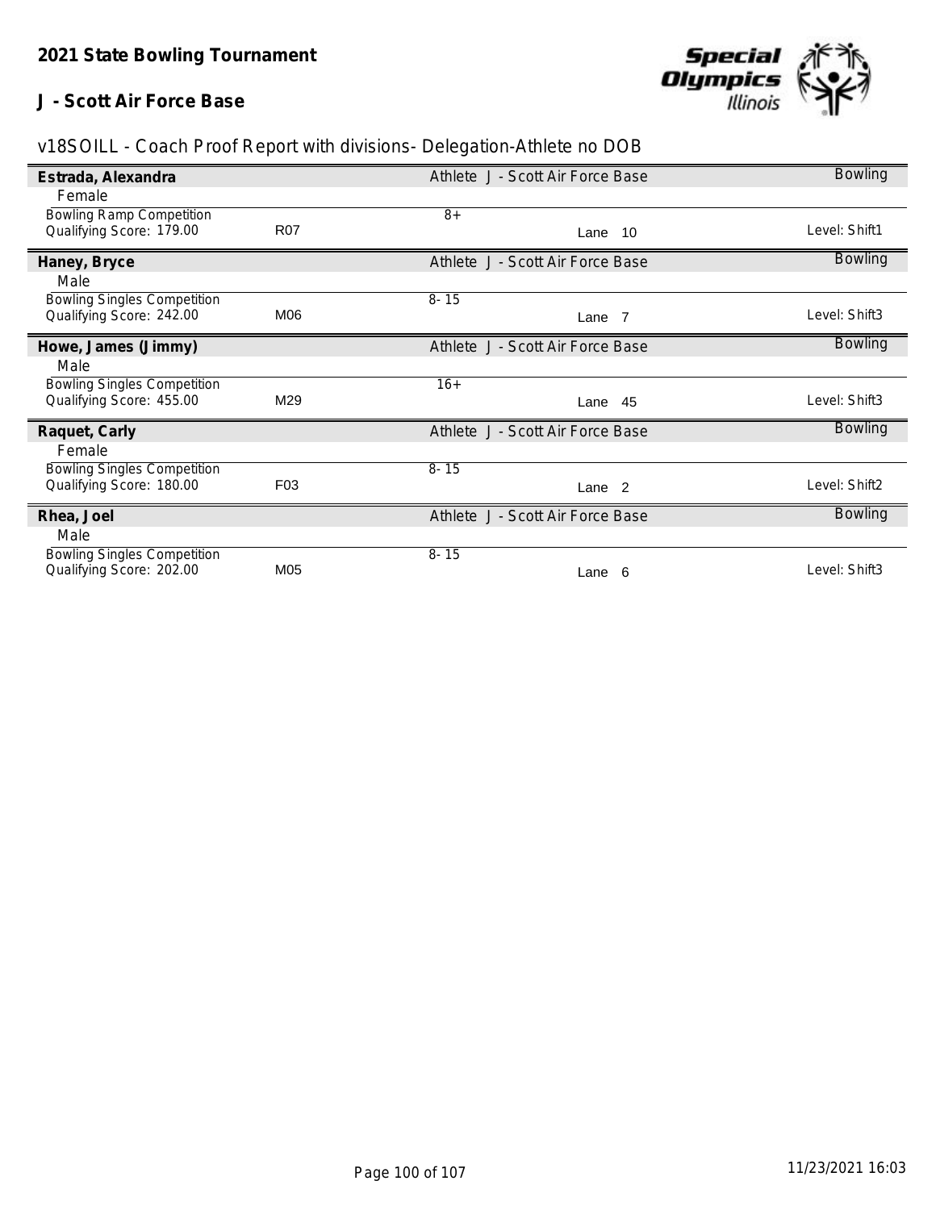# 2021 State Bowling Tournament

## J - Scott Air Force Base

v18SOILL - Coach Proof Report with divisions- Delegation-Athlete no DOB

| Name | | | | |
|---|---|---|---|---|
| **Estrada, Alexandra** | | Athlete J - Scott Air Force Base | | Bowling |
| Female | | | | |
| Bowling Ramp Competition | | 8+ | | |
| Qualifying Score: 179.00 | R07 | | Lane 10 | Level: Shift1 |
| **Haney, Bryce** | | Athlete J - Scott Air Force Base | | Bowling |
| Male | | | | |
| Bowling Singles Competition | | 8- 15 | | |
| Qualifying Score: 242.00 | M06 | | Lane 7 | Level: Shift3 |
| **Howe, James (Jimmy)** | | Athlete J - Scott Air Force Base | | Bowling |
| Male | | | | |
| Bowling Singles Competition | | 16+ | | |
| Qualifying Score: 455.00 | M29 | | Lane 45 | Level: Shift3 |
| **Raquet, Carly** | | Athlete J - Scott Air Force Base | | Bowling |
| Female | | | | |
| Bowling Singles Competition | | 8- 15 | | |
| Qualifying Score: 180.00 | F03 | | Lane 2 | Level: Shift2 |
| **Rhea, Joel** | | Athlete J - Scott Air Force Base | | Bowling |
| Male | | | | |
| Bowling Singles Competition | | 8- 15 | | |
| Qualifying Score: 202.00 | M05 | | Lane 6 | Level: Shift3 |

11/23/2021 16:03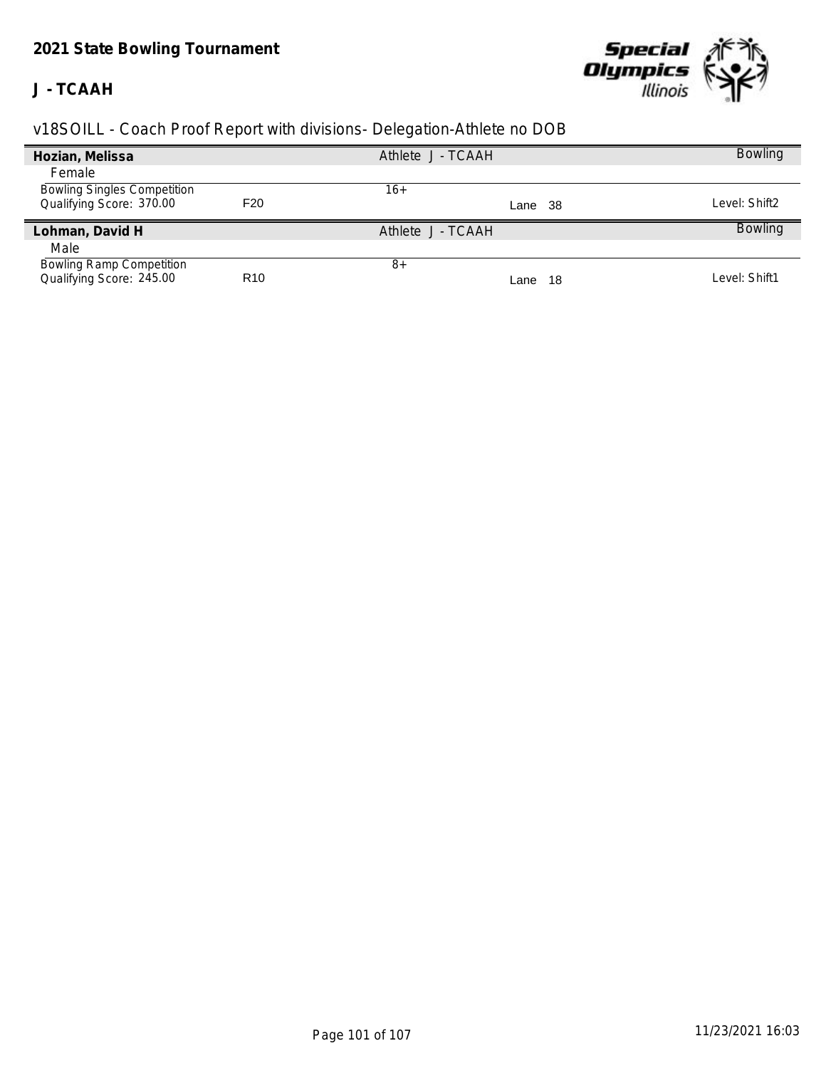**2021 State Bowling Tournament**

**J - TCAAH**

v18SOILL - Coach Proof Report with divisions- Delegation-Athlete no DOB

| **Hozian, Melissa** | | Athlete J - TCAAH | | Bowling |
|---|---|---|---|---|
| Female | | | | |
| Bowling Singles Competition | | 16+ | | |
| Qualifying Score: 370.00 | F20 | | Lane 38 | Level: Shift2 |

| **Lohman, David H** | | Athlete J - TCAAH | | Bowling |
|---|---|---|---|---|
| Male | | | | |
| Bowling Ramp Competition | | 8+ | | |
| Qualifying Score: 245.00 | R10 | | Lane 18 | Level: Shift1 |

11/23/2021 16:03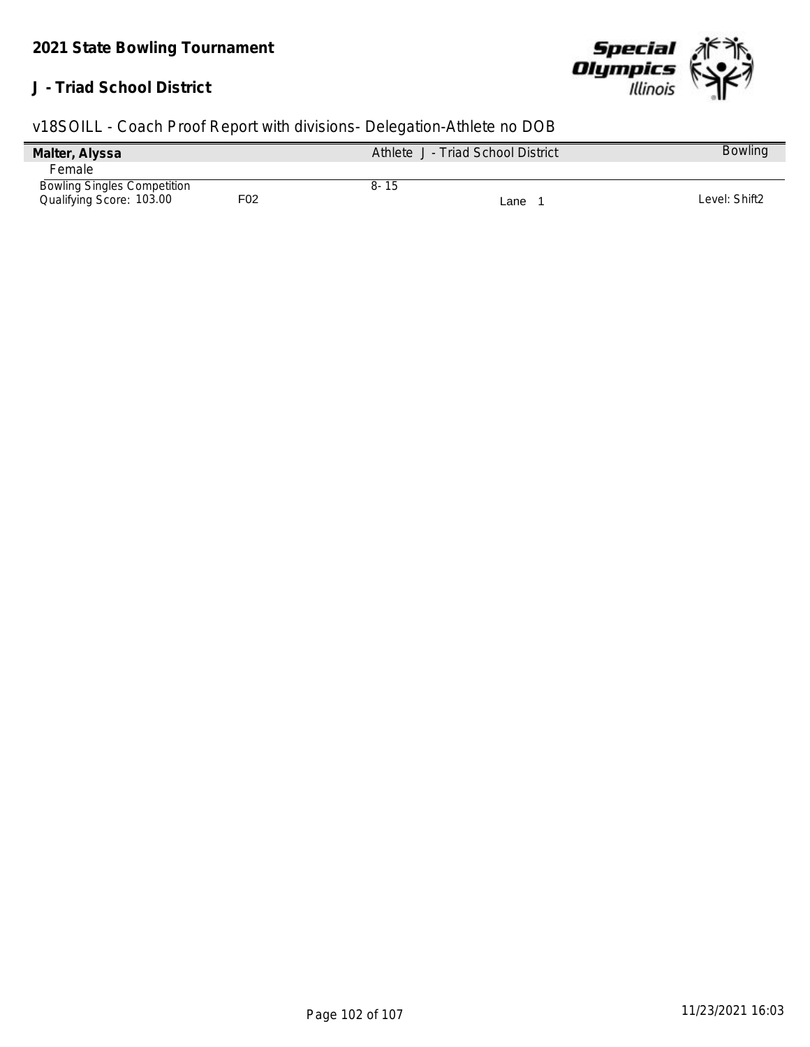**2021 State Bowling Tournament**

**J - Triad School District**

v18SOILL - Coach Proof Report with divisions- Delegation-Athlete no DOB

| **Malter, Alyssa** | | Athlete J - Triad School District | | Bowling |
|---|---|---|---|---|
| Female | | | | |
| Bowling Singles Competition | | 8- 15 | | |
| Qualifying Score: 103.00 | F02 | | Lane 1 | Level: Shift2 |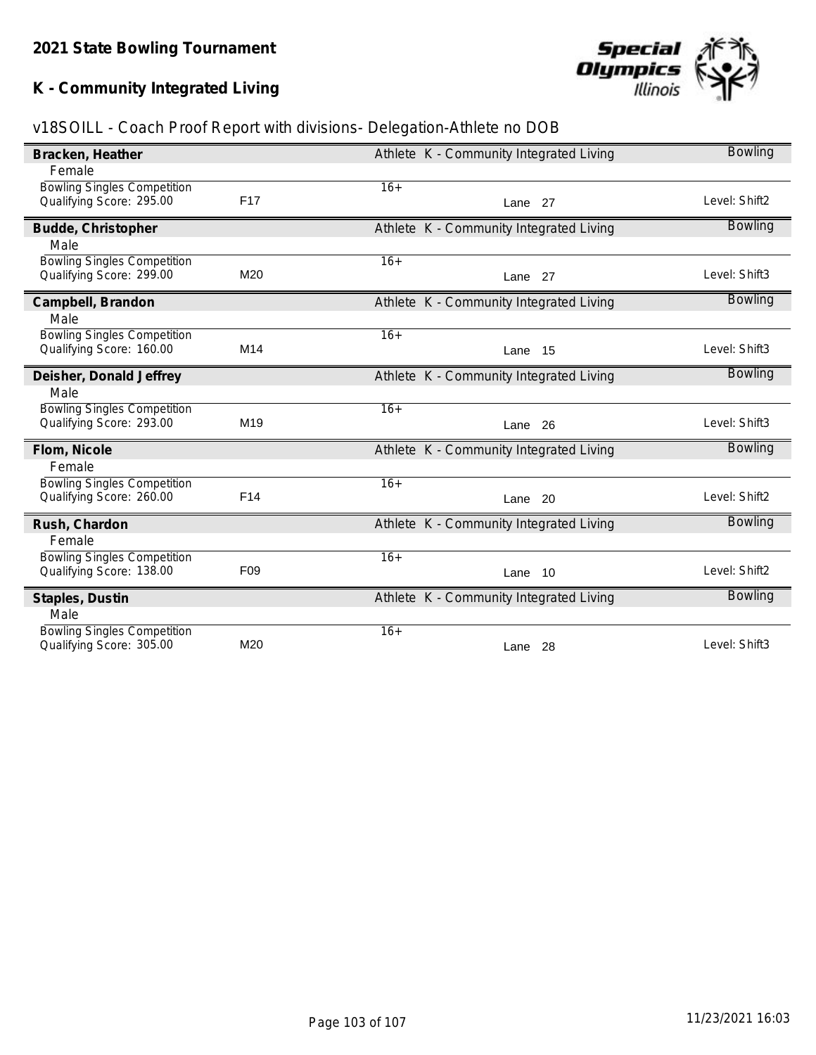**2021 State Bowling Tournament**

**K - Community Integrated Living**

v18SOILL - Coach Proof Report with divisions- Delegation-Athlete no DOB

**Bracken, Heather** — Athlete K - Community Integrated Living — Bowling
Female
Bowling Singles Competition — 16+
Qualifying Score: 295.00 — F17 — Lane 27 — Level: Shift2

**Budde, Christopher** — Athlete K - Community Integrated Living — Bowling
Male
Bowling Singles Competition — 16+
Qualifying Score: 299.00 — M20 — Lane 27 — Level: Shift3

**Campbell, Brandon** — Athlete K - Community Integrated Living — Bowling
Male
Bowling Singles Competition — 16+
Qualifying Score: 160.00 — M14 — Lane 15 — Level: Shift3

**Deisher, Donald Jeffrey** — Athlete K - Community Integrated Living — Bowling
Male
Bowling Singles Competition — 16+
Qualifying Score: 293.00 — M19 — Lane 26 — Level: Shift3

**Flom, Nicole** — Athlete K - Community Integrated Living — Bowling
Female
Bowling Singles Competition — 16+
Qualifying Score: 260.00 — F14 — Lane 20 — Level: Shift2

**Rush, Chardon** — Athlete K - Community Integrated Living — Bowling
Female
Bowling Singles Competition — 16+
Qualifying Score: 138.00 — F09 — Lane 10 — Level: Shift2

**Staples, Dustin** — Athlete K - Community Integrated Living — Bowling
Male
Bowling Singles Competition — 16+
Qualifying Score: 305.00 — M20 — Lane 28 — Level: Shift3

11/23/2021 16:03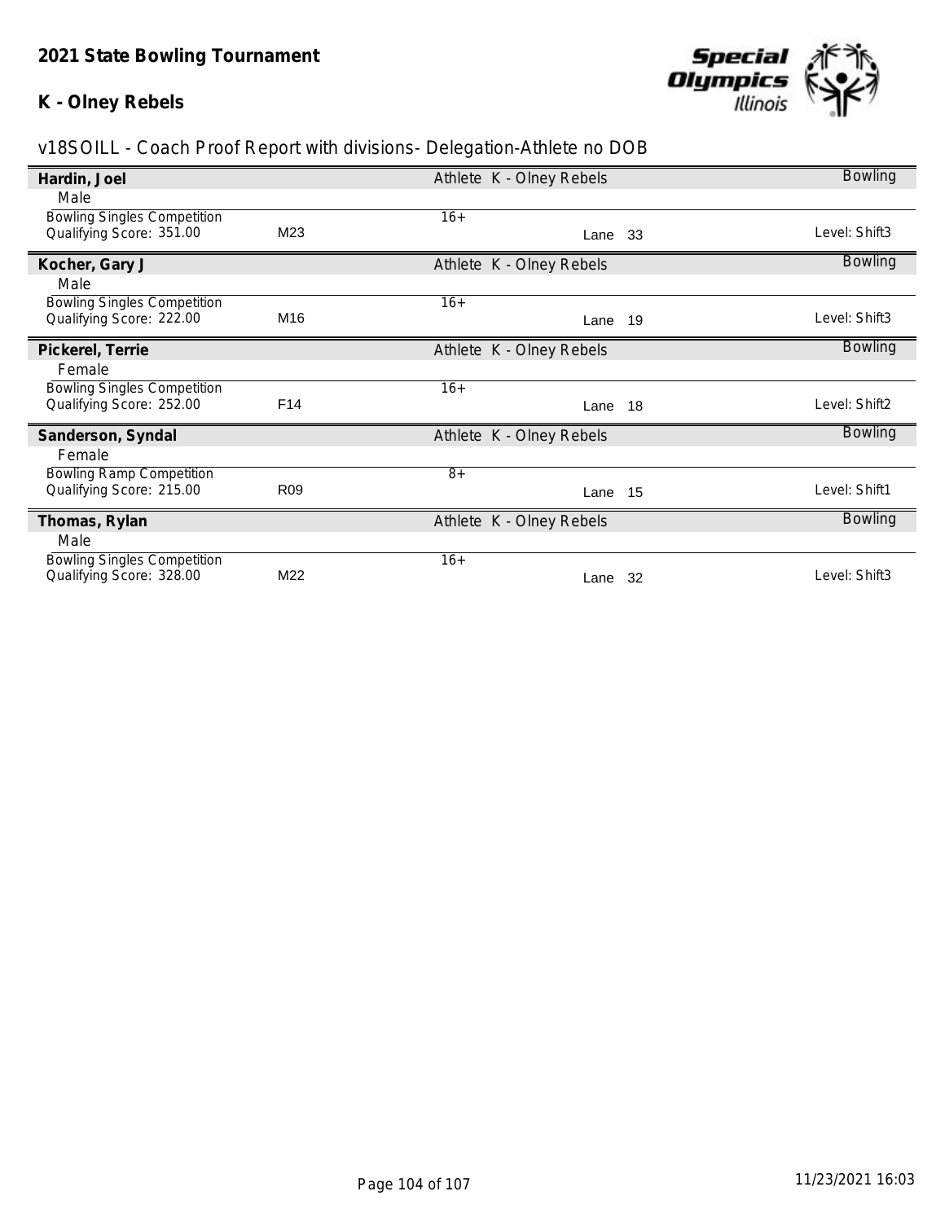## 2021 State Bowling Tournament

### K - Olney Rebels

v18SOILL - Coach Proof Report with divisions- Delegation-Athlete no DOB

**Hardin, Joel** — Athlete K - Olney Rebels — Bowling

Male

| Event | Division | Age Group | Lane | Level |
|---|---|---|---|---|
| Bowling Singles Competition<br>Qualifying Score: 351.00 | M23 | 16+ | Lane 33 | Level: Shift3 |

**Kocher, Gary J** — Athlete K - Olney Rebels — Bowling

Male

| Event | Division | Age Group | Lane | Level |
|---|---|---|---|---|
| Bowling Singles Competition<br>Qualifying Score: 222.00 | M16 | 16+ | Lane 19 | Level: Shift3 |

**Pickerel, Terrie** — Athlete K - Olney Rebels — Bowling

Female

| Event | Division | Age Group | Lane | Level |
|---|---|---|---|---|
| Bowling Singles Competition<br>Qualifying Score: 252.00 | F14 | 16+ | Lane 18 | Level: Shift2 |

**Sanderson, Syndal** — Athlete K - Olney Rebels — Bowling

Female

| Event | Division | Age Group | Lane | Level |
|---|---|---|---|---|
| Bowling Ramp Competition<br>Qualifying Score: 215.00 | R09 | 8+ | Lane 15 | Level: Shift1 |

**Thomas, Rylan** — Athlete K - Olney Rebels — Bowling

Male

| Event | Division | Age Group | Lane | Level |
|---|---|---|---|---|
| Bowling Singles Competition<br>Qualifying Score: 328.00 | M22 | 16+ | Lane 32 | Level: Shift3 |

11/23/2021 16:03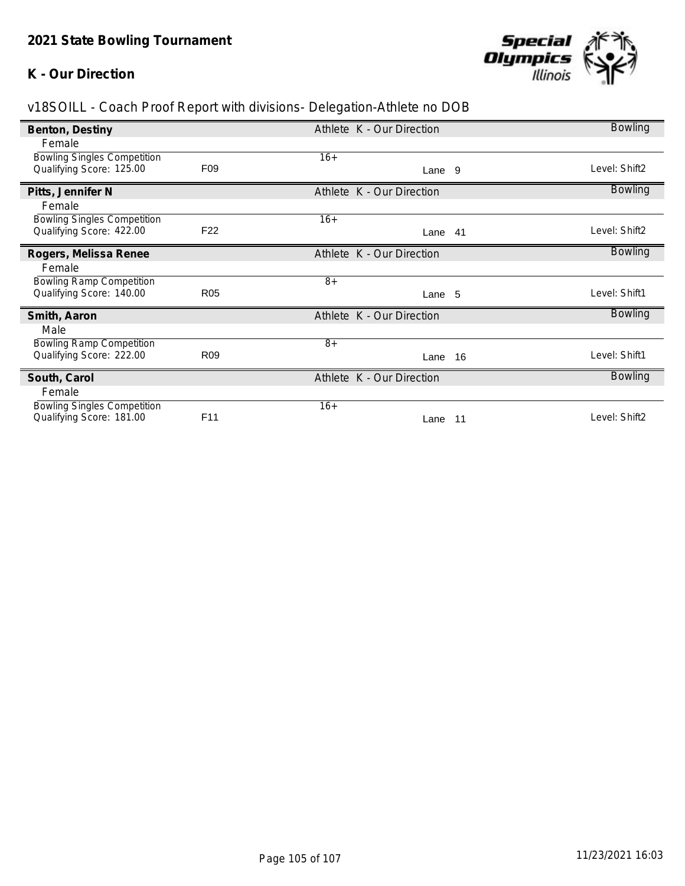**2021 State Bowling Tournament**

**K - Our Direction**

v18SOILL - Coach Proof Report with divisions- Delegation-Athlete no DOB

| Name | | Role / Delegation | | Sport |
|---|---|---|---|---|
| **Benton, Destiny** | | Athlete K - Our Direction | | Bowling |
| Female | | | | |
| Bowling Singles Competition | | 16+ | | |
| Qualifying Score: 125.00 | F09 | | Lane 9 | Level: Shift2 |
| **Pitts, Jennifer N** | | Athlete K - Our Direction | | Bowling |
| Female | | | | |
| Bowling Singles Competition | | 16+ | | |
| Qualifying Score: 422.00 | F22 | | Lane 41 | Level: Shift2 |
| **Rogers, Melissa Renee** | | Athlete K - Our Direction | | Bowling |
| Female | | | | |
| Bowling Ramp Competition | | 8+ | | |
| Qualifying Score: 140.00 | R05 | | Lane 5 | Level: Shift1 |
| **Smith, Aaron** | | Athlete K - Our Direction | | Bowling |
| Male | | | | |
| Bowling Ramp Competition | | 8+ | | |
| Qualifying Score: 222.00 | R09 | | Lane 16 | Level: Shift1 |
| **South, Carol** | | Athlete K - Our Direction | | Bowling |
| Female | | | | |
| Bowling Singles Competition | | 16+ | | |
| Qualifying Score: 181.00 | F11 | | Lane 11 | Level: Shift2 |

11/23/2021 16:03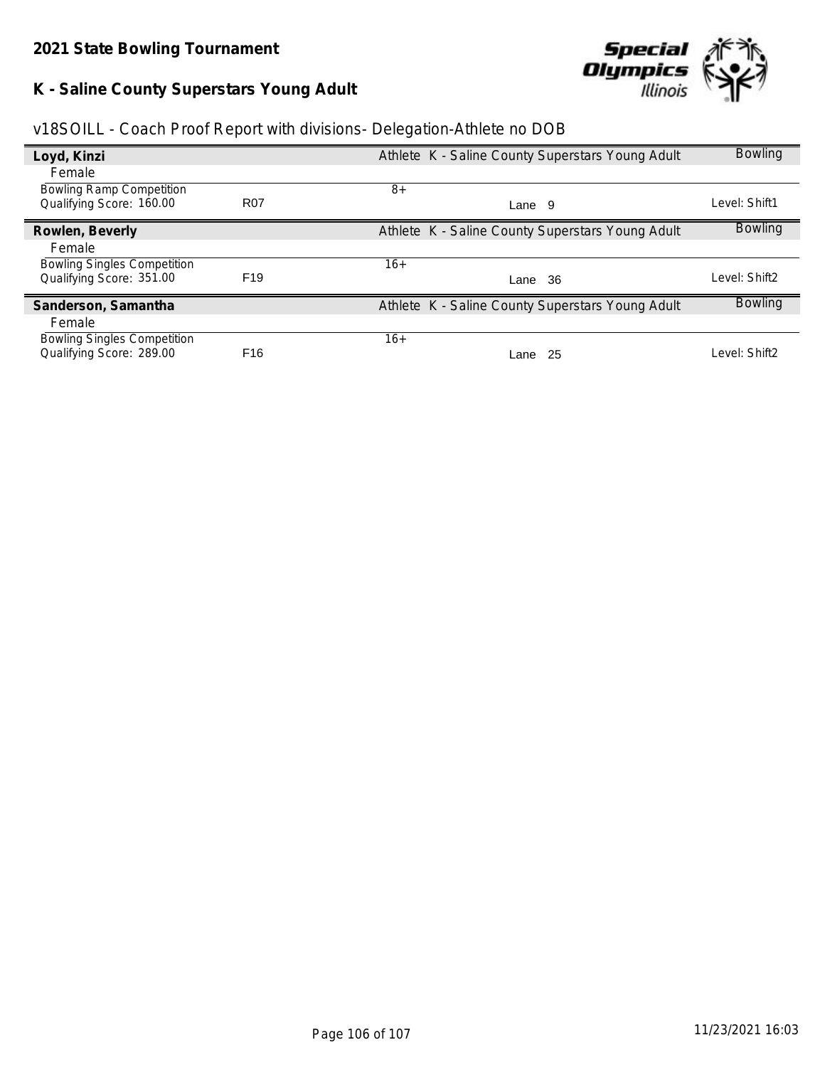**2021 State Bowling Tournament**

**K - Saline County Superstars Young Adult**

v18SOILL - Coach Proof Report with divisions- Delegation-Athlete no DOB

**Loyd, Kinzi** — Athlete K - Saline County Superstars Young Adult — Bowling

Female

| | | | | |
|---|---|---|---|---|
| Bowling Ramp Competition | | 8+ | | |
| Qualifying Score: 160.00 | R07 | | Lane 9 | Level: Shift1 |

**Rowlen, Beverly** — Athlete K - Saline County Superstars Young Adult — Bowling

Female

| | | | | |
|---|---|---|---|---|
| Bowling Singles Competition | | 16+ | | |
| Qualifying Score: 351.00 | F19 | | Lane 36 | Level: Shift2 |

**Sanderson, Samantha** — Athlete K - Saline County Superstars Young Adult — Bowling

Female

| | | | | |
|---|---|---|---|---|
| Bowling Singles Competition | | 16+ | | |
| Qualifying Score: 289.00 | F16 | | Lane 25 | Level: Shift2 |

11/23/2021 16:03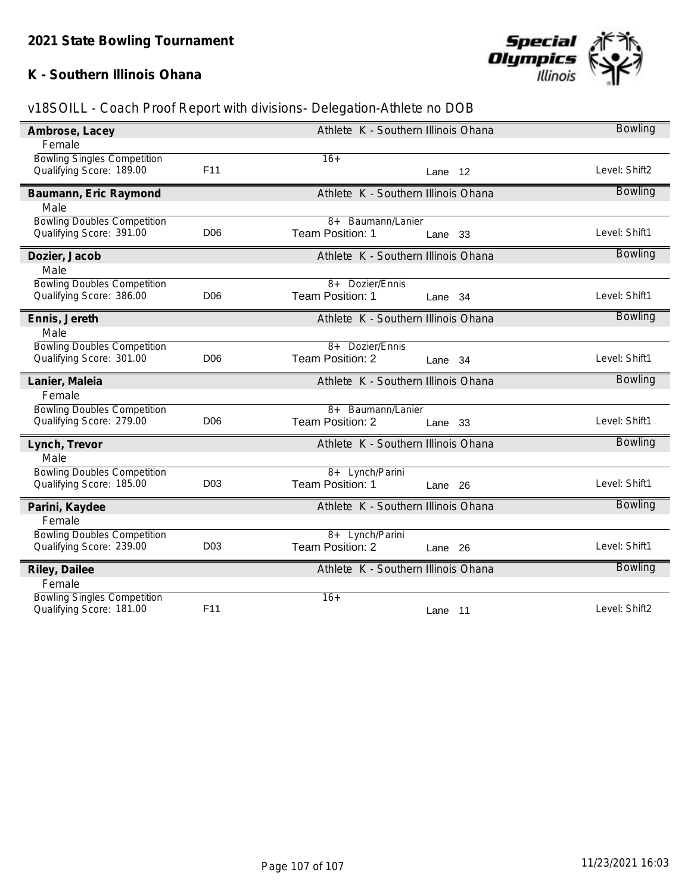**2021 State Bowling Tournament**

**K - Southern Illinois Ohana**

v18SOILL - Coach Proof Report with divisions- Delegation-Athlete no DOB

**Ambrose, Lacey** — Athlete K - Southern Illinois Ohana — Bowling
Female
Bowling Singles Competition — 16+
Qualifying Score: 189.00 — F11 — Lane 12 — Level: Shift2

**Baumann, Eric Raymond** — Athlete K - Southern Illinois Ohana — Bowling
Male
Bowling Doubles Competition — 8+ Baumann/Lanier
Qualifying Score: 391.00 — D06 — Team Position: 1 — Lane 33 — Level: Shift1

**Dozier, Jacob** — Athlete K - Southern Illinois Ohana — Bowling
Male
Bowling Doubles Competition — 8+ Dozier/Ennis
Qualifying Score: 386.00 — D06 — Team Position: 1 — Lane 34 — Level: Shift1

**Ennis, Jereth** — Athlete K - Southern Illinois Ohana — Bowling
Male
Bowling Doubles Competition — 8+ Dozier/Ennis
Qualifying Score: 301.00 — D06 — Team Position: 2 — Lane 34 — Level: Shift1

**Lanier, Maleia** — Athlete K - Southern Illinois Ohana — Bowling
Female
Bowling Doubles Competition — 8+ Baumann/Lanier
Qualifying Score: 279.00 — D06 — Team Position: 2 — Lane 33 — Level: Shift1

**Lynch, Trevor** — Athlete K - Southern Illinois Ohana — Bowling
Male
Bowling Doubles Competition — 8+ Lynch/Parini
Qualifying Score: 185.00 — D03 — Team Position: 1 — Lane 26 — Level: Shift1

**Parini, Kaydee** — Athlete K - Southern Illinois Ohana — Bowling
Female
Bowling Doubles Competition — 8+ Lynch/Parini
Qualifying Score: 239.00 — D03 — Team Position: 2 — Lane 26 — Level: Shift1

**Riley, Dailee** — Athlete K - Southern Illinois Ohana — Bowling
Female
Bowling Singles Competition — 16+
Qualifying Score: 181.00 — F11 — Lane 11 — Level: Shift2

11/23/2021 16:03